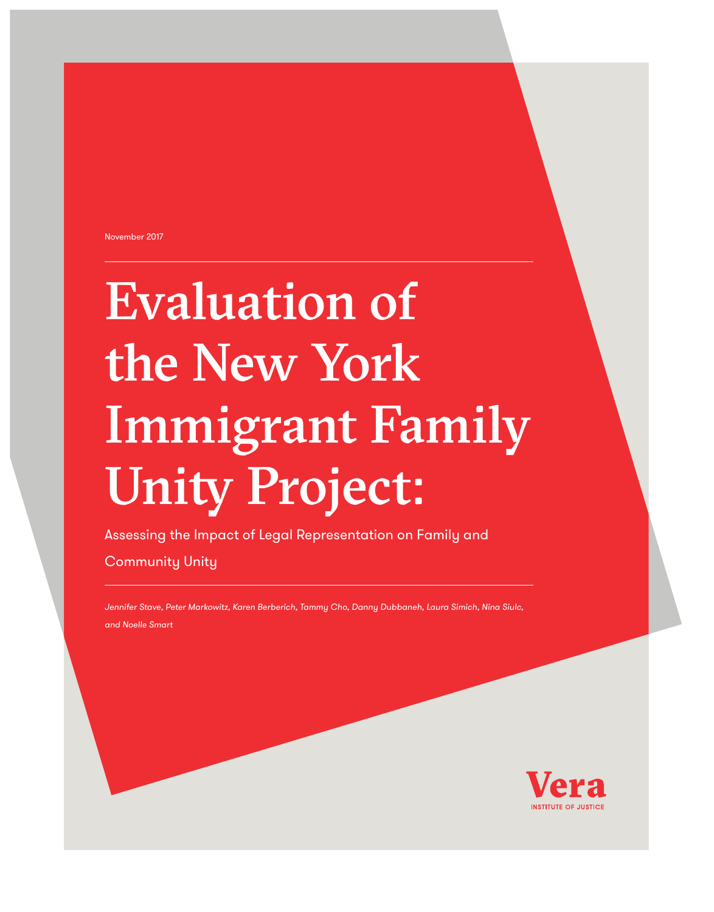November 2017

# Evaluation of the New York Immigrant Family Unity Project:

Assessing the Impact of Legal Representation on Family and Community Unity

*Jennifer Stave, Peter Markowitz, Karen Berberich, Tammy Cho, Danny Dubbaneh, Laura Simich, Nina Siulc, and Noelle Smart*

Vera

INSTITUTE OF JUSTICE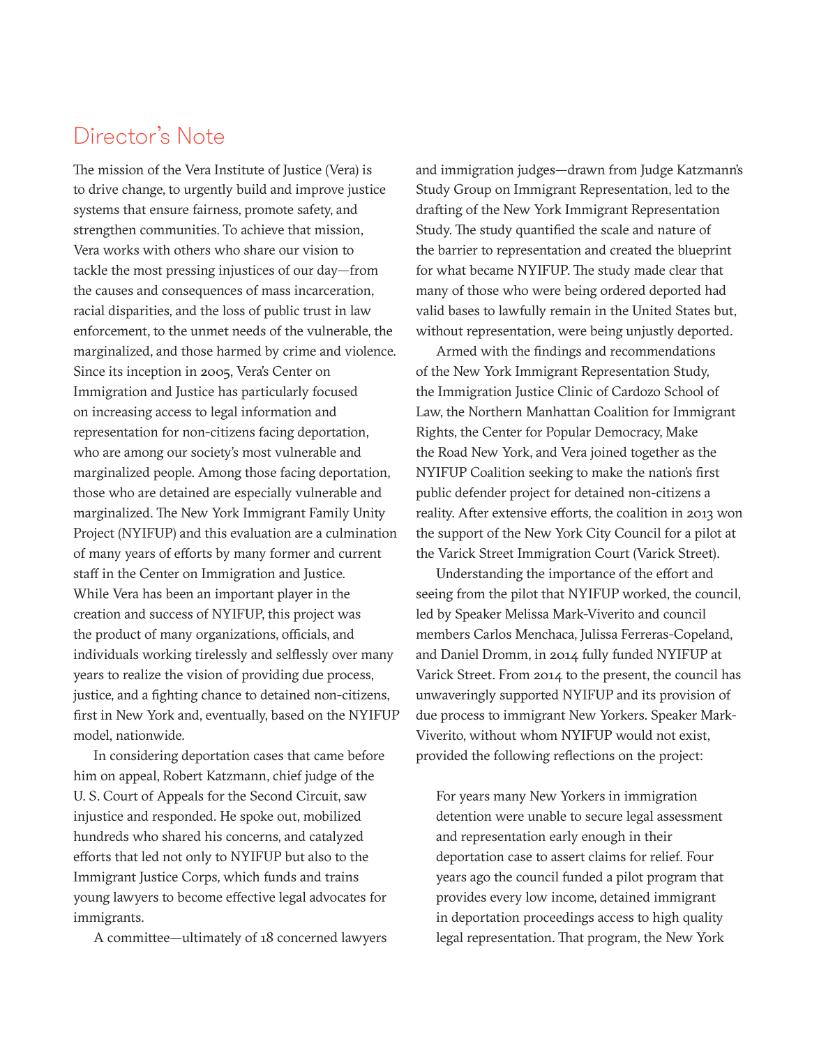## Director's Note

The mission of the Vera Institute of Justice (Vera) is to drive change, to urgently build and improve justice systems that ensure fairness, promote safety, and strengthen communities. To achieve that mission, Vera works with others who share our vision to tackle the most pressing injustices of our day—from the causes and consequences of mass incarceration, racial disparities, and the loss of public trust in law enforcement, to the unmet needs of the vulnerable, the marginalized, and those harmed by crime and violence. Since its inception in 2005, Vera's Center on Immigration and Justice has particularly focused on increasing access to legal information and representation for non-citizens facing deportation, who are among our society's most vulnerable and marginalized people. Among those facing deportation, those who are detained are especially vulnerable and marginalized. The New York Immigrant Family Unity Project (NYIFUP) and this evaluation are a culmination of many years of efforts by many former and current staff in the Center on Immigration and Justice. While Vera has been an important player in the creation and success of NYIFUP, this project was the product of many organizations, officials, and individuals working tirelessly and selflessly over many years to realize the vision of providing due process, justice, and a fighting chance to detained non-citizens, first in New York and, eventually, based on the NYIFUP model, nationwide.

In considering deportation cases that came before him on appeal, Robert Katzmann, chief judge of the U. S. Court of Appeals for the Second Circuit, saw injustice and responded. He spoke out, mobilized hundreds who shared his concerns, and catalyzed efforts that led not only to NYIFUP but also to the Immigrant Justice Corps, which funds and trains young lawyers to become effective legal advocates for immigrants.

A committee—ultimately of 18 concerned lawyers and immigration judges—drawn from Judge Katzmann's Study Group on Immigrant Representation, led to the drafting of the New York Immigrant Representation Study. The study quantified the scale and nature of the barrier to representation and created the blueprint for what became NYIFUP. The study made clear that many of those who were being ordered deported had valid bases to lawfully remain in the United States but, without representation, were being unjustly deported.

Armed with the findings and recommendations of the New York Immigrant Representation Study, the Immigration Justice Clinic of Cardozo School of Law, the Northern Manhattan Coalition for Immigrant Rights, the Center for Popular Democracy, Make the Road New York, and Vera joined together as the NYIFUP Coalition seeking to make the nation's first public defender project for detained non-citizens a reality. After extensive efforts, the coalition in 2013 won the support of the New York City Council for a pilot at the Varick Street Immigration Court (Varick Street).

Understanding the importance of the effort and seeing from the pilot that NYIFUP worked, the council, led by Speaker Melissa Mark-Viverito and council members Carlos Menchaca, Julissa Ferreras-Copeland, and Daniel Dromm, in 2014 fully funded NYIFUP at Varick Street. From 2014 to the present, the council has unwaveringly supported NYIFUP and its provision of due process to immigrant New Yorkers. Speaker Mark-Viverito, without whom NYIFUP would not exist, provided the following reflections on the project:

> For years many New Yorkers in immigration detention were unable to secure legal assessment and representation early enough in their deportation case to assert claims for relief. Four years ago the council funded a pilot program that provides every low income, detained immigrant in deportation proceedings access to high quality legal representation. That program, the New York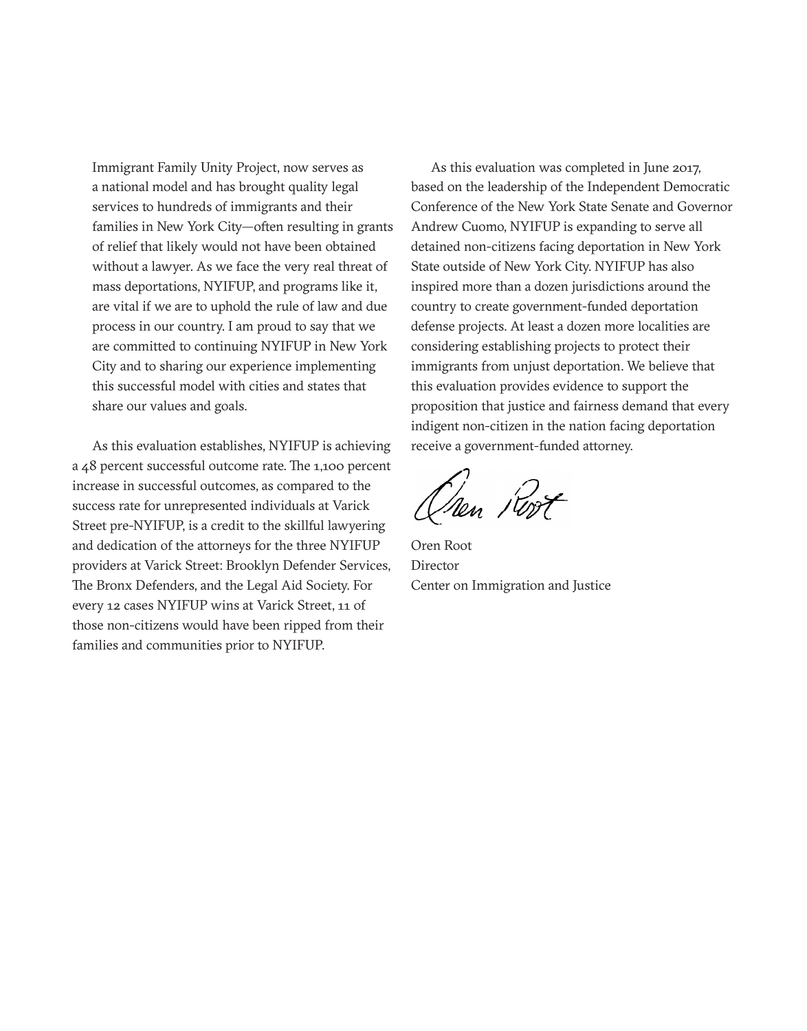Immigrant Family Unity Project, now serves as a national model and has brought quality legal services to hundreds of immigrants and their families in New York City—often resulting in grants of relief that likely would not have been obtained without a lawyer. As we face the very real threat of mass deportations, NYIFUP, and programs like it, are vital if we are to uphold the rule of law and due process in our country. I am proud to say that we are committed to continuing NYIFUP in New York City and to sharing our experience implementing this successful model with cities and states that share our values and goals.

As this evaluation establishes, NYIFUP is achieving a 48 percent successful outcome rate. The 1,100 percent increase in successful outcomes, as compared to the success rate for unrepresented individuals at Varick Street pre-NYIFUP, is a credit to the skillful lawyering and dedication of the attorneys for the three NYIFUP providers at Varick Street: Brooklyn Defender Services, The Bronx Defenders, and the Legal Aid Society. For every 12 cases NYIFUP wins at Varick Street, 11 of those non-citizens would have been ripped from their families and communities prior to NYIFUP.

As this evaluation was completed in June 2017, based on the leadership of the Independent Democratic Conference of the New York State Senate and Governor Andrew Cuomo, NYIFUP is expanding to serve all detained non-citizens facing deportation in New York State outside of New York City. NYIFUP has also inspired more than a dozen jurisdictions around the country to create government-funded deportation defense projects. At least a dozen more localities are considering establishing projects to protect their immigrants from unjust deportation. We believe that this evaluation provides evidence to support the proposition that justice and fairness demand that every indigent non-citizen in the nation facing deportation receive a government-funded attorney.

Oren Root
Director
Center on Immigration and Justice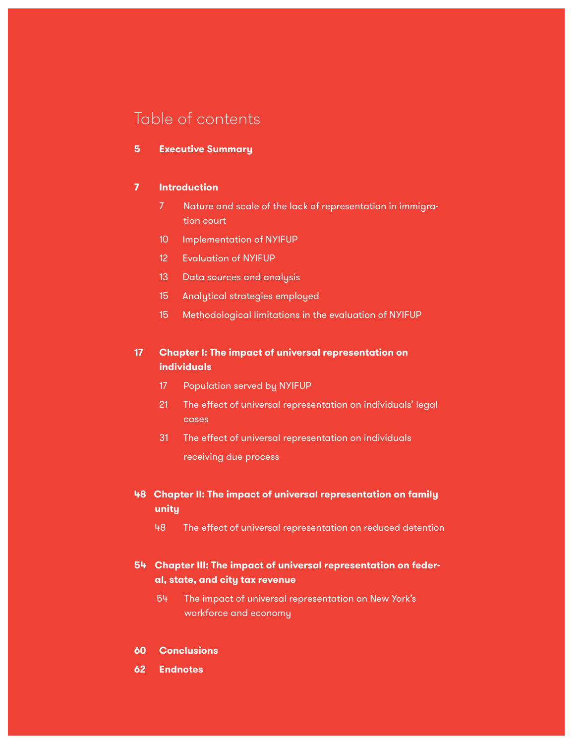# Table of contents

**5 Executive Summary**

**7 Introduction**

- 7 Nature and scale of the lack of representation in immigration court
- 10 Implementation of NYIFUP
- 12 Evaluation of NYIFUP
- 13 Data sources and analysis
- 15 Analytical strategies employed
- 15 Methodological limitations in the evaluation of NYIFUP

**17 Chapter I: The impact of universal representation on individuals**

- 17 Population served by NYIFUP
- 21 The effect of universal representation on individuals' legal cases
- 31 The effect of universal representation on individuals receiving due process

**48 Chapter II: The impact of universal representation on family unity**

- 48 The effect of universal representation on reduced detention

**54 Chapter III: The impact of universal representation on federal, state, and city tax revenue**

- 54 The impact of universal representation on New York's workforce and economy

**60 Conclusions**

**62 Endnotes**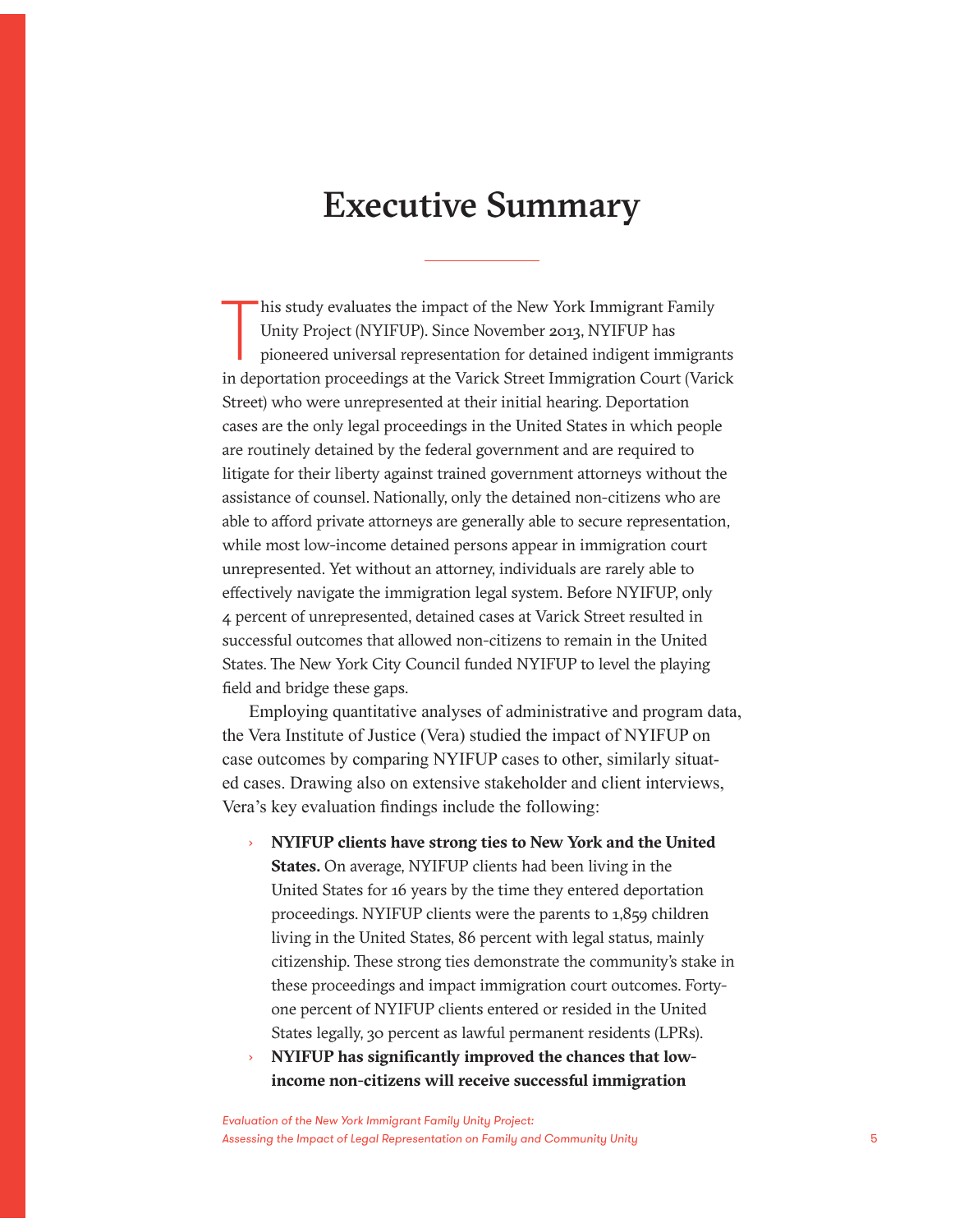# Executive Summary

This study evaluates the impact of the New York Immigrant Family Unity Project (NYIFUP). Since November 2013, NYIFUP has pioneered universal representation for detained indigent immigrants in deportation proceedings at the Varick Street Immigration Court (Varick Street) who were unrepresented at their initial hearing. Deportation cases are the only legal proceedings in the United States in which people are routinely detained by the federal government and are required to litigate for their liberty against trained government attorneys without the assistance of counsel. Nationally, only the detained non-citizens who are able to afford private attorneys are generally able to secure representation, while most low-income detained persons appear in immigration court unrepresented. Yet without an attorney, individuals are rarely able to effectively navigate the immigration legal system. Before NYIFUP, only 4 percent of unrepresented, detained cases at Varick Street resulted in successful outcomes that allowed non-citizens to remain in the United States. The New York City Council funded NYIFUP to level the playing field and bridge these gaps.

Employing quantitative analyses of administrative and program data, the Vera Institute of Justice (Vera) studied the impact of NYIFUP on case outcomes by comparing NYIFUP cases to other, similarly situated cases. Drawing also on extensive stakeholder and client interviews, Vera's key evaluation findings include the following:

- **NYIFUP clients have strong ties to New York and the United States.** On average, NYIFUP clients had been living in the United States for 16 years by the time they entered deportation proceedings. NYIFUP clients were the parents to 1,859 children living in the United States, 86 percent with legal status, mainly citizenship. These strong ties demonstrate the community's stake in these proceedings and impact immigration court outcomes. Forty-one percent of NYIFUP clients entered or resided in the United States legally, 30 percent as lawful permanent residents (LPRs).
- **NYIFUP has significantly improved the chances that low-income non-citizens will receive successful immigration**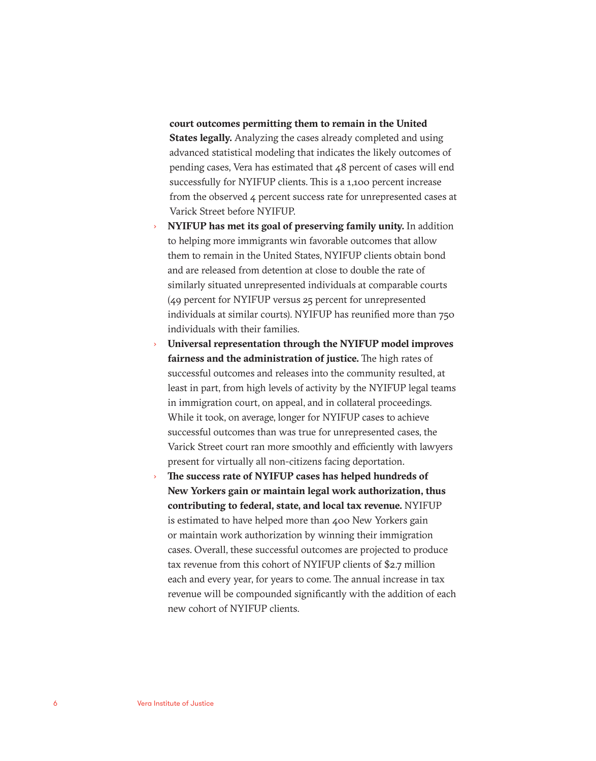**court outcomes permitting them to remain in the United States legally.** Analyzing the cases already completed and using advanced statistical modeling that indicates the likely outcomes of pending cases, Vera has estimated that 48 percent of cases will end successfully for NYIFUP clients. This is a 1,100 percent increase from the observed 4 percent success rate for unrepresented cases at Varick Street before NYIFUP.

- **NYIFUP has met its goal of preserving family unity.** In addition to helping more immigrants win favorable outcomes that allow them to remain in the United States, NYIFUP clients obtain bond and are released from detention at close to double the rate of similarly situated unrepresented individuals at comparable courts (49 percent for NYIFUP versus 25 percent for unrepresented individuals at similar courts). NYIFUP has reunified more than 750 individuals with their families.
- **Universal representation through the NYIFUP model improves fairness and the administration of justice.** The high rates of successful outcomes and releases into the community resulted, at least in part, from high levels of activity by the NYIFUP legal teams in immigration court, on appeal, and in collateral proceedings. While it took, on average, longer for NYIFUP cases to achieve successful outcomes than was true for unrepresented cases, the Varick Street court ran more smoothly and efficiently with lawyers present for virtually all non-citizens facing deportation.
- **The success rate of NYIFUP cases has helped hundreds of New Yorkers gain or maintain legal work authorization, thus contributing to federal, state, and local tax revenue.** NYIFUP is estimated to have helped more than 400 New Yorkers gain or maintain work authorization by winning their immigration cases. Overall, these successful outcomes are projected to produce tax revenue from this cohort of NYIFUP clients of $2.7 million each and every year, for years to come. The annual increase in tax revenue will be compounded significantly with the addition of each new cohort of NYIFUP clients.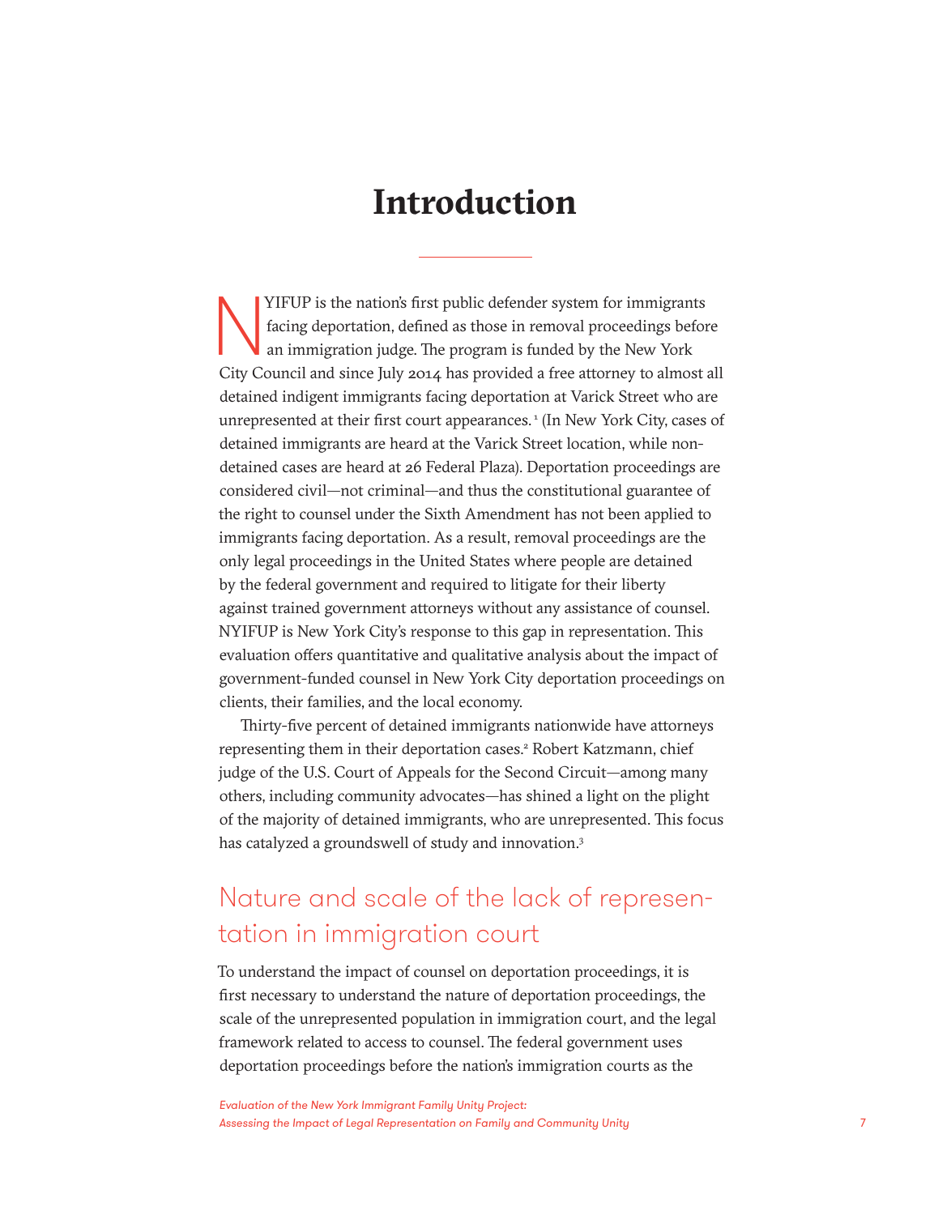# Introduction

NYIFUP is the nation's first public defender system for immigrants facing deportation, defined as those in removal proceedings before an immigration judge. The program is funded by the New York City Council and since July 2014 has provided a free attorney to almost all detained indigent immigrants facing deportation at Varick Street who are unrepresented at their first court appearances.[1] (In New York City, cases of detained immigrants are heard at the Varick Street location, while non-detained cases are heard at 26 Federal Plaza). Deportation proceedings are considered civil—not criminal—and thus the constitutional guarantee of the right to counsel under the Sixth Amendment has not been applied to immigrants facing deportation. As a result, removal proceedings are the only legal proceedings in the United States where people are detained by the federal government and required to litigate for their liberty against trained government attorneys without any assistance of counsel. NYIFUP is New York City's response to this gap in representation. This evaluation offers quantitative and qualitative analysis about the impact of government-funded counsel in New York City deportation proceedings on clients, their families, and the local economy.

Thirty-five percent of detained immigrants nationwide have attorneys representing them in their deportation cases.[2] Robert Katzmann, chief judge of the U.S. Court of Appeals for the Second Circuit—among many others, including community advocates—has shined a light on the plight of the majority of detained immigrants, who are unrepresented. This focus has catalyzed a groundswell of study and innovation.[3]

## Nature and scale of the lack of representation in immigration court

To understand the impact of counsel on deportation proceedings, it is first necessary to understand the nature of deportation proceedings, the scale of the unrepresented population in immigration court, and the legal framework related to access to counsel. The federal government uses deportation proceedings before the nation's immigration courts as the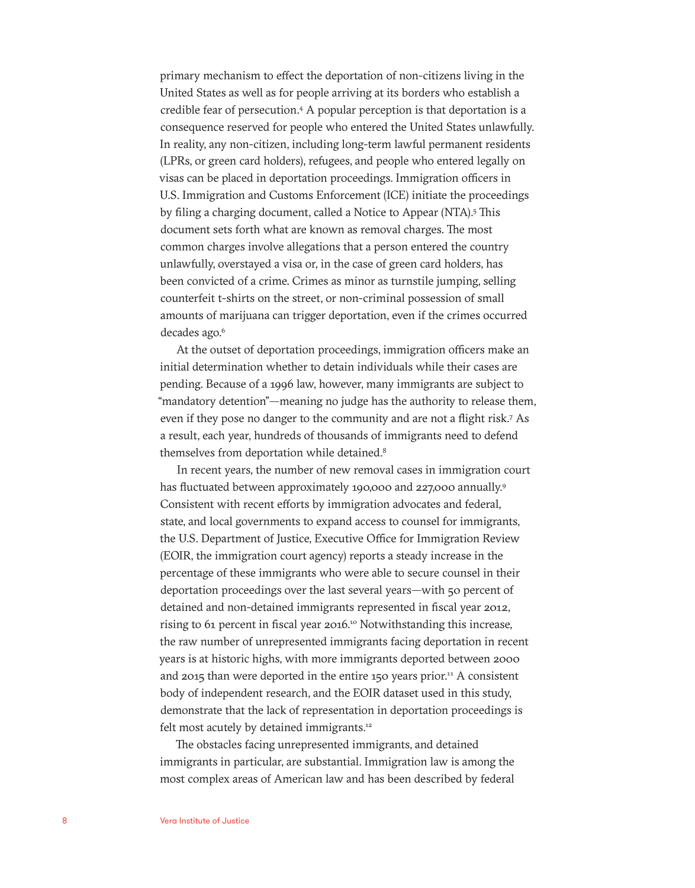primary mechanism to effect the deportation of non-citizens living in the United States as well as for people arriving at its borders who establish a credible fear of persecution.[4] A popular perception is that deportation is a consequence reserved for people who entered the United States unlawfully. In reality, any non-citizen, including long-term lawful permanent residents (LPRs, or green card holders), refugees, and people who entered legally on visas can be placed in deportation proceedings. Immigration officers in U.S. Immigration and Customs Enforcement (ICE) initiate the proceedings by filing a charging document, called a Notice to Appear (NTA).[5] This document sets forth what are known as removal charges. The most common charges involve allegations that a person entered the country unlawfully, overstayed a visa or, in the case of green card holders, has been convicted of a crime. Crimes as minor as turnstile jumping, selling counterfeit t-shirts on the street, or non-criminal possession of small amounts of marijuana can trigger deportation, even if the crimes occurred decades ago.[6]

At the outset of deportation proceedings, immigration officers make an initial determination whether to detain individuals while their cases are pending. Because of a 1996 law, however, many immigrants are subject to "mandatory detention"—meaning no judge has the authority to release them, even if they pose no danger to the community and are not a flight risk.[7] As a result, each year, hundreds of thousands of immigrants need to defend themselves from deportation while detained.[8]

In recent years, the number of new removal cases in immigration court has fluctuated between approximately 190,000 and 227,000 annually.[9] Consistent with recent efforts by immigration advocates and federal, state, and local governments to expand access to counsel for immigrants, the U.S. Department of Justice, Executive Office for Immigration Review (EOIR, the immigration court agency) reports a steady increase in the percentage of these immigrants who were able to secure counsel in their deportation proceedings over the last several years—with 50 percent of detained and non-detained immigrants represented in fiscal year 2012, rising to 61 percent in fiscal year 2016.[10] Notwithstanding this increase, the raw number of unrepresented immigrants facing deportation in recent years is at historic highs, with more immigrants deported between 2000 and 2015 than were deported in the entire 150 years prior.[11] A consistent body of independent research, and the EOIR dataset used in this study, demonstrate that the lack of representation in deportation proceedings is felt most acutely by detained immigrants.[12]

The obstacles facing unrepresented immigrants, and detained immigrants in particular, are substantial. Immigration law is among the most complex areas of American law and has been described by federal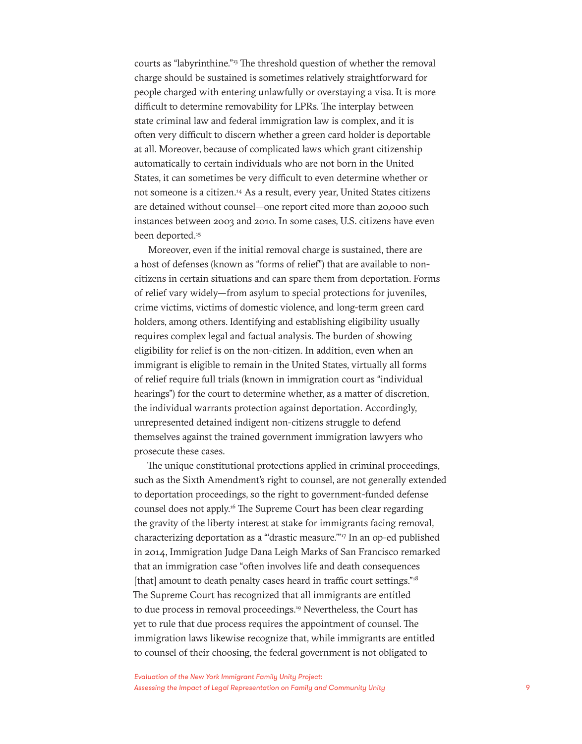courts as "labyrinthine."[13] The threshold question of whether the removal charge should be sustained is sometimes relatively straightforward for people charged with entering unlawfully or overstaying a visa. It is more difficult to determine removability for LPRs. The interplay between state criminal law and federal immigration law is complex, and it is often very difficult to discern whether a green card holder is deportable at all. Moreover, because of complicated laws which grant citizenship automatically to certain individuals who are not born in the United States, it can sometimes be very difficult to even determine whether or not someone is a citizen.[14] As a result, every year, United States citizens are detained without counsel—one report cited more than 20,000 such instances between 2003 and 2010. In some cases, U.S. citizens have even been deported.[15]

Moreover, even if the initial removal charge is sustained, there are a host of defenses (known as "forms of relief") that are available to non-citizens in certain situations and can spare them from deportation. Forms of relief vary widely—from asylum to special protections for juveniles, crime victims, victims of domestic violence, and long-term green card holders, among others. Identifying and establishing eligibility usually requires complex legal and factual analysis. The burden of showing eligibility for relief is on the non-citizen. In addition, even when an immigrant is eligible to remain in the United States, virtually all forms of relief require full trials (known in immigration court as "individual hearings") for the court to determine whether, as a matter of discretion, the individual warrants protection against deportation. Accordingly, unrepresented detained indigent non-citizens struggle to defend themselves against the trained government immigration lawyers who prosecute these cases.

The unique constitutional protections applied in criminal proceedings, such as the Sixth Amendment's right to counsel, are not generally extended to deportation proceedings, so the right to government-funded defense counsel does not apply.[16] The Supreme Court has been clear regarding the gravity of the liberty interest at stake for immigrants facing removal, characterizing deportation as a "'drastic measure.'"[17] In an op-ed published in 2014, Immigration Judge Dana Leigh Marks of San Francisco remarked that an immigration case "often involves life and death consequences [that] amount to death penalty cases heard in traffic court settings."[18] The Supreme Court has recognized that all immigrants are entitled to due process in removal proceedings.[19] Nevertheless, the Court has yet to rule that due process requires the appointment of counsel. The immigration laws likewise recognize that, while immigrants are entitled to counsel of their choosing, the federal government is not obligated to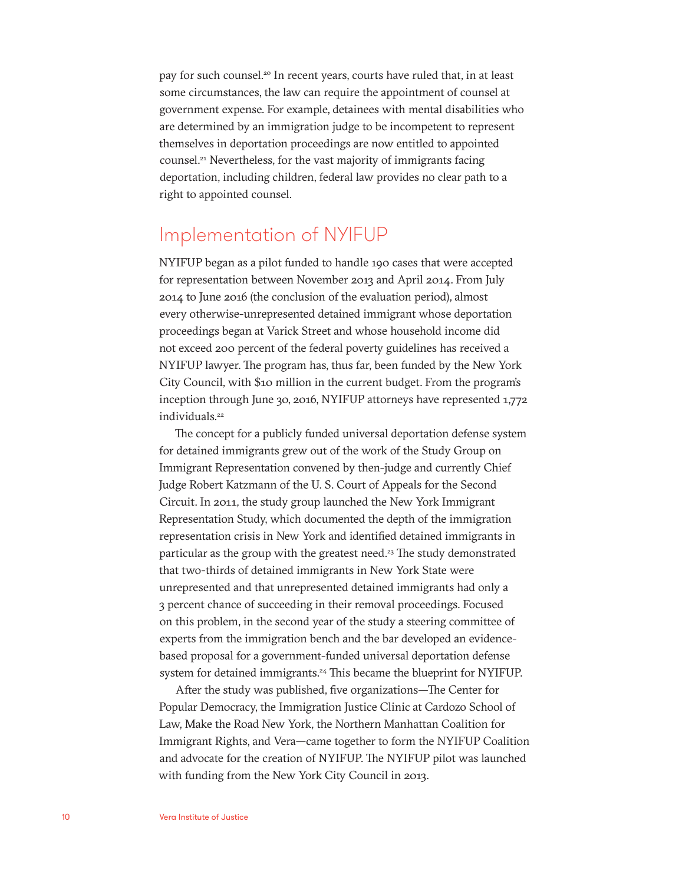pay for such counsel.[20] In recent years, courts have ruled that, in at least some circumstances, the law can require the appointment of counsel at government expense. For example, detainees with mental disabilities who are determined by an immigration judge to be incompetent to represent themselves in deportation proceedings are now entitled to appointed counsel.[21] Nevertheless, for the vast majority of immigrants facing deportation, including children, federal law provides no clear path to a right to appointed counsel.

## Implementation of NYIFUP

NYIFUP began as a pilot funded to handle 190 cases that were accepted for representation between November 2013 and April 2014. From July 2014 to June 2016 (the conclusion of the evaluation period), almost every otherwise-unrepresented detained immigrant whose deportation proceedings began at Varick Street and whose household income did not exceed 200 percent of the federal poverty guidelines has received a NYIFUP lawyer. The program has, thus far, been funded by the New York City Council, with $10 million in the current budget. From the program's inception through June 30, 2016, NYIFUP attorneys have represented 1,772 individuals.[22]

The concept for a publicly funded universal deportation defense system for detained immigrants grew out of the work of the Study Group on Immigrant Representation convened by then-judge and currently Chief Judge Robert Katzmann of the U. S. Court of Appeals for the Second Circuit. In 2011, the study group launched the New York Immigrant Representation Study, which documented the depth of the immigration representation crisis in New York and identified detained immigrants in particular as the group with the greatest need.[23] The study demonstrated that two-thirds of detained immigrants in New York State were unrepresented and that unrepresented detained immigrants had only a 3 percent chance of succeeding in their removal proceedings. Focused on this problem, in the second year of the study a steering committee of experts from the immigration bench and the bar developed an evidence-based proposal for a government-funded universal deportation defense system for detained immigrants.[24] This became the blueprint for NYIFUP.

After the study was published, five organizations—The Center for Popular Democracy, the Immigration Justice Clinic at Cardozo School of Law, Make the Road New York, the Northern Manhattan Coalition for Immigrant Rights, and Vera—came together to form the NYIFUP Coalition and advocate for the creation of NYIFUP. The NYIFUP pilot was launched with funding from the New York City Council in 2013.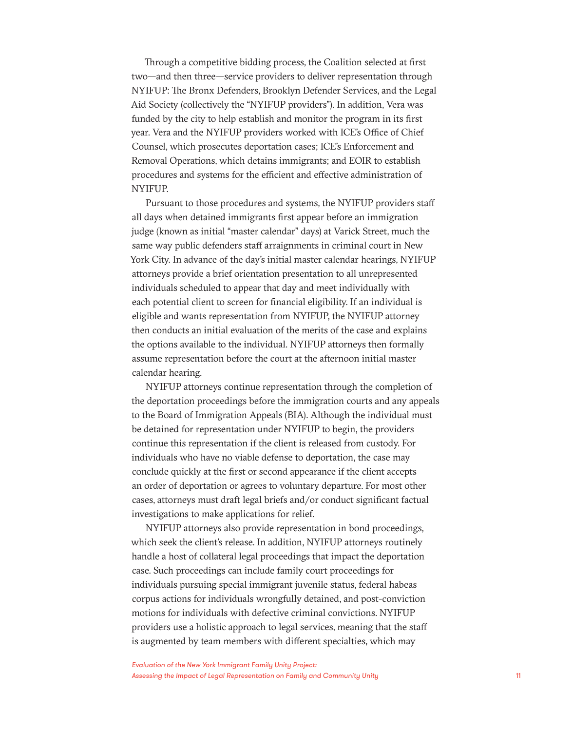Through a competitive bidding process, the Coalition selected at first two—and then three—service providers to deliver representation through NYIFUP: The Bronx Defenders, Brooklyn Defender Services, and the Legal Aid Society (collectively the "NYIFUP providers"). In addition, Vera was funded by the city to help establish and monitor the program in its first year. Vera and the NYIFUP providers worked with ICE's Office of Chief Counsel, which prosecutes deportation cases; ICE's Enforcement and Removal Operations, which detains immigrants; and EOIR to establish procedures and systems for the efficient and effective administration of NYIFUP.

Pursuant to those procedures and systems, the NYIFUP providers staff all days when detained immigrants first appear before an immigration judge (known as initial "master calendar" days) at Varick Street, much the same way public defenders staff arraignments in criminal court in New York City. In advance of the day's initial master calendar hearings, NYIFUP attorneys provide a brief orientation presentation to all unrepresented individuals scheduled to appear that day and meet individually with each potential client to screen for financial eligibility. If an individual is eligible and wants representation from NYIFUP, the NYIFUP attorney then conducts an initial evaluation of the merits of the case and explains the options available to the individual. NYIFUP attorneys then formally assume representation before the court at the afternoon initial master calendar hearing.

NYIFUP attorneys continue representation through the completion of the deportation proceedings before the immigration courts and any appeals to the Board of Immigration Appeals (BIA). Although the individual must be detained for representation under NYIFUP to begin, the providers continue this representation if the client is released from custody. For individuals who have no viable defense to deportation, the case may conclude quickly at the first or second appearance if the client accepts an order of deportation or agrees to voluntary departure. For most other cases, attorneys must draft legal briefs and/or conduct significant factual investigations to make applications for relief.

NYIFUP attorneys also provide representation in bond proceedings, which seek the client's release. In addition, NYIFUP attorneys routinely handle a host of collateral legal proceedings that impact the deportation case. Such proceedings can include family court proceedings for individuals pursuing special immigrant juvenile status, federal habeas corpus actions for individuals wrongfully detained, and post-conviction motions for individuals with defective criminal convictions. NYIFUP providers use a holistic approach to legal services, meaning that the staff is augmented by team members with different specialties, which may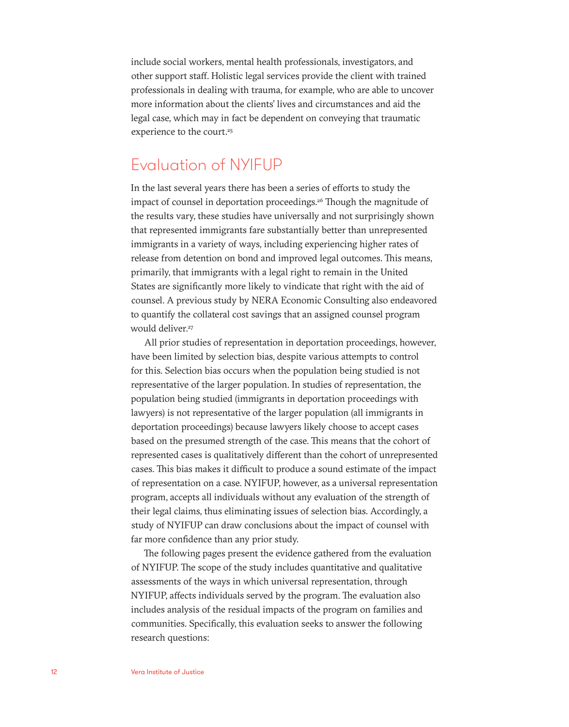include social workers, mental health professionals, investigators, and other support staff. Holistic legal services provide the client with trained professionals in dealing with trauma, for example, who are able to uncover more information about the clients' lives and circumstances and aid the legal case, which may in fact be dependent on conveying that traumatic experience to the court.[25]

## Evaluation of NYIFUP

In the last several years there has been a series of efforts to study the impact of counsel in deportation proceedings.[26] Though the magnitude of the results vary, these studies have universally and not surprisingly shown that represented immigrants fare substantially better than unrepresented immigrants in a variety of ways, including experiencing higher rates of release from detention on bond and improved legal outcomes. This means, primarily, that immigrants with a legal right to remain in the United States are significantly more likely to vindicate that right with the aid of counsel. A previous study by NERA Economic Consulting also endeavored to quantify the collateral cost savings that an assigned counsel program would deliver.[27]

All prior studies of representation in deportation proceedings, however, have been limited by selection bias, despite various attempts to control for this. Selection bias occurs when the population being studied is not representative of the larger population. In studies of representation, the population being studied (immigrants in deportation proceedings with lawyers) is not representative of the larger population (all immigrants in deportation proceedings) because lawyers likely choose to accept cases based on the presumed strength of the case. This means that the cohort of represented cases is qualitatively different than the cohort of unrepresented cases. This bias makes it difficult to produce a sound estimate of the impact of representation on a case. NYIFUP, however, as a universal representation program, accepts all individuals without any evaluation of the strength of their legal claims, thus eliminating issues of selection bias. Accordingly, a study of NYIFUP can draw conclusions about the impact of counsel with far more confidence than any prior study.

The following pages present the evidence gathered from the evaluation of NYIFUP. The scope of the study includes quantitative and qualitative assessments of the ways in which universal representation, through NYIFUP, affects individuals served by the program. The evaluation also includes analysis of the residual impacts of the program on families and communities. Specifically, this evaluation seeks to answer the following research questions: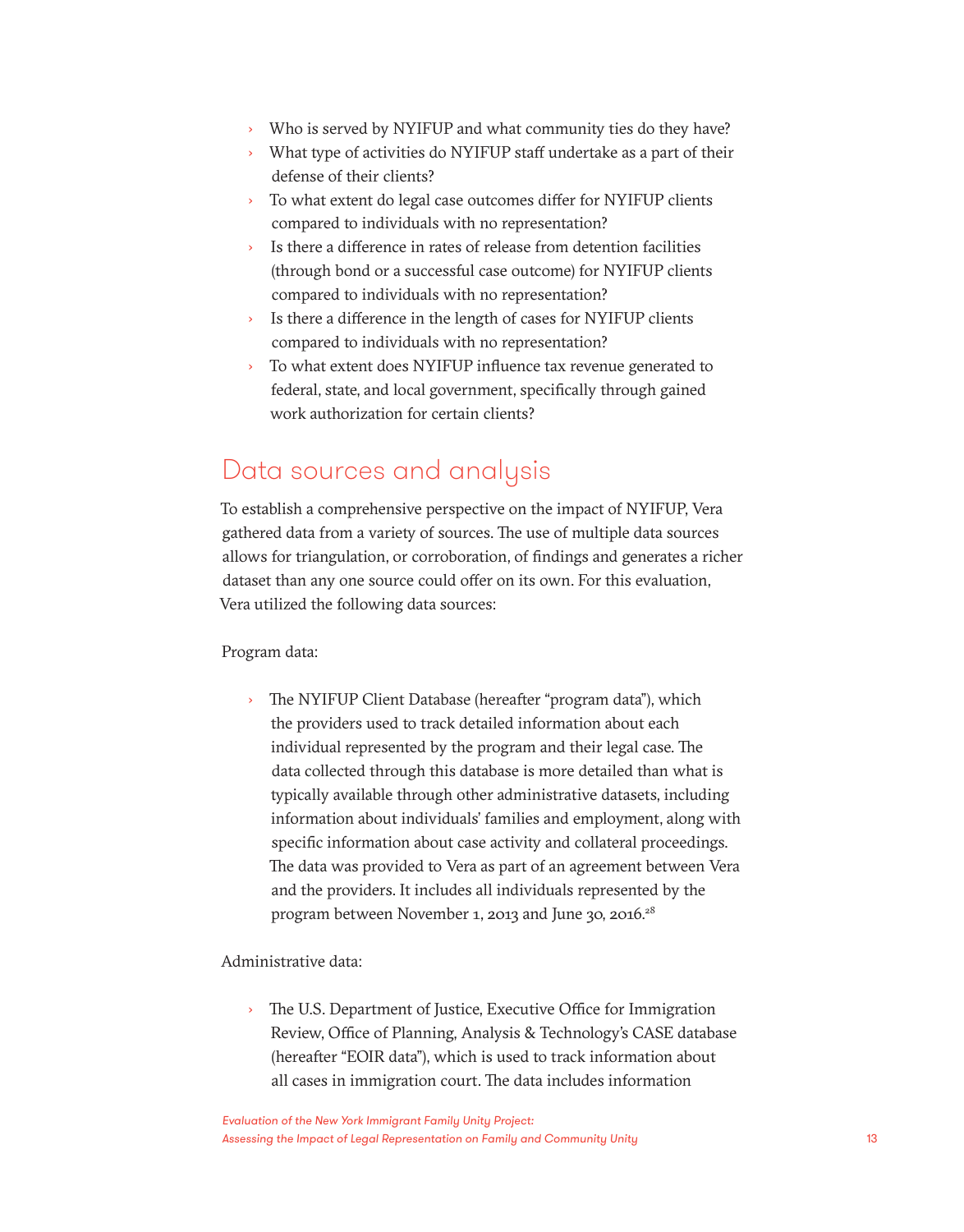- Who is served by NYIFUP and what community ties do they have?
- What type of activities do NYIFUP staff undertake as a part of their defense of their clients?
- To what extent do legal case outcomes differ for NYIFUP clients compared to individuals with no representation?
- Is there a difference in rates of release from detention facilities (through bond or a successful case outcome) for NYIFUP clients compared to individuals with no representation?
- Is there a difference in the length of cases for NYIFUP clients compared to individuals with no representation?
- To what extent does NYIFUP influence tax revenue generated to federal, state, and local government, specifically through gained work authorization for certain clients?

## Data sources and analysis

To establish a comprehensive perspective on the impact of NYIFUP, Vera gathered data from a variety of sources. The use of multiple data sources allows for triangulation, or corroboration, of findings and generates a richer dataset than any one source could offer on its own. For this evaluation, Vera utilized the following data sources:

Program data:

- The NYIFUP Client Database (hereafter "program data"), which the providers used to track detailed information about each individual represented by the program and their legal case. The data collected through this database is more detailed than what is typically available through other administrative datasets, including information about individuals' families and employment, along with specific information about case activity and collateral proceedings. The data was provided to Vera as part of an agreement between Vera and the providers. It includes all individuals represented by the program between November 1, 2013 and June 30, 2016.[28]

Administrative data:

- The U.S. Department of Justice, Executive Office for Immigration Review, Office of Planning, Analysis & Technology's CASE database (hereafter "EOIR data"), which is used to track information about all cases in immigration court. The data includes information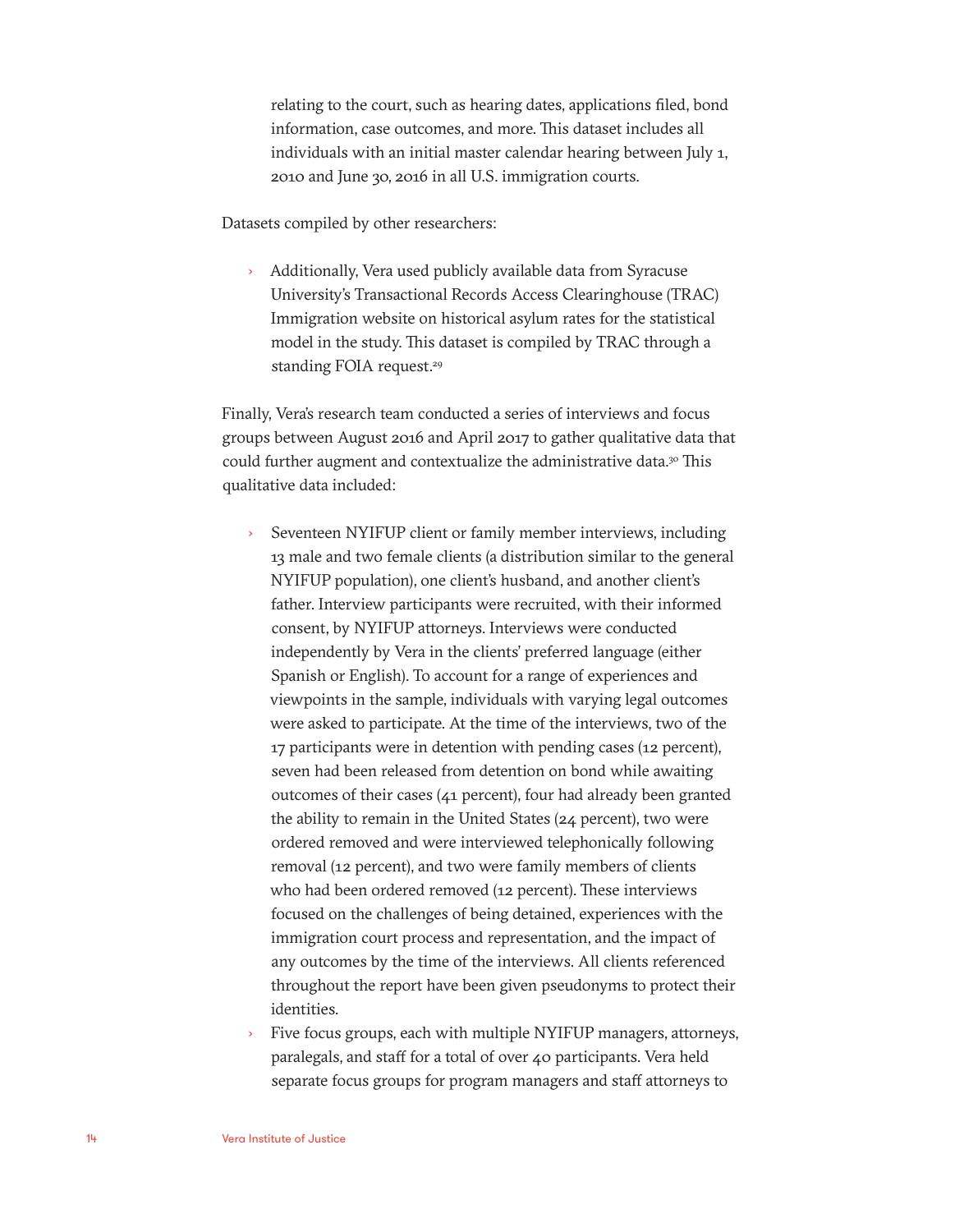relating to the court, such as hearing dates, applications filed, bond information, case outcomes, and more. This dataset includes all individuals with an initial master calendar hearing between July 1, 2010 and June 30, 2016 in all U.S. immigration courts.

Datasets compiled by other researchers:

- Additionally, Vera used publicly available data from Syracuse University's Transactional Records Access Clearinghouse (TRAC) Immigration website on historical asylum rates for the statistical model in the study. This dataset is compiled by TRAC through a standing FOIA request.[29]

Finally, Vera's research team conducted a series of interviews and focus groups between August 2016 and April 2017 to gather qualitative data that could further augment and contextualize the administrative data.[30] This qualitative data included:

- Seventeen NYIFUP client or family member interviews, including 13 male and two female clients (a distribution similar to the general NYIFUP population), one client's husband, and another client's father. Interview participants were recruited, with their informed consent, by NYIFUP attorneys. Interviews were conducted independently by Vera in the clients' preferred language (either Spanish or English). To account for a range of experiences and viewpoints in the sample, individuals with varying legal outcomes were asked to participate. At the time of the interviews, two of the 17 participants were in detention with pending cases (12 percent), seven had been released from detention on bond while awaiting outcomes of their cases (41 percent), four had already been granted the ability to remain in the United States (24 percent), two were ordered removed and were interviewed telephonically following removal (12 percent), and two were family members of clients who had been ordered removed (12 percent). These interviews focused on the challenges of being detained, experiences with the immigration court process and representation, and the impact of any outcomes by the time of the interviews. All clients referenced throughout the report have been given pseudonyms to protect their identities.
- Five focus groups, each with multiple NYIFUP managers, attorneys, paralegals, and staff for a total of over 40 participants. Vera held separate focus groups for program managers and staff attorneys to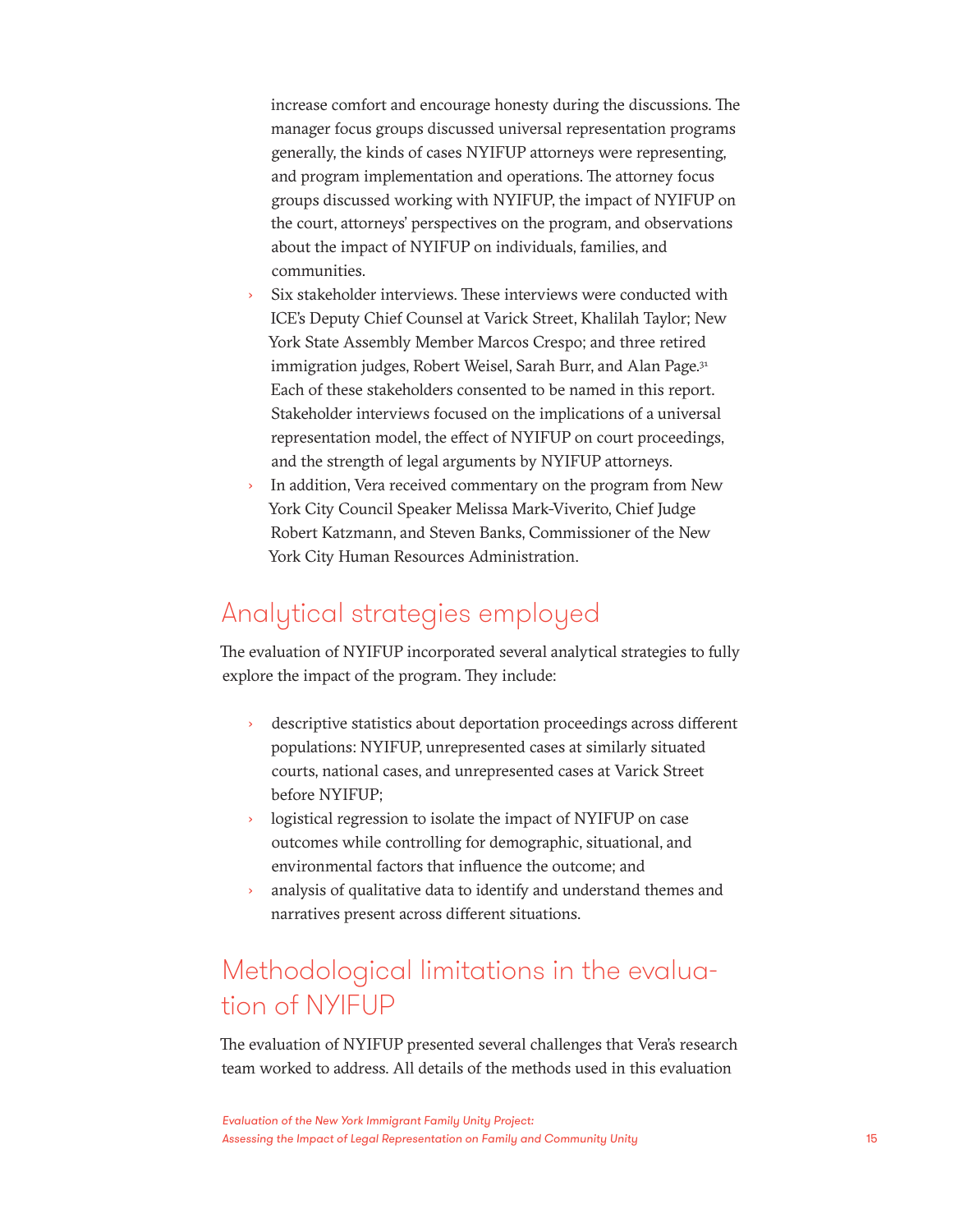increase comfort and encourage honesty during the discussions. The manager focus groups discussed universal representation programs generally, the kinds of cases NYIFUP attorneys were representing, and program implementation and operations. The attorney focus groups discussed working with NYIFUP, the impact of NYIFUP on the court, attorneys' perspectives on the program, and observations about the impact of NYIFUP on individuals, families, and communities.

- Six stakeholder interviews. These interviews were conducted with ICE's Deputy Chief Counsel at Varick Street, Khalilah Taylor; New York State Assembly Member Marcos Crespo; and three retired immigration judges, Robert Weisel, Sarah Burr, and Alan Page.[31] Each of these stakeholders consented to be named in this report. Stakeholder interviews focused on the implications of a universal representation model, the effect of NYIFUP on court proceedings, and the strength of legal arguments by NYIFUP attorneys.
- In addition, Vera received commentary on the program from New York City Council Speaker Melissa Mark-Viverito, Chief Judge Robert Katzmann, and Steven Banks, Commissioner of the New York City Human Resources Administration.

## Analytical strategies employed

The evaluation of NYIFUP incorporated several analytical strategies to fully explore the impact of the program. They include:

- descriptive statistics about deportation proceedings across different populations: NYIFUP, unrepresented cases at similarly situated courts, national cases, and unrepresented cases at Varick Street before NYIFUP;
- logistical regression to isolate the impact of NYIFUP on case outcomes while controlling for demographic, situational, and environmental factors that influence the outcome; and
- analysis of qualitative data to identify and understand themes and narratives present across different situations.

## Methodological limitations in the evaluation of NYIFUP

The evaluation of NYIFUP presented several challenges that Vera's research team worked to address. All details of the methods used in this evaluation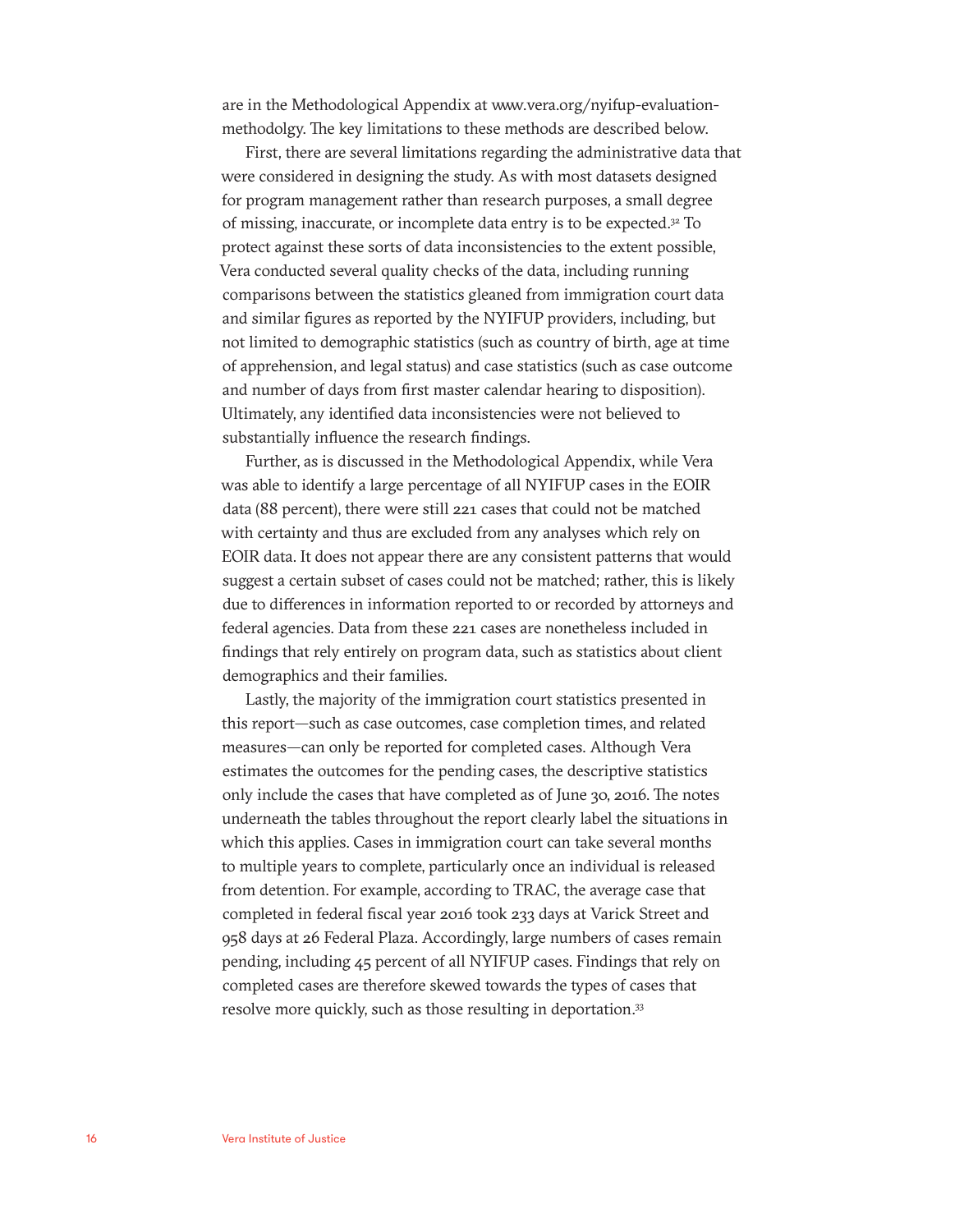are in the Methodological Appendix at www.vera.org/nyifup-evaluation-methodolgy. The key limitations to these methods are described below.

First, there are several limitations regarding the administrative data that were considered in designing the study. As with most datasets designed for program management rather than research purposes, a small degree of missing, inaccurate, or incomplete data entry is to be expected.[32] To protect against these sorts of data inconsistencies to the extent possible, Vera conducted several quality checks of the data, including running comparisons between the statistics gleaned from immigration court data and similar figures as reported by the NYIFUP providers, including, but not limited to demographic statistics (such as country of birth, age at time of apprehension, and legal status) and case statistics (such as case outcome and number of days from first master calendar hearing to disposition). Ultimately, any identified data inconsistencies were not believed to substantially influence the research findings.

Further, as is discussed in the Methodological Appendix, while Vera was able to identify a large percentage of all NYIFUP cases in the EOIR data (88 percent), there were still 221 cases that could not be matched with certainty and thus are excluded from any analyses which rely on EOIR data. It does not appear there are any consistent patterns that would suggest a certain subset of cases could not be matched; rather, this is likely due to differences in information reported to or recorded by attorneys and federal agencies. Data from these 221 cases are nonetheless included in findings that rely entirely on program data, such as statistics about client demographics and their families.

Lastly, the majority of the immigration court statistics presented in this report—such as case outcomes, case completion times, and related measures—can only be reported for completed cases. Although Vera estimates the outcomes for the pending cases, the descriptive statistics only include the cases that have completed as of June 30, 2016. The notes underneath the tables throughout the report clearly label the situations in which this applies. Cases in immigration court can take several months to multiple years to complete, particularly once an individual is released from detention. For example, according to TRAC, the average case that completed in federal fiscal year 2016 took 233 days at Varick Street and 958 days at 26 Federal Plaza. Accordingly, large numbers of cases remain pending, including 45 percent of all NYIFUP cases. Findings that rely on completed cases are therefore skewed towards the types of cases that resolve more quickly, such as those resulting in deportation.[33]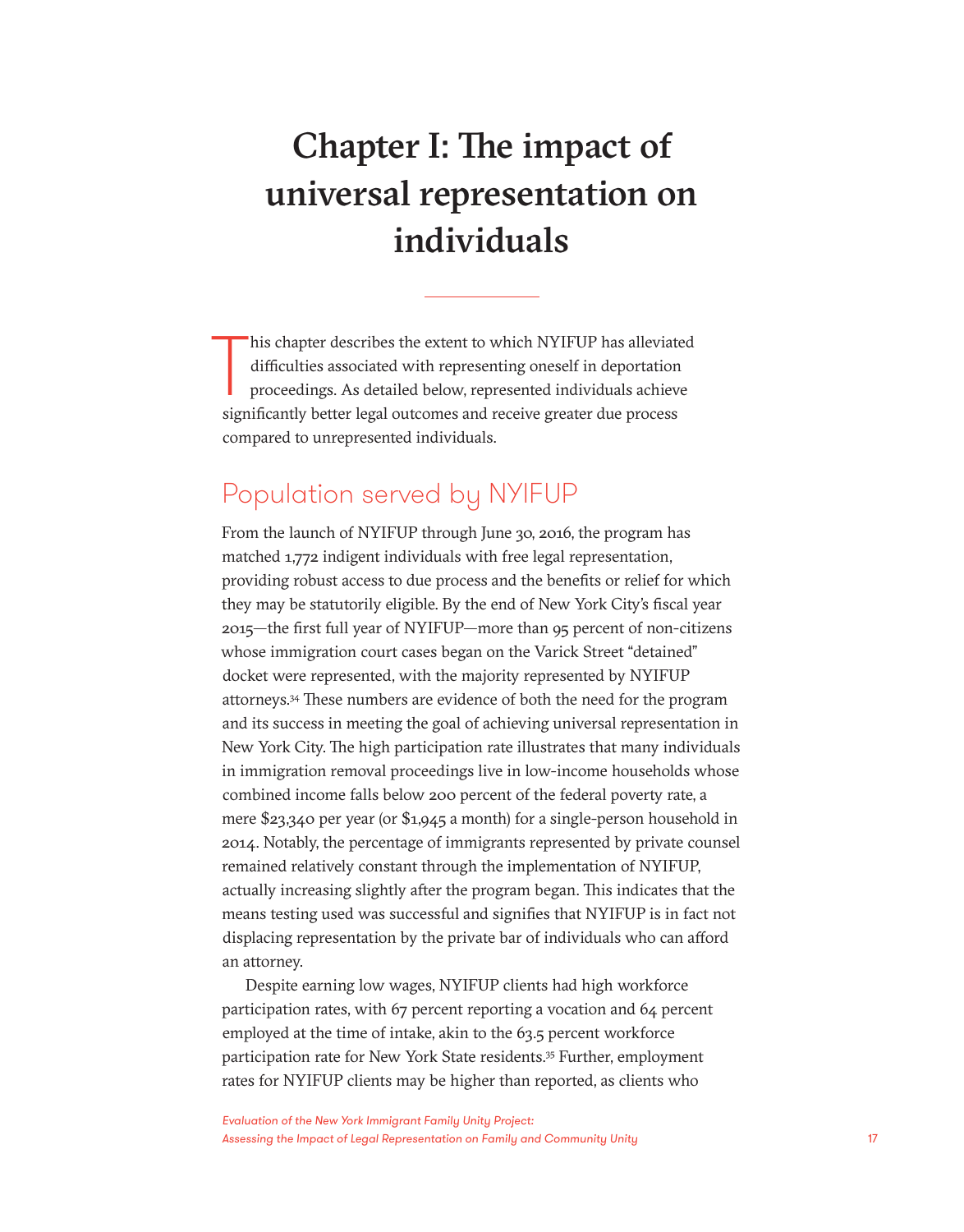# Chapter I: The impact of universal representation on individuals

This chapter describes the extent to which NYIFUP has alleviated difficulties associated with representing oneself in deportation proceedings. As detailed below, represented individuals achieve significantly better legal outcomes and receive greater due process compared to unrepresented individuals.

## Population served by NYIFUP

From the launch of NYIFUP through June 30, 2016, the program has matched 1,772 indigent individuals with free legal representation, providing robust access to due process and the benefits or relief for which they may be statutorily eligible. By the end of New York City's fiscal year 2015—the first full year of NYIFUP—more than 95 percent of non-citizens whose immigration court cases began on the Varick Street "detained" docket were represented, with the majority represented by NYIFUP attorneys.[34] These numbers are evidence of both the need for the program and its success in meeting the goal of achieving universal representation in New York City. The high participation rate illustrates that many individuals in immigration removal proceedings live in low-income households whose combined income falls below 200 percent of the federal poverty rate, a mere $23,340 per year (or $1,945 a month) for a single-person household in 2014. Notably, the percentage of immigrants represented by private counsel remained relatively constant through the implementation of NYIFUP, actually increasing slightly after the program began. This indicates that the means testing used was successful and signifies that NYIFUP is in fact not displacing representation by the private bar of individuals who can afford an attorney.

Despite earning low wages, NYIFUP clients had high workforce participation rates, with 67 percent reporting a vocation and 64 percent employed at the time of intake, akin to the 63.5 percent workforce participation rate for New York State residents.[35] Further, employment rates for NYIFUP clients may be higher than reported, as clients who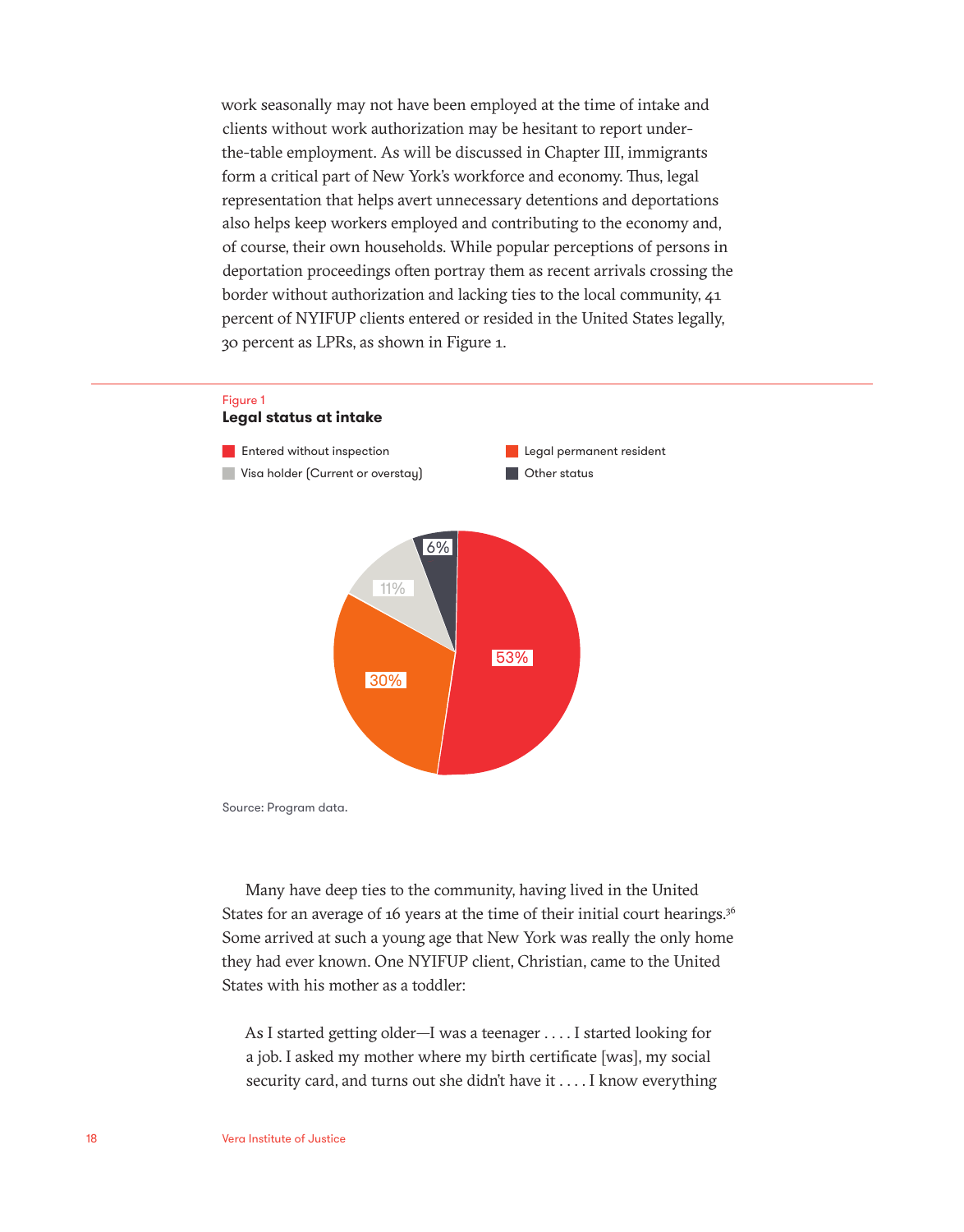work seasonally may not have been employed at the time of intake and clients without work authorization may be hesitant to report under-the-table employment. As will be discussed in Chapter III, immigrants form a critical part of New York's workforce and economy. Thus, legal representation that helps avert unnecessary detentions and deportations also helps keep workers employed and contributing to the economy and, of course, their own households. While popular perceptions of persons in deportation proceedings often portray them as recent arrivals crossing the border without authorization and lacking ties to the local community, 41 percent of NYIFUP clients entered or resided in the United States legally, 30 percent as LPRs, as shown in Figure 1.

Figure 1

**Legal status at intake**

| Legal status | Percent |
|---|---|
| Entered without inspection | 53% |
| Legal permanent resident | 30% |
| Visa holder (Current or overstay) | 11% |
| Other status | 6% |

Source: Program data.

Many have deep ties to the community, having lived in the United States for an average of 16 years at the time of their initial court hearings.[36] Some arrived at such a young age that New York was really the only home they had ever known. One NYIFUP client, Christian, came to the United States with his mother as a toddler:

> As I started getting older—I was a teenager . . . . I started looking for a job. I asked my mother where my birth certificate [was], my social security card, and turns out she didn't have it . . . . I know everything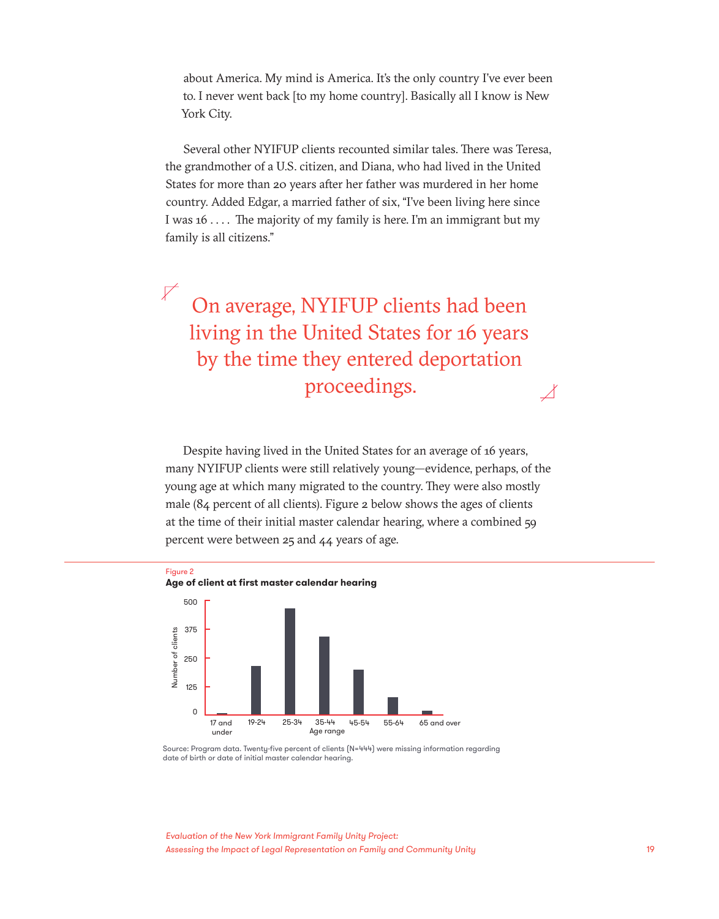about America. My mind is America. It's the only country I've ever been to. I never went back [to my home country]. Basically all I know is New York City.

Several other NYIFUP clients recounted similar tales. There was Teresa, the grandmother of a U.S. citizen, and Diana, who had lived in the United States for more than 20 years after her father was murdered in her home country. Added Edgar, a married father of six, "I've been living here since I was 16 . . . . The majority of my family is here. I'm an immigrant but my family is all citizens."

> On average, NYIFUP clients had been living in the United States for 16 years by the time they entered deportation proceedings.

Despite having lived in the United States for an average of 16 years, many NYIFUP clients were still relatively young—evidence, perhaps, of the young age at which many migrated to the country. They were also mostly male (84 percent of all clients). Figure 2 below shows the ages of clients at the time of their initial master calendar hearing, where a combined 59 percent were between 25 and 44 years of age.

Figure 2

**Age of client at first master calendar hearing**

Number of clients (y-axis: 0, 125, 250, 375, 500) by Age range (x-axis: 17 and under, 19-24, 25-34, 35-44, 45-54, 55-64, 65 and over)

Source: Program data. Twenty-five percent of clients (N=444) were missing information regarding date of birth or date of initial master calendar hearing.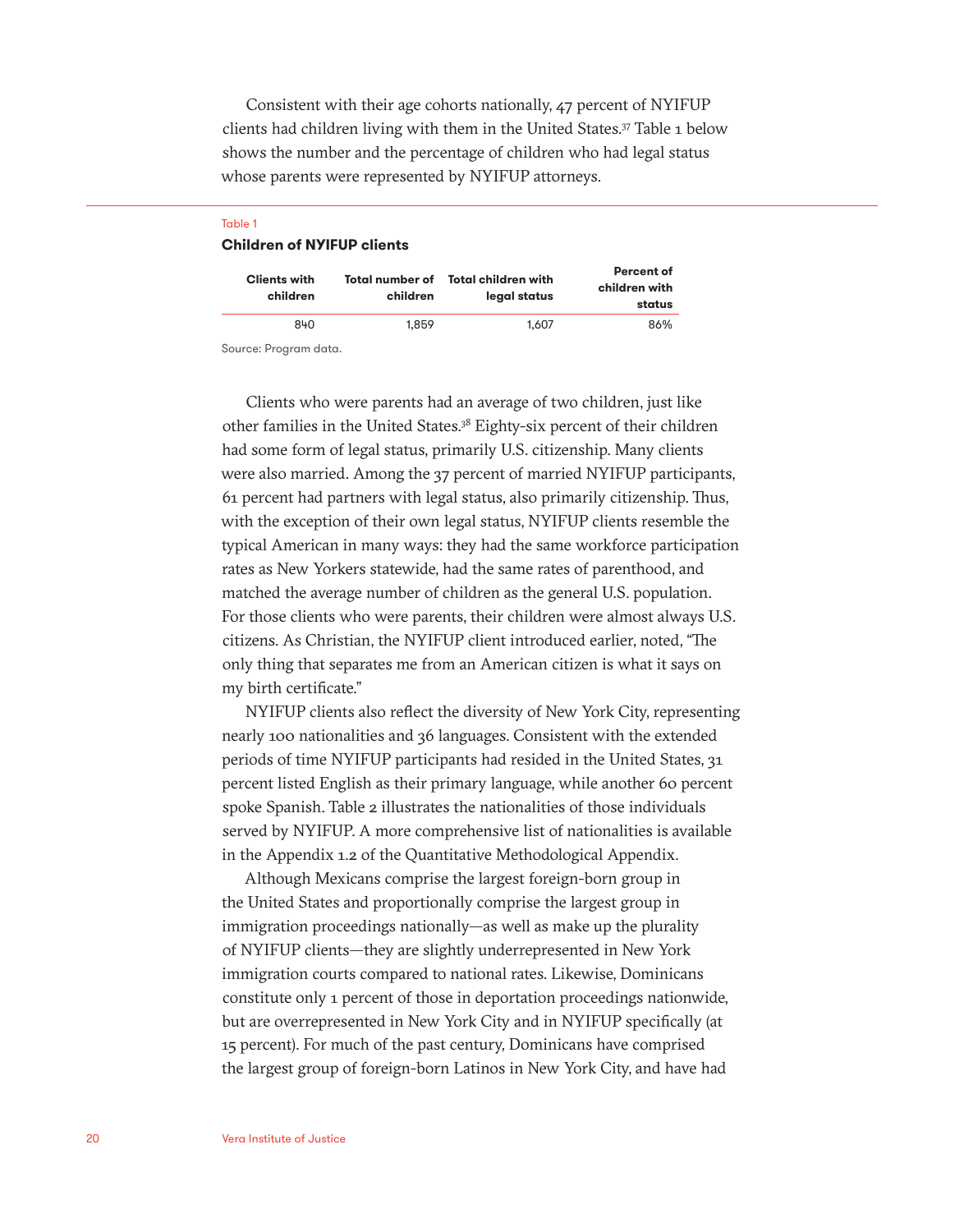Consistent with their age cohorts nationally, 47 percent of NYIFUP clients had children living with them in the United States.[37] Table 1 below shows the number and the percentage of children who had legal status whose parents were represented by NYIFUP attorneys.

Table 1

**Children of NYIFUP clients**

| Clients with children | Total number of children | Total children with legal status | Percent of children with status |
|---|---|---|---|
| 840 | 1,859 | 1,607 | 86% |

Source: Program data.

Clients who were parents had an average of two children, just like other families in the United States.[38] Eighty-six percent of their children had some form of legal status, primarily U.S. citizenship. Many clients were also married. Among the 37 percent of married NYIFUP participants, 61 percent had partners with legal status, also primarily citizenship. Thus, with the exception of their own legal status, NYIFUP clients resemble the typical American in many ways: they had the same workforce participation rates as New Yorkers statewide, had the same rates of parenthood, and matched the average number of children as the general U.S. population. For those clients who were parents, their children were almost always U.S. citizens. As Christian, the NYIFUP client introduced earlier, noted, "The only thing that separates me from an American citizen is what it says on my birth certificate."

NYIFUP clients also reflect the diversity of New York City, representing nearly 100 nationalities and 36 languages. Consistent with the extended periods of time NYIFUP participants had resided in the United States, 31 percent listed English as their primary language, while another 60 percent spoke Spanish. Table 2 illustrates the nationalities of those individuals served by NYIFUP. A more comprehensive list of nationalities is available in the Appendix 1.2 of the Quantitative Methodological Appendix.

Although Mexicans comprise the largest foreign-born group in the United States and proportionally comprise the largest group in immigration proceedings nationally—as well as make up the plurality of NYIFUP clients—they are slightly underrepresented in New York immigration courts compared to national rates. Likewise, Dominicans constitute only 1 percent of those in deportation proceedings nationwide, but are overrepresented in New York City and in NYIFUP specifically (at 15 percent). For much of the past century, Dominicans have comprised the largest group of foreign-born Latinos in New York City, and have had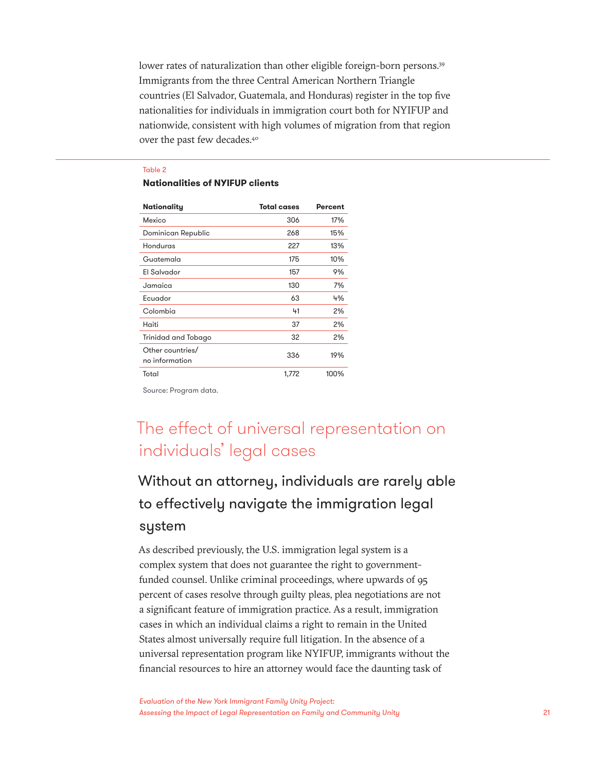lower rates of naturalization than other eligible foreign-born persons.[39] Immigrants from the three Central American Northern Triangle countries (El Salvador, Guatemala, and Honduras) register in the top five nationalities for individuals in immigration court both for NYIFUP and nationwide, consistent with high volumes of migration from that region over the past few decades.[40]

Table 2

**Nationalities of NYIFUP clients**

| Nationality | Total cases | Percent |
|---|---|---|
| Mexico | 306 | 17% |
| Dominican Republic | 268 | 15% |
| Honduras | 227 | 13% |
| Guatemala | 175 | 10% |
| El Salvador | 157 | 9% |
| Jamaica | 130 | 7% |
| Ecuador | 63 | 4% |
| Colombia | 41 | 2% |
| Haiti | 37 | 2% |
| Trinidad and Tobago | 32 | 2% |
| Other countries/ no information | 336 | 19% |
| Total | 1,772 | 100% |

Source: Program data.

# The effect of universal representation on individuals' legal cases

## Without an attorney, individuals are rarely able to effectively navigate the immigration legal system

As described previously, the U.S. immigration legal system is a complex system that does not guarantee the right to government-funded counsel. Unlike criminal proceedings, where upwards of 95 percent of cases resolve through guilty pleas, plea negotiations are not a significant feature of immigration practice. As a result, immigration cases in which an individual claims a right to remain in the United States almost universally require full litigation. In the absence of a universal representation program like NYIFUP, immigrants without the financial resources to hire an attorney would face the daunting task of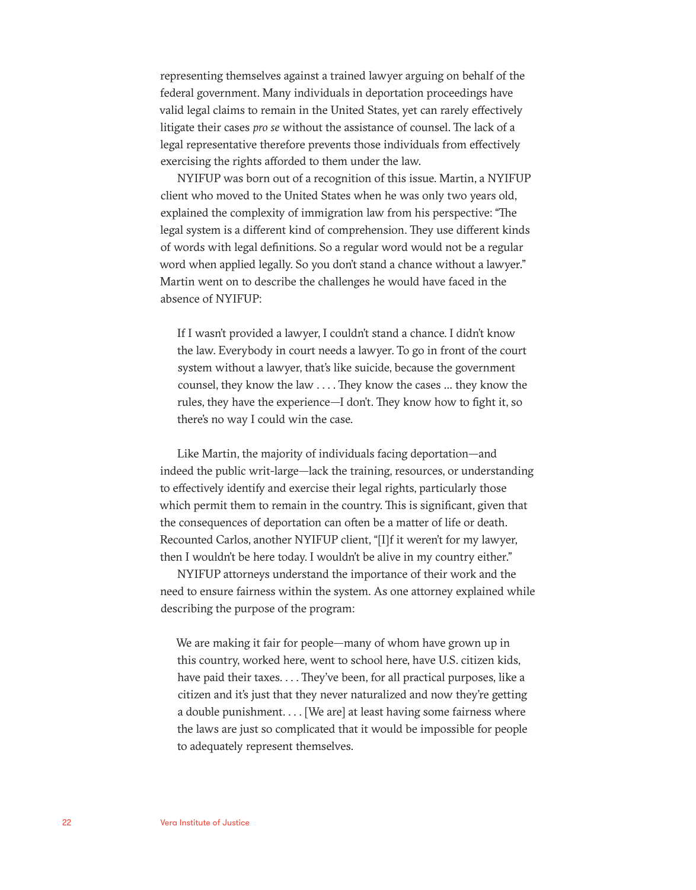representing themselves against a trained lawyer arguing on behalf of the federal government. Many individuals in deportation proceedings have valid legal claims to remain in the United States, yet can rarely effectively litigate their cases *pro se* without the assistance of counsel. The lack of a legal representative therefore prevents those individuals from effectively exercising the rights afforded to them under the law.

NYIFUP was born out of a recognition of this issue. Martin, a NYIFUP client who moved to the United States when he was only two years old, explained the complexity of immigration law from his perspective: "The legal system is a different kind of comprehension. They use different kinds of words with legal definitions. So a regular word would not be a regular word when applied legally. So you don't stand a chance without a lawyer." Martin went on to describe the challenges he would have faced in the absence of NYIFUP:

> If I wasn't provided a lawyer, I couldn't stand a chance. I didn't know the law. Everybody in court needs a lawyer. To go in front of the court system without a lawyer, that's like suicide, because the government counsel, they know the law . . . . They know the cases ... they know the rules, they have the experience—I don't. They know how to fight it, so there's no way I could win the case.

Like Martin, the majority of individuals facing deportation—and indeed the public writ-large—lack the training, resources, or understanding to effectively identify and exercise their legal rights, particularly those which permit them to remain in the country. This is significant, given that the consequences of deportation can often be a matter of life or death. Recounted Carlos, another NYIFUP client, "[I]f it weren't for my lawyer, then I wouldn't be here today. I wouldn't be alive in my country either."

NYIFUP attorneys understand the importance of their work and the need to ensure fairness within the system. As one attorney explained while describing the purpose of the program:

> We are making it fair for people—many of whom have grown up in this country, worked here, went to school here, have U.S. citizen kids, have paid their taxes. . . . They've been, for all practical purposes, like a citizen and it's just that they never naturalized and now they're getting a double punishment. . . . [We are] at least having some fairness where the laws are just so complicated that it would be impossible for people to adequately represent themselves.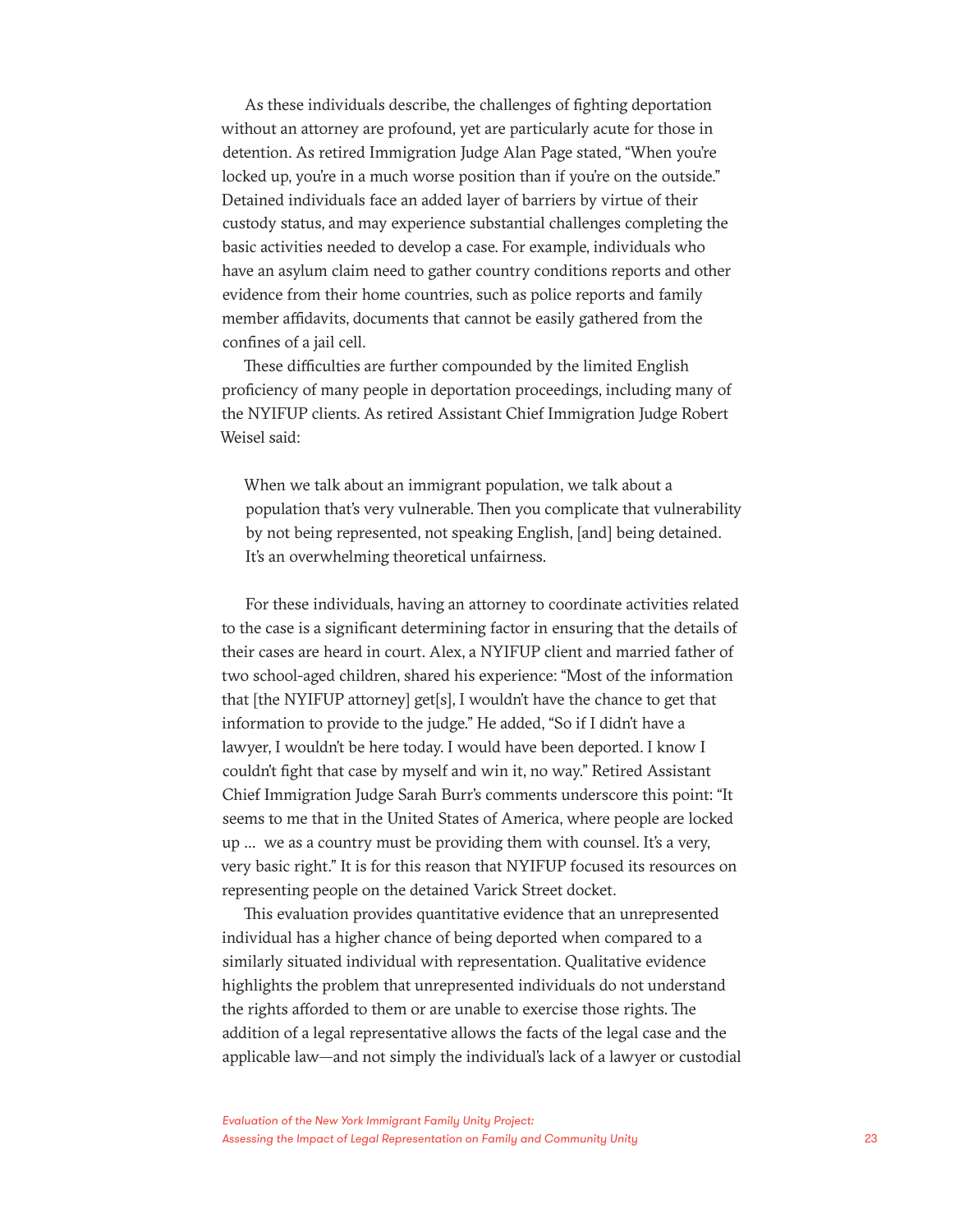As these individuals describe, the challenges of fighting deportation without an attorney are profound, yet are particularly acute for those in detention. As retired Immigration Judge Alan Page stated, "When you're locked up, you're in a much worse position than if you're on the outside." Detained individuals face an added layer of barriers by virtue of their custody status, and may experience substantial challenges completing the basic activities needed to develop a case. For example, individuals who have an asylum claim need to gather country conditions reports and other evidence from their home countries, such as police reports and family member affidavits, documents that cannot be easily gathered from the confines of a jail cell.

These difficulties are further compounded by the limited English proficiency of many people in deportation proceedings, including many of the NYIFUP clients. As retired Assistant Chief Immigration Judge Robert Weisel said:

> When we talk about an immigrant population, we talk about a population that's very vulnerable. Then you complicate that vulnerability by not being represented, not speaking English, [and] being detained. It's an overwhelming theoretical unfairness.

For these individuals, having an attorney to coordinate activities related to the case is a significant determining factor in ensuring that the details of their cases are heard in court. Alex, a NYIFUP client and married father of two school-aged children, shared his experience: "Most of the information that [the NYIFUP attorney] get[s], I wouldn't have the chance to get that information to provide to the judge." He added, "So if I didn't have a lawyer, I wouldn't be here today. I would have been deported. I know I couldn't fight that case by myself and win it, no way." Retired Assistant Chief Immigration Judge Sarah Burr's comments underscore this point: "It seems to me that in the United States of America, where people are locked up … we as a country must be providing them with counsel. It's a very, very basic right." It is for this reason that NYIFUP focused its resources on representing people on the detained Varick Street docket.

This evaluation provides quantitative evidence that an unrepresented individual has a higher chance of being deported when compared to a similarly situated individual with representation. Qualitative evidence highlights the problem that unrepresented individuals do not understand the rights afforded to them or are unable to exercise those rights. The addition of a legal representative allows the facts of the legal case and the applicable law—and not simply the individual's lack of a lawyer or custodial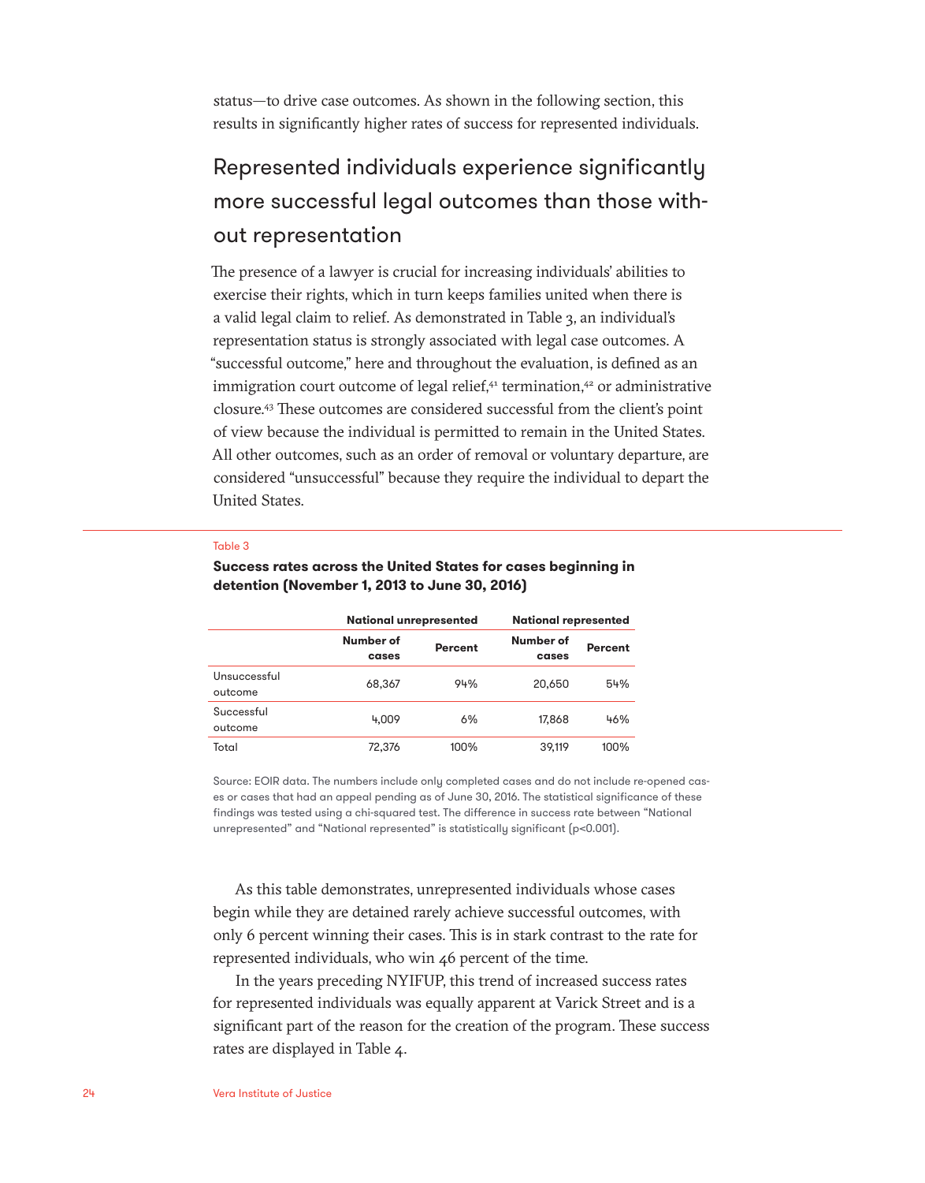status—to drive case outcomes. As shown in the following section, this results in significantly higher rates of success for represented individuals.

## Represented individuals experience significantly more successful legal outcomes than those without representation

The presence of a lawyer is crucial for increasing individuals' abilities to exercise their rights, which in turn keeps families united when there is a valid legal claim to relief. As demonstrated in Table 3, an individual's representation status is strongly associated with legal case outcomes. A "successful outcome," here and throughout the evaluation, is defined as an immigration court outcome of legal relief,[41] termination,[42] or administrative closure.[43] These outcomes are considered successful from the client's point of view because the individual is permitted to remain in the United States. All other outcomes, such as an order of removal or voluntary departure, are considered "unsuccessful" because they require the individual to depart the United States.

Table 3

**Success rates across the United States for cases beginning in detention (November 1, 2013 to June 30, 2016)**

| | National unrepresented | | National represented | |
|---|---|---|---|---|
| | Number of cases | Percent | Number of cases | Percent |
| Unsuccessful outcome | 68,367 | 94% | 20,650 | 54% |
| Successful outcome | 4,009 | 6% | 17,868 | 46% |
| Total | 72,376 | 100% | 39,119 | 100% |

Source: EOIR data. The numbers include only completed cases and do not include re-opened cases or cases that had an appeal pending as of June 30, 2016. The statistical significance of these findings was tested using a chi-squared test. The difference in success rate between "National unrepresented" and "National represented" is statistically significant ($p<0.001$).

As this table demonstrates, unrepresented individuals whose cases begin while they are detained rarely achieve successful outcomes, with only 6 percent winning their cases. This is in stark contrast to the rate for represented individuals, who win 46 percent of the time.

In the years preceding NYIFUP, this trend of increased success rates for represented individuals was equally apparent at Varick Street and is a significant part of the reason for the creation of the program. These success rates are displayed in Table 4.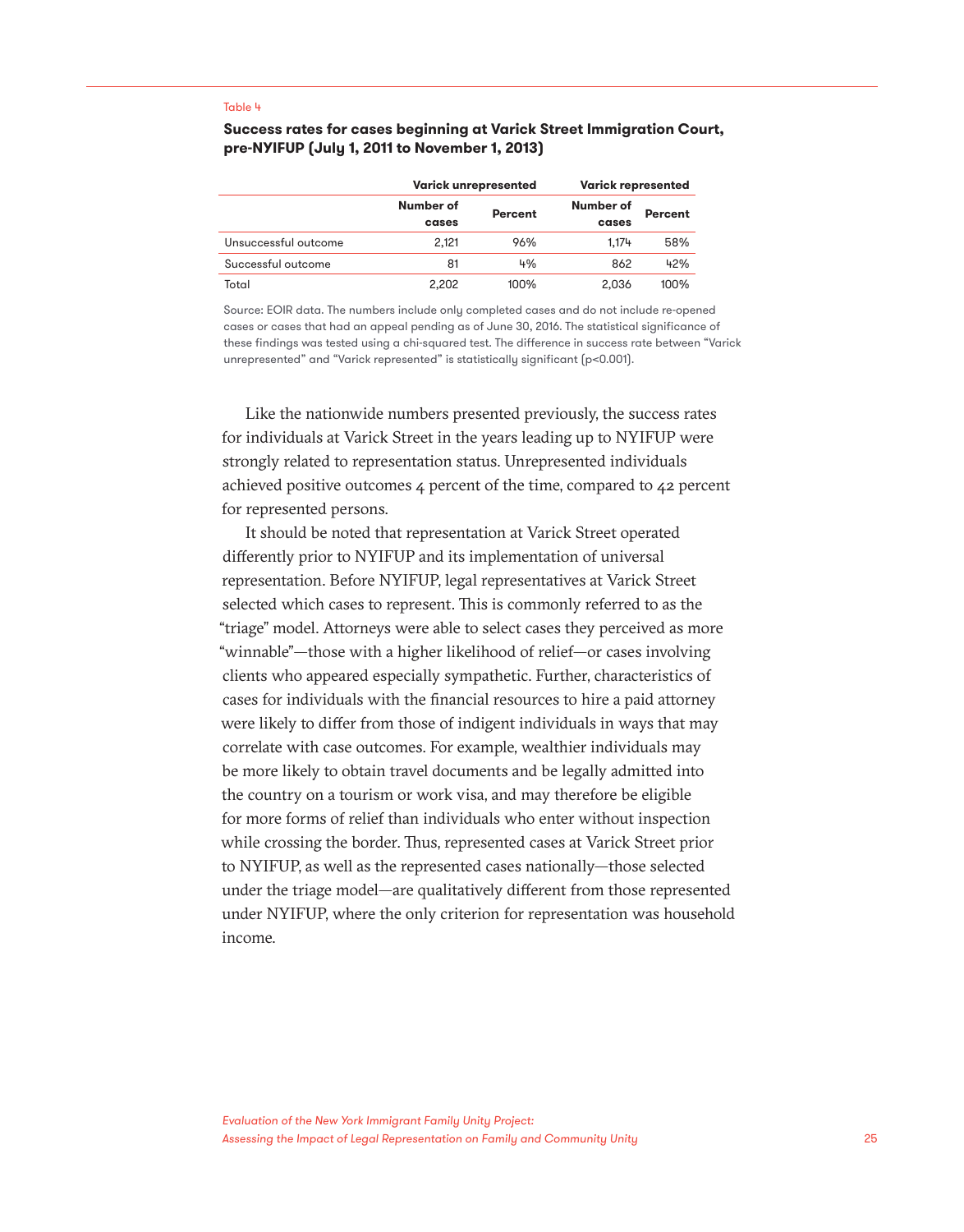Table 4

**Success rates for cases beginning at Varick Street Immigration Court, pre-NYIFUP (July 1, 2011 to November 1, 2013)**

| | Varick unrepresented | | Varick represented | |
|---|---|---|---|---|
| | Number of cases | Percent | Number of cases | Percent |
| Unsuccessful outcome | 2,121 | 96% | 1,174 | 58% |
| Successful outcome | 81 | 4% | 862 | 42% |
| Total | 2,202 | 100% | 2,036 | 100% |

Source: EOIR data. The numbers include only completed cases and do not include re-opened cases or cases that had an appeal pending as of June 30, 2016. The statistical significance of these findings was tested using a chi-squared test. The difference in success rate between "Varick unrepresented" and "Varick represented" is statistically significant ($p<0.001$).

Like the nationwide numbers presented previously, the success rates for individuals at Varick Street in the years leading up to NYIFUP were strongly related to representation status. Unrepresented individuals achieved positive outcomes 4 percent of the time, compared to 42 percent for represented persons.

It should be noted that representation at Varick Street operated differently prior to NYIFUP and its implementation of universal representation. Before NYIFUP, legal representatives at Varick Street selected which cases to represent. This is commonly referred to as the "triage" model. Attorneys were able to select cases they perceived as more "winnable"—those with a higher likelihood of relief—or cases involving clients who appeared especially sympathetic. Further, characteristics of cases for individuals with the financial resources to hire a paid attorney were likely to differ from those of indigent individuals in ways that may correlate with case outcomes. For example, wealthier individuals may be more likely to obtain travel documents and be legally admitted into the country on a tourism or work visa, and may therefore be eligible for more forms of relief than individuals who enter without inspection while crossing the border. Thus, represented cases at Varick Street prior to NYIFUP, as well as the represented cases nationally—those selected under the triage model—are qualitatively different from those represented under NYIFUP, where the only criterion for representation was household income.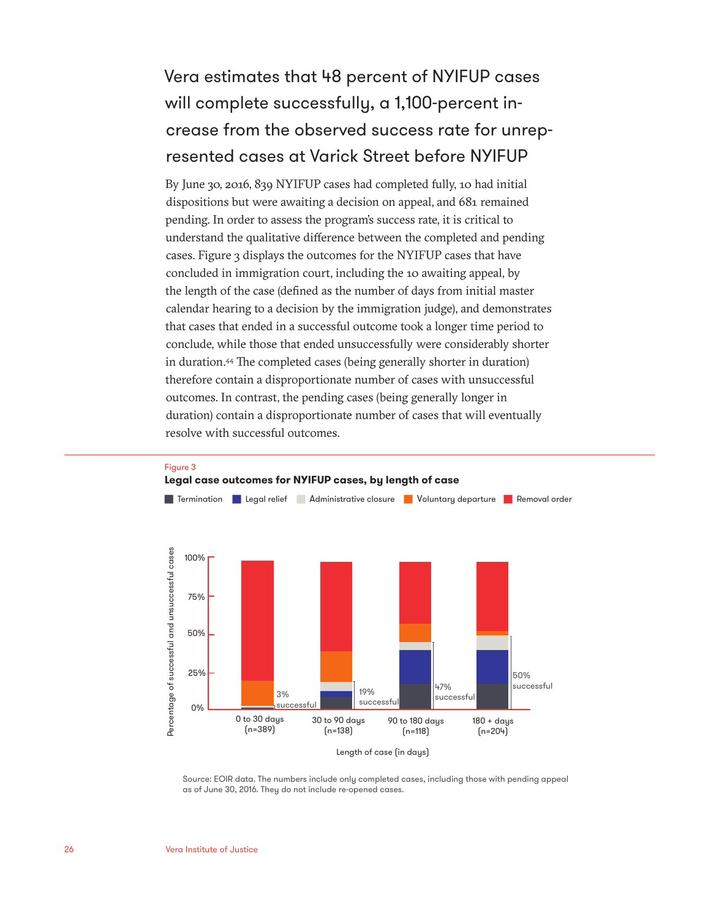## Vera estimates that 48 percent of NYIFUP cases will complete successfully, a 1,100-percent increase from the observed success rate for unrepresented cases at Varick Street before NYIFUP

By June 30, 2016, 839 NYIFUP cases had completed fully, 10 had initial dispositions but were awaiting a decision on appeal, and 681 remained pending. In order to assess the program's success rate, it is critical to understand the qualitative difference between the completed and pending cases. Figure 3 displays the outcomes for the NYIFUP cases that have concluded in immigration court, including the 10 awaiting appeal, by the length of the case (defined as the number of days from initial master calendar hearing to a decision by the immigration judge), and demonstrates that cases that ended in a successful outcome took a longer time period to conclude, while those that ended unsuccessfully were considerably shorter in duration.[44] The completed cases (being generally shorter in duration) therefore contain a disproportionate number of cases with unsuccessful outcomes. In contrast, the pending cases (being generally longer in duration) contain a disproportionate number of cases that will eventually resolve with successful outcomes.

Figure 3

**Legal case outcomes for NYIFUP cases, by length of case**

Legend: Termination, Legal relief, Administrative closure, Voluntary departure, Removal order

Y-axis: Percentage of successful and unsuccessful cases (0%, 25%, 50%, 75%, 100%)

X-axis: Length of case (in days)

| Length of case | Successful |
|---|---|
| 0 to 30 days (n=389) | 3% successful |
| 30 to 90 days (n=138) | 19% successful |
| 90 to 180 days (n=118) | 47% successful |
| 180 + days (n=204) | 50% successful |

Source: EOIR data. The numbers include only completed cases, including those with pending appeal as of June 30, 2016. They do not include re-opened cases.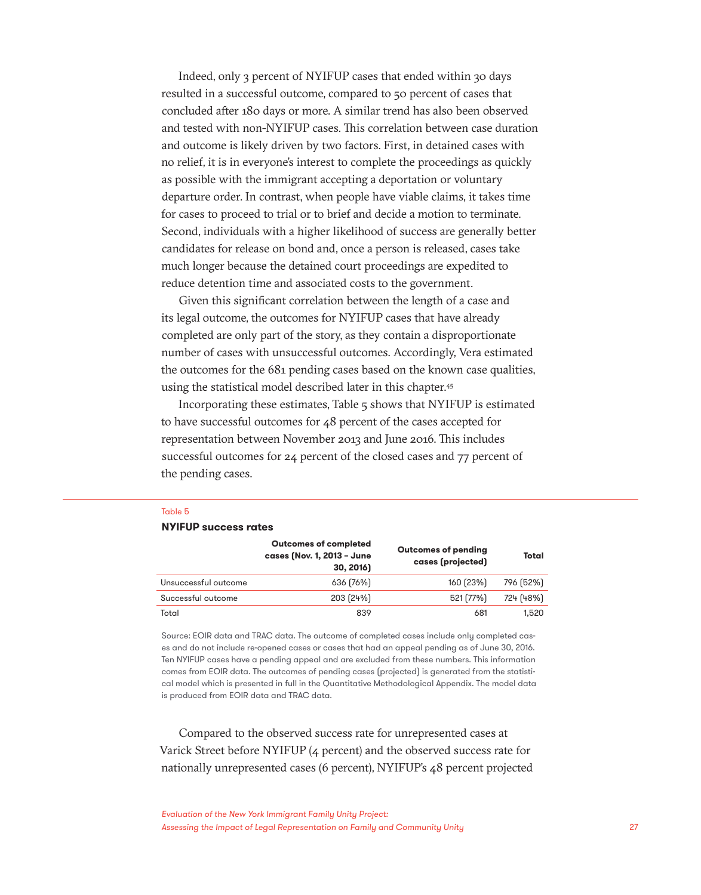Indeed, only 3 percent of NYIFUP cases that ended within 30 days resulted in a successful outcome, compared to 50 percent of cases that concluded after 180 days or more. A similar trend has also been observed and tested with non-NYIFUP cases. This correlation between case duration and outcome is likely driven by two factors. First, in detained cases with no relief, it is in everyone's interest to complete the proceedings as quickly as possible with the immigrant accepting a deportation or voluntary departure order. In contrast, when people have viable claims, it takes time for cases to proceed to trial or to brief and decide a motion to terminate. Second, individuals with a higher likelihood of success are generally better candidates for release on bond and, once a person is released, cases take much longer because the detained court proceedings are expedited to reduce detention time and associated costs to the government.

Given this significant correlation between the length of a case and its legal outcome, the outcomes for NYIFUP cases that have already completed are only part of the story, as they contain a disproportionate number of cases with unsuccessful outcomes. Accordingly, Vera estimated the outcomes for the 681 pending cases based on the known case qualities, using the statistical model described later in this chapter.[45]

Incorporating these estimates, Table 5 shows that NYIFUP is estimated to have successful outcomes for 48 percent of the cases accepted for representation between November 2013 and June 2016. This includes successful outcomes for 24 percent of the closed cases and 77 percent of the pending cases.

Table 5

**NYIFUP success rates**

| | Outcomes of completed cases (Nov. 1, 2013 – June 30, 2016) | Outcomes of pending cases (projected) | Total |
|---|---|---|---|
| Unsuccessful outcome | 636 (76%) | 160 (23%) | 796 (52%) |
| Successful outcome | 203 (24%) | 521 (77%) | 724 (48%) |
| Total | 839 | 681 | 1,520 |

Source: EOIR data and TRAC data. The outcome of completed cases include only completed cases and do not include re-opened cases or cases that had an appeal pending as of June 30, 2016. Ten NYIFUP cases have a pending appeal and are excluded from these numbers. This information comes from EOIR data. The outcomes of pending cases (projected) is generated from the statistical model which is presented in full in the Quantitative Methodological Appendix. The model data is produced from EOIR data and TRAC data.

Compared to the observed success rate for unrepresented cases at Varick Street before NYIFUP (4 percent) and the observed success rate for nationally unrepresented cases (6 percent), NYIFUP's 48 percent projected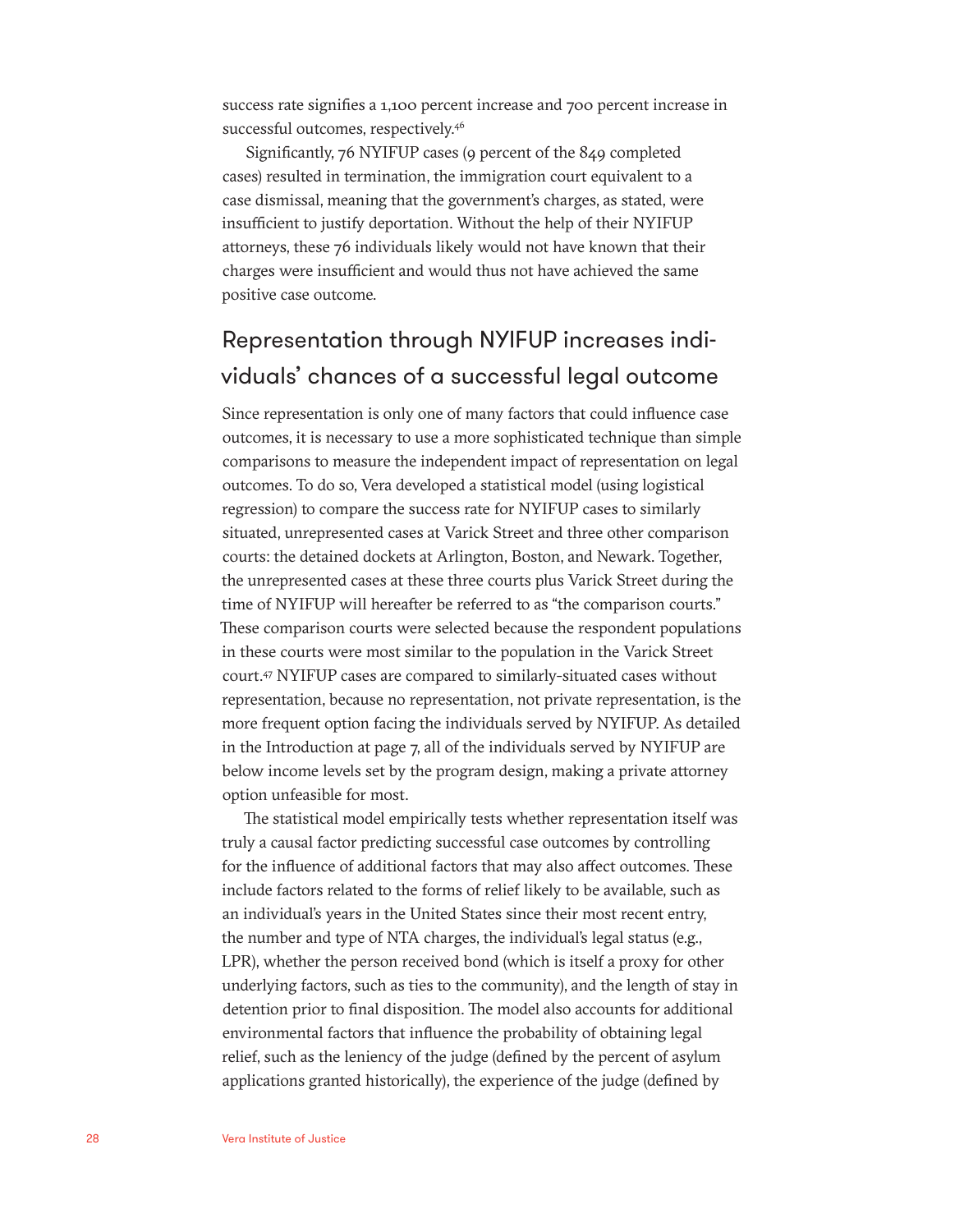success rate signifies a 1,100 percent increase and 700 percent increase in successful outcomes, respectively.[46]

Significantly, 76 NYIFUP cases (9 percent of the 849 completed cases) resulted in termination, the immigration court equivalent to a case dismissal, meaning that the government's charges, as stated, were insufficient to justify deportation. Without the help of their NYIFUP attorneys, these 76 individuals likely would not have known that their charges were insufficient and would thus not have achieved the same positive case outcome.

## Representation through NYIFUP increases individuals' chances of a successful legal outcome

Since representation is only one of many factors that could influence case outcomes, it is necessary to use a more sophisticated technique than simple comparisons to measure the independent impact of representation on legal outcomes. To do so, Vera developed a statistical model (using logistical regression) to compare the success rate for NYIFUP cases to similarly situated, unrepresented cases at Varick Street and three other comparison courts: the detained dockets at Arlington, Boston, and Newark. Together, the unrepresented cases at these three courts plus Varick Street during the time of NYIFUP will hereafter be referred to as "the comparison courts." These comparison courts were selected because the respondent populations in these courts were most similar to the population in the Varick Street court.[47] NYIFUP cases are compared to similarly-situated cases without representation, because no representation, not private representation, is the more frequent option facing the individuals served by NYIFUP. As detailed in the Introduction at page 7, all of the individuals served by NYIFUP are below income levels set by the program design, making a private attorney option unfeasible for most.

The statistical model empirically tests whether representation itself was truly a causal factor predicting successful case outcomes by controlling for the influence of additional factors that may also affect outcomes. These include factors related to the forms of relief likely to be available, such as an individual's years in the United States since their most recent entry, the number and type of NTA charges, the individual's legal status (e.g., LPR), whether the person received bond (which is itself a proxy for other underlying factors, such as ties to the community), and the length of stay in detention prior to final disposition. The model also accounts for additional environmental factors that influence the probability of obtaining legal relief, such as the leniency of the judge (defined by the percent of asylum applications granted historically), the experience of the judge (defined by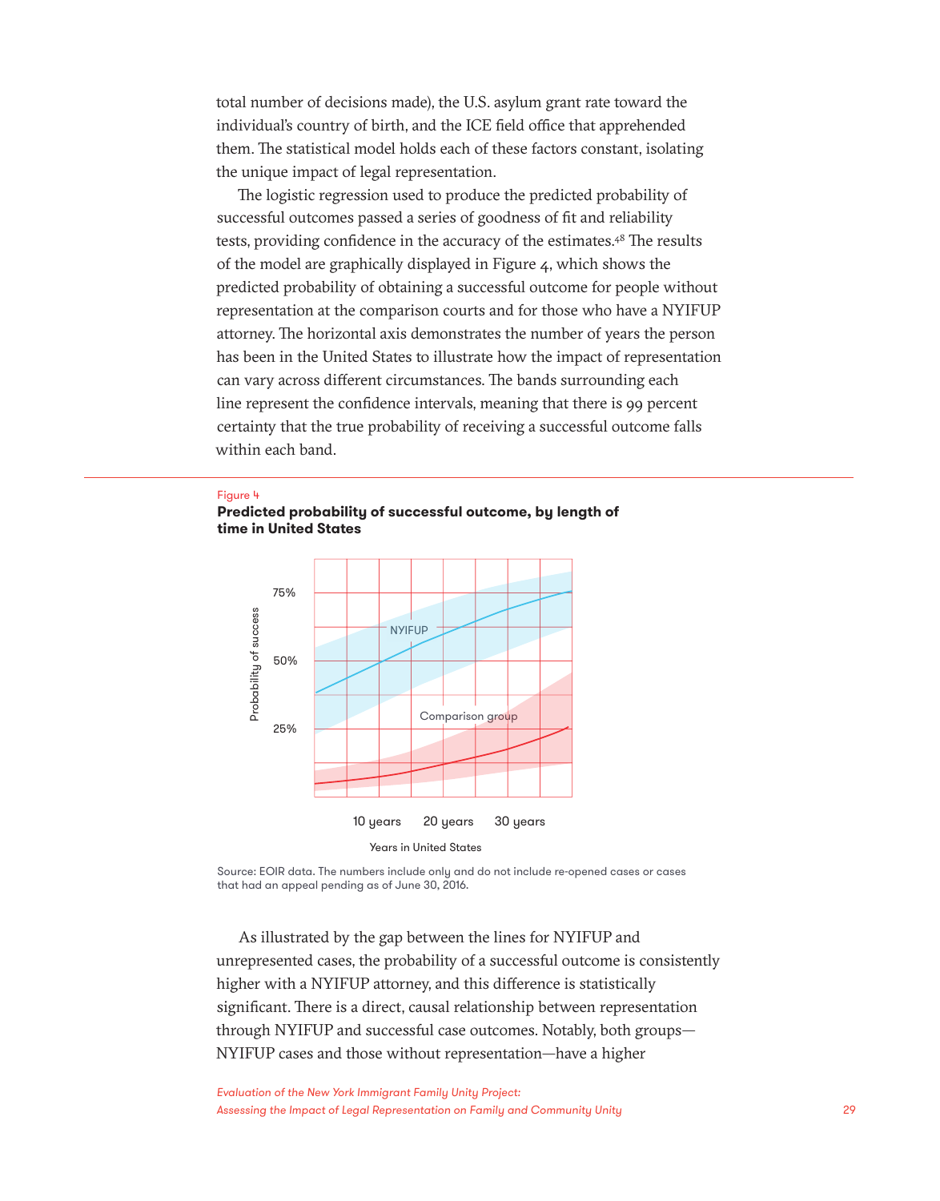total number of decisions made), the U.S. asylum grant rate toward the individual's country of birth, and the ICE field office that apprehended them. The statistical model holds each of these factors constant, isolating the unique impact of legal representation.

The logistic regression used to produce the predicted probability of successful outcomes passed a series of goodness of fit and reliability tests, providing confidence in the accuracy of the estimates.[48] The results of the model are graphically displayed in Figure 4, which shows the predicted probability of obtaining a successful outcome for people without representation at the comparison courts and for those who have a NYIFUP attorney. The horizontal axis demonstrates the number of years the person has been in the United States to illustrate how the impact of representation can vary across different circumstances. The bands surrounding each line represent the confidence intervals, meaning that there is 99 percent certainty that the true probability of receiving a successful outcome falls within each band.

Figure 4

**Predicted probability of successful outcome, by length of time in United States**

Source: EOIR data. The numbers include only and do not include re-opened cases or cases that had an appeal pending as of June 30, 2016.

As illustrated by the gap between the lines for NYIFUP and unrepresented cases, the probability of a successful outcome is consistently higher with a NYIFUP attorney, and this difference is statistically significant. There is a direct, causal relationship between representation through NYIFUP and successful case outcomes. Notably, both groups—NYIFUP cases and those without representation—have a higher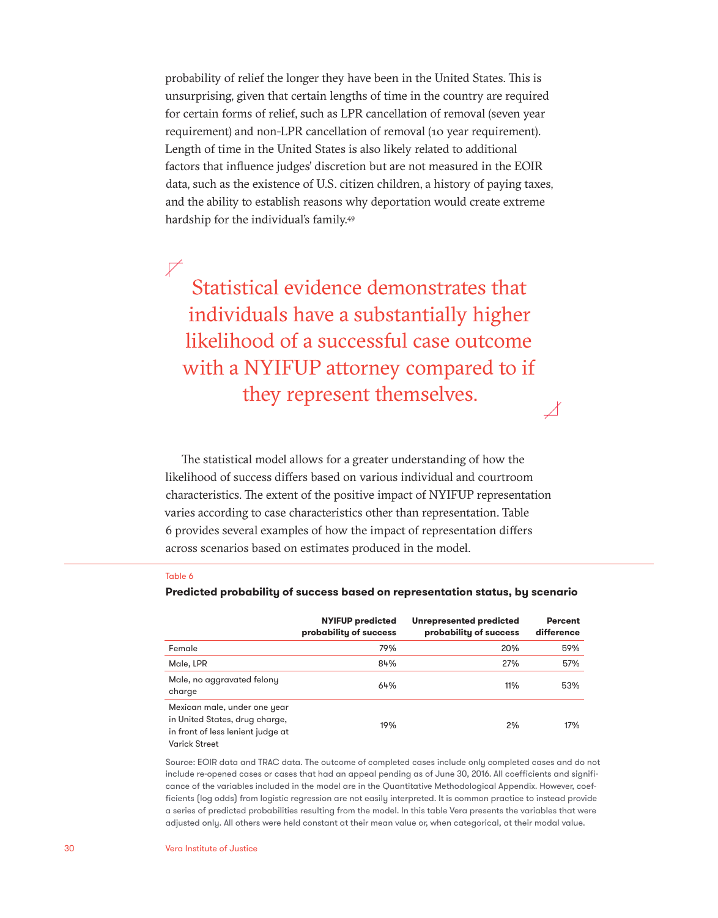probability of relief the longer they have been in the United States. This is unsurprising, given that certain lengths of time in the country are required for certain forms of relief, such as LPR cancellation of removal (seven year requirement) and non-LPR cancellation of removal (10 year requirement). Length of time in the United States is also likely related to additional factors that influence judges' discretion but are not measured in the EOIR data, such as the existence of U.S. citizen children, a history of paying taxes, and the ability to establish reasons why deportation would create extreme hardship for the individual's family.[49]

> Statistical evidence demonstrates that individuals have a substantially higher likelihood of a successful case outcome with a NYIFUP attorney compared to if they represent themselves.

The statistical model allows for a greater understanding of how the likelihood of success differs based on various individual and courtroom characteristics. The extent of the positive impact of NYIFUP representation varies according to case characteristics other than representation. Table 6 provides several examples of how the impact of representation differs across scenarios based on estimates produced in the model.

Table 6

**Predicted probability of success based on representation status, by scenario**

| | NYIFUP predicted probability of success | Unrepresented predicted probability of success | Percent difference |
|---|---|---|---|
| Female | 79% | 20% | 59% |
| Male, LPR | 84% | 27% | 57% |
| Male, no aggravated felony charge | 64% | 11% | 53% |
| Mexican male, under one year in United States, drug charge, in front of less lenient judge at Varick Street | 19% | 2% | 17% |

Source: EOIR data and TRAC data. The outcome of completed cases include only completed cases and do not include re-opened cases or cases that had an appeal pending as of June 30, 2016. All coefficients and significance of the variables included in the model are in the Quantitative Methodological Appendix. However, coefficients (log odds) from logistic regression are not easily interpreted. It is common practice to instead provide a series of predicted probabilities resulting from the model. In this table Vera presents the variables that were adjusted only. All others were held constant at their mean value or, when categorical, at their modal value.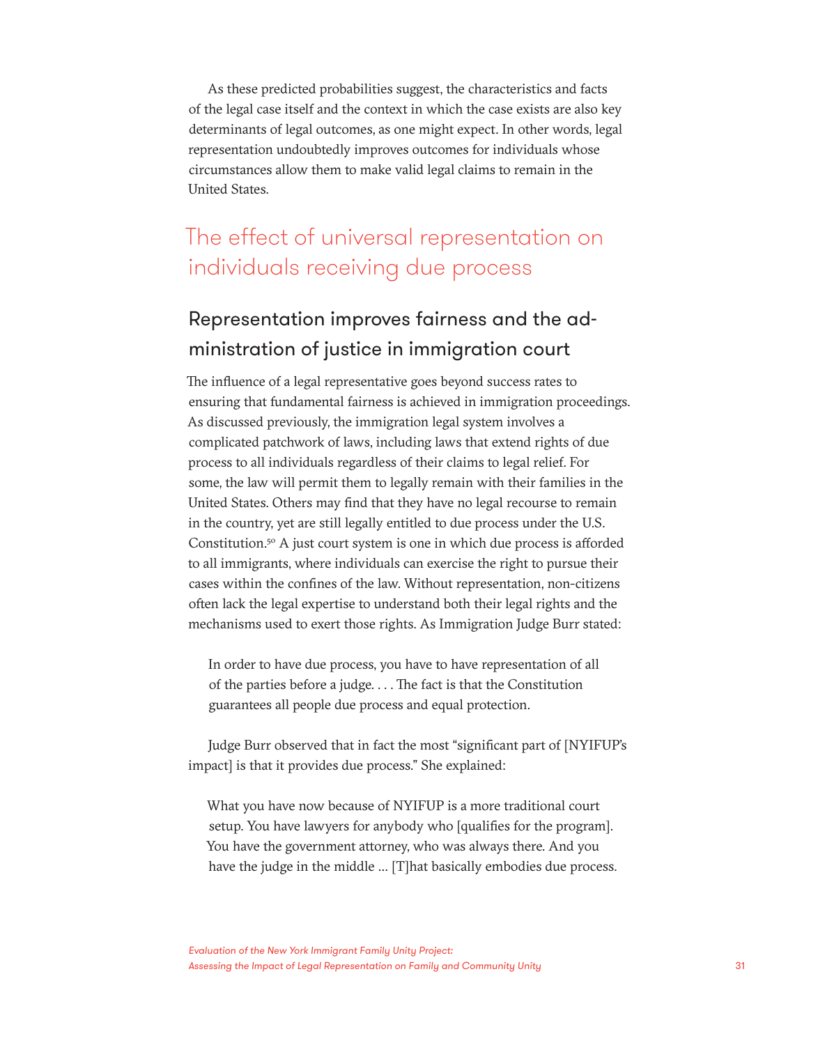As these predicted probabilities suggest, the characteristics and facts of the legal case itself and the context in which the case exists are also key determinants of legal outcomes, as one might expect. In other words, legal representation undoubtedly improves outcomes for individuals whose circumstances allow them to make valid legal claims to remain in the United States.

## The effect of universal representation on individuals receiving due process

### Representation improves fairness and the administration of justice in immigration court

The influence of a legal representative goes beyond success rates to ensuring that fundamental fairness is achieved in immigration proceedings. As discussed previously, the immigration legal system involves a complicated patchwork of laws, including laws that extend rights of due process to all individuals regardless of their claims to legal relief. For some, the law will permit them to legally remain with their families in the United States. Others may find that they have no legal recourse to remain in the country, yet are still legally entitled to due process under the U.S. Constitution.[50] A just court system is one in which due process is afforded to all immigrants, where individuals can exercise the right to pursue their cases within the confines of the law. Without representation, non-citizens often lack the legal expertise to understand both their legal rights and the mechanisms used to exert those rights. As Immigration Judge Burr stated:

> In order to have due process, you have to have representation of all of the parties before a judge. . . . The fact is that the Constitution guarantees all people due process and equal protection.

Judge Burr observed that in fact the most "significant part of [NYIFUP's impact] is that it provides due process." She explained:

> What you have now because of NYIFUP is a more traditional court setup. You have lawyers for anybody who [qualifies for the program]. You have the government attorney, who was always there. And you have the judge in the middle ... [T]hat basically embodies due process.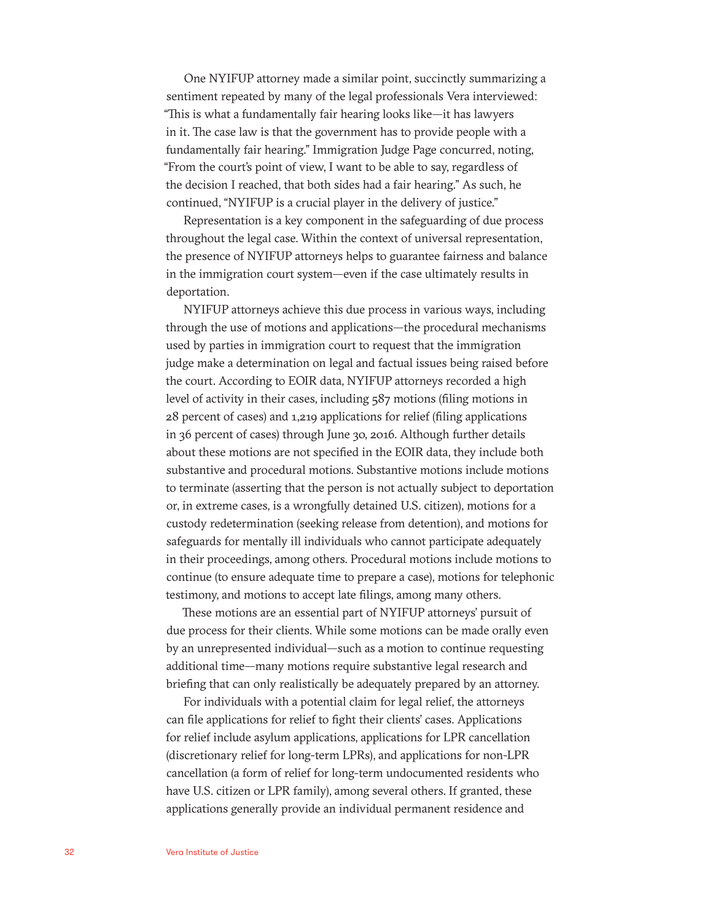One NYIFUP attorney made a similar point, succinctly summarizing a sentiment repeated by many of the legal professionals Vera interviewed: "This is what a fundamentally fair hearing looks like—it has lawyers in it. The case law is that the government has to provide people with a fundamentally fair hearing." Immigration Judge Page concurred, noting, "From the court's point of view, I want to be able to say, regardless of the decision I reached, that both sides had a fair hearing." As such, he continued, "NYIFUP is a crucial player in the delivery of justice."

Representation is a key component in the safeguarding of due process throughout the legal case. Within the context of universal representation, the presence of NYIFUP attorneys helps to guarantee fairness and balance in the immigration court system—even if the case ultimately results in deportation.

NYIFUP attorneys achieve this due process in various ways, including through the use of motions and applications—the procedural mechanisms used by parties in immigration court to request that the immigration judge make a determination on legal and factual issues being raised before the court. According to EOIR data, NYIFUP attorneys recorded a high level of activity in their cases, including 587 motions (filing motions in 28 percent of cases) and 1,219 applications for relief (filing applications in 36 percent of cases) through June 30, 2016. Although further details about these motions are not specified in the EOIR data, they include both substantive and procedural motions. Substantive motions include motions to terminate (asserting that the person is not actually subject to deportation or, in extreme cases, is a wrongfully detained U.S. citizen), motions for a custody redetermination (seeking release from detention), and motions for safeguards for mentally ill individuals who cannot participate adequately in their proceedings, among others. Procedural motions include motions to continue (to ensure adequate time to prepare a case), motions for telephonic testimony, and motions to accept late filings, among many others.

These motions are an essential part of NYIFUP attorneys' pursuit of due process for their clients. While some motions can be made orally even by an unrepresented individual—such as a motion to continue requesting additional time—many motions require substantive legal research and briefing that can only realistically be adequately prepared by an attorney.

For individuals with a potential claim for legal relief, the attorneys can file applications for relief to fight their clients' cases. Applications for relief include asylum applications, applications for LPR cancellation (discretionary relief for long-term LPRs), and applications for non-LPR cancellation (a form of relief for long-term undocumented residents who have U.S. citizen or LPR family), among several others. If granted, these applications generally provide an individual permanent residence and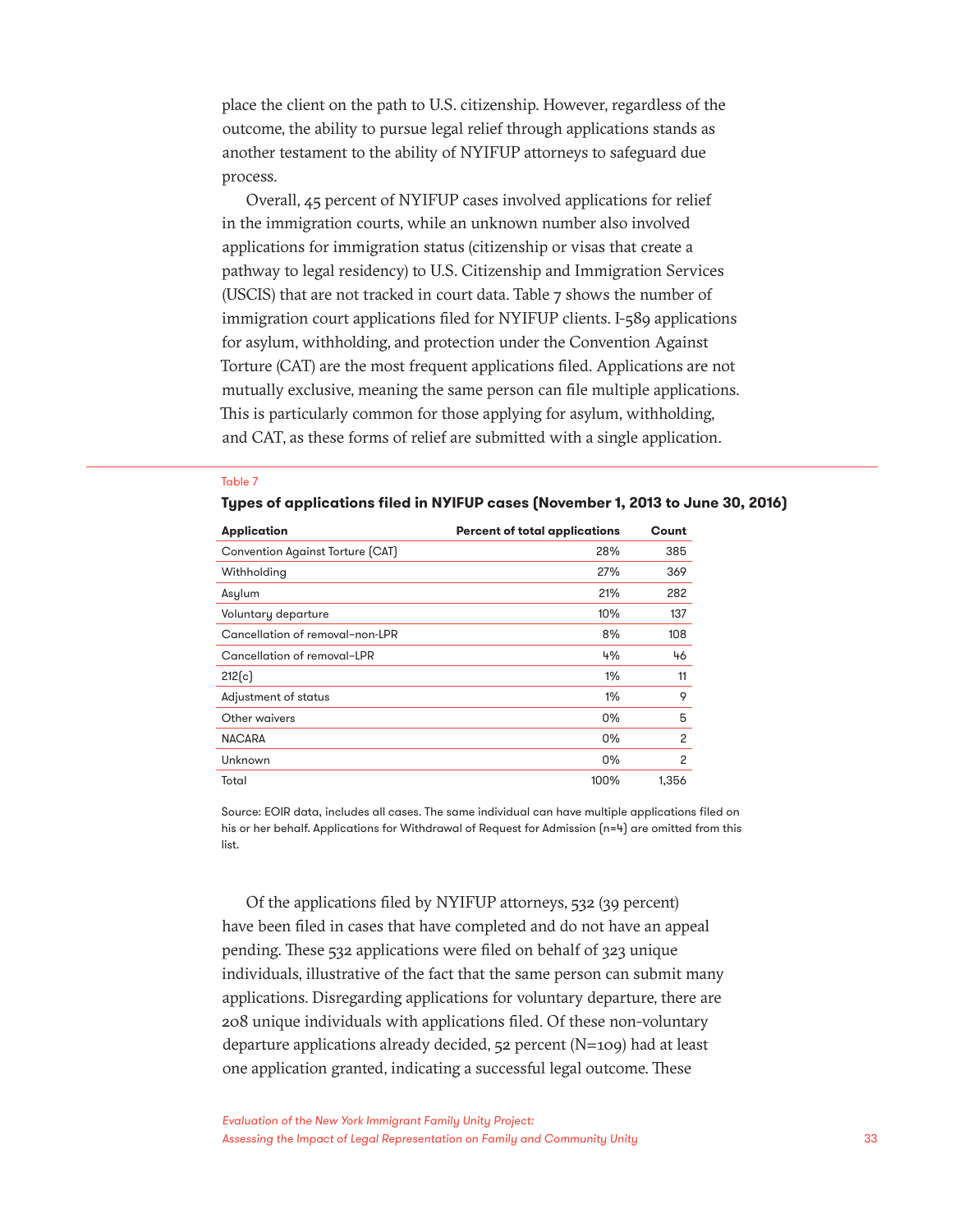place the client on the path to U.S. citizenship. However, regardless of the outcome, the ability to pursue legal relief through applications stands as another testament to the ability of NYIFUP attorneys to safeguard due process.

Overall, 45 percent of NYIFUP cases involved applications for relief in the immigration courts, while an unknown number also involved applications for immigration status (citizenship or visas that create a pathway to legal residency) to U.S. Citizenship and Immigration Services (USCIS) that are not tracked in court data. Table 7 shows the number of immigration court applications filed for NYIFUP clients. I-589 applications for asylum, withholding, and protection under the Convention Against Torture (CAT) are the most frequent applications filed. Applications are not mutually exclusive, meaning the same person can file multiple applications. This is particularly common for those applying for asylum, withholding, and CAT, as these forms of relief are submitted with a single application.

Table 7

**Types of applications filed in NYIFUP cases (November 1, 2013 to June 30, 2016)**

| Application | Percent of total applications | Count |
|---|---|---|
| Convention Against Torture (CAT) | 28% | 385 |
| Withholding | 27% | 369 |
| Asylum | 21% | 282 |
| Voluntary departure | 10% | 137 |
| Cancellation of removal–non-LPR | 8% | 108 |
| Cancellation of removal–LPR | 4% | 46 |
| 212(c) | 1% | 11 |
| Adjustment of status | 1% | 9 |
| Other waivers | 0% | 5 |
| NACARA | 0% | 2 |
| Unknown | 0% | 2 |
| Total | 100% | 1,356 |

Source: EOIR data, includes all cases. The same individual can have multiple applications filed on his or her behalf. Applications for Withdrawal of Request for Admission (n=4) are omitted from this list.

Of the applications filed by NYIFUP attorneys, 532 (39 percent) have been filed in cases that have completed and do not have an appeal pending. These 532 applications were filed on behalf of 323 unique individuals, illustrative of the fact that the same person can submit many applications. Disregarding applications for voluntary departure, there are 208 unique individuals with applications filed. Of these non-voluntary departure applications already decided, 52 percent (N=109) had at least one application granted, indicating a successful legal outcome. These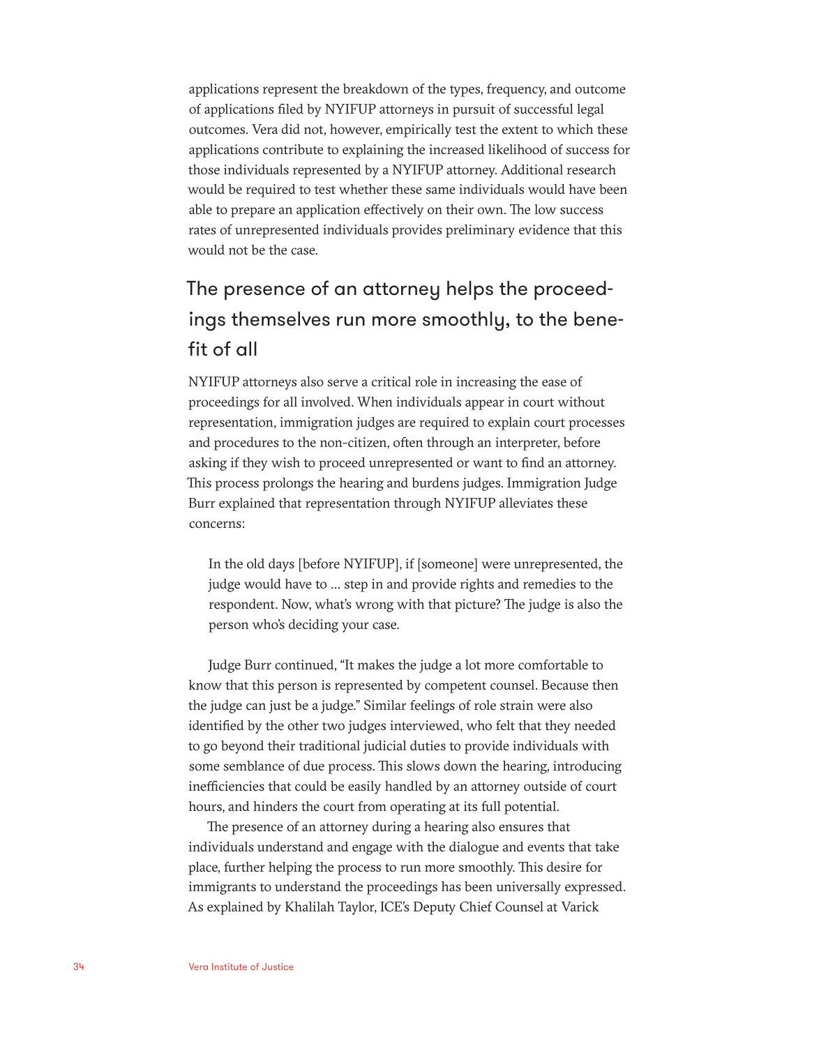applications represent the breakdown of the types, frequency, and outcome of applications filed by NYIFUP attorneys in pursuit of successful legal outcomes. Vera did not, however, empirically test the extent to which these applications contribute to explaining the increased likelihood of success for those individuals represented by a NYIFUP attorney. Additional research would be required to test whether these same individuals would have been able to prepare an application effectively on their own. The low success rates of unrepresented individuals provides preliminary evidence that this would not be the case.

## The presence of an attorney helps the proceedings themselves run more smoothly, to the benefit of all

NYIFUP attorneys also serve a critical role in increasing the ease of proceedings for all involved. When individuals appear in court without representation, immigration judges are required to explain court processes and procedures to the non-citizen, often through an interpreter, before asking if they wish to proceed unrepresented or want to find an attorney. This process prolongs the hearing and burdens judges. Immigration Judge Burr explained that representation through NYIFUP alleviates these concerns:

> In the old days [before NYIFUP], if [someone] were unrepresented, the judge would have to … step in and provide rights and remedies to the respondent. Now, what's wrong with that picture? The judge is also the person who's deciding your case.

Judge Burr continued, "It makes the judge a lot more comfortable to know that this person is represented by competent counsel. Because then the judge can just be a judge." Similar feelings of role strain were also identified by the other two judges interviewed, who felt that they needed to go beyond their traditional judicial duties to provide individuals with some semblance of due process. This slows down the hearing, introducing inefficiencies that could be easily handled by an attorney outside of court hours, and hinders the court from operating at its full potential.

The presence of an attorney during a hearing also ensures that individuals understand and engage with the dialogue and events that take place, further helping the process to run more smoothly. This desire for immigrants to understand the proceedings has been universally expressed. As explained by Khalilah Taylor, ICE's Deputy Chief Counsel at Varick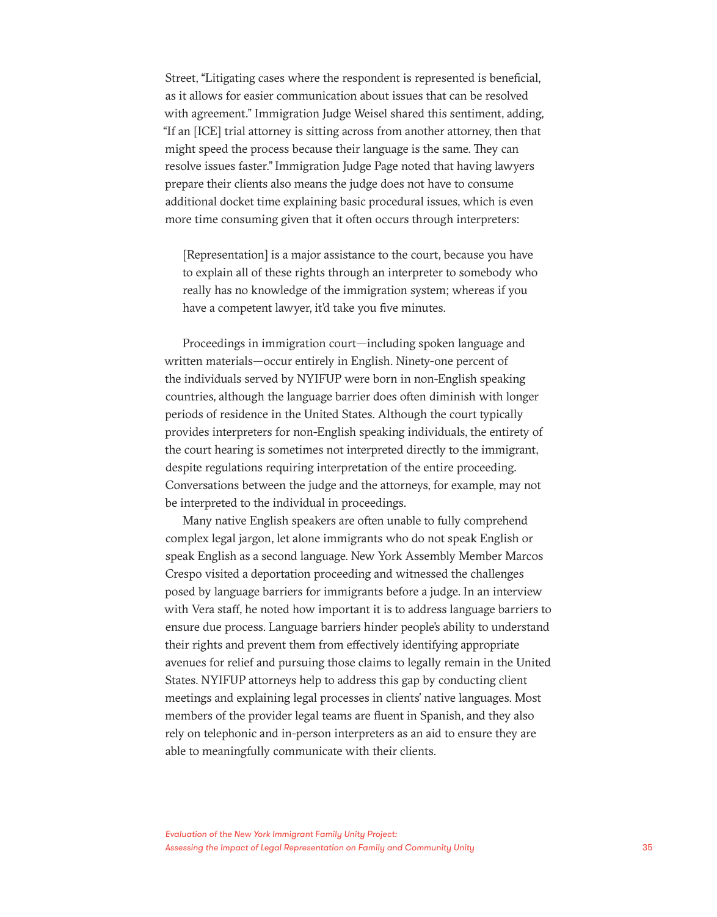Street, "Litigating cases where the respondent is represented is beneficial, as it allows for easier communication about issues that can be resolved with agreement." Immigration Judge Weisel shared this sentiment, adding, "If an [ICE] trial attorney is sitting across from another attorney, then that might speed the process because their language is the same. They can resolve issues faster." Immigration Judge Page noted that having lawyers prepare their clients also means the judge does not have to consume additional docket time explaining basic procedural issues, which is even more time consuming given that it often occurs through interpreters:

> [Representation] is a major assistance to the court, because you have to explain all of these rights through an interpreter to somebody who really has no knowledge of the immigration system; whereas if you have a competent lawyer, it'd take you five minutes.

Proceedings in immigration court—including spoken language and written materials—occur entirely in English. Ninety-one percent of the individuals served by NYIFUP were born in non-English speaking countries, although the language barrier does often diminish with longer periods of residence in the United States. Although the court typically provides interpreters for non-English speaking individuals, the entirety of the court hearing is sometimes not interpreted directly to the immigrant, despite regulations requiring interpretation of the entire proceeding. Conversations between the judge and the attorneys, for example, may not be interpreted to the individual in proceedings.

Many native English speakers are often unable to fully comprehend complex legal jargon, let alone immigrants who do not speak English or speak English as a second language. New York Assembly Member Marcos Crespo visited a deportation proceeding and witnessed the challenges posed by language barriers for immigrants before a judge. In an interview with Vera staff, he noted how important it is to address language barriers to ensure due process. Language barriers hinder people's ability to understand their rights and prevent them from effectively identifying appropriate avenues for relief and pursuing those claims to legally remain in the United States. NYIFUP attorneys help to address this gap by conducting client meetings and explaining legal processes in clients' native languages. Most members of the provider legal teams are fluent in Spanish, and they also rely on telephonic and in-person interpreters as an aid to ensure they are able to meaningfully communicate with their clients.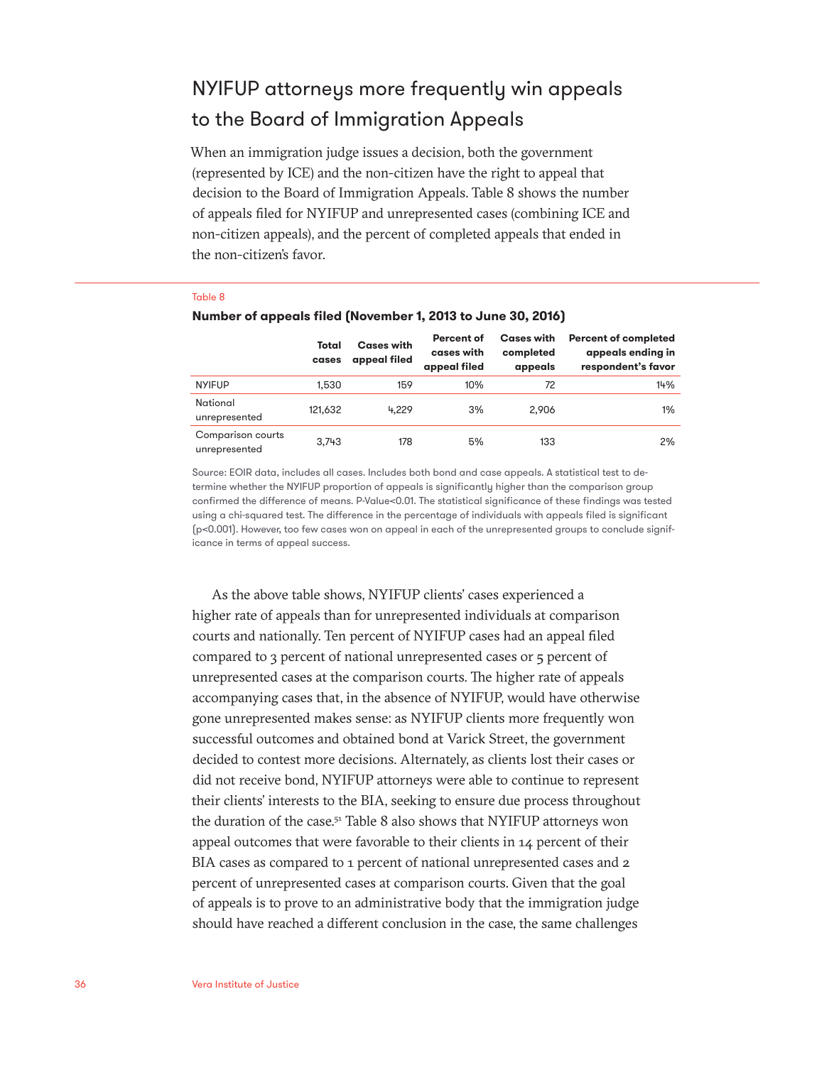## NYIFUP attorneys more frequently win appeals to the Board of Immigration Appeals

When an immigration judge issues a decision, both the government (represented by ICE) and the non-citizen have the right to appeal that decision to the Board of Immigration Appeals. Table 8 shows the number of appeals filed for NYIFUP and unrepresented cases (combining ICE and non-citizen appeals), and the percent of completed appeals that ended in the non-citizen's favor.

Table 8

**Number of appeals filed (November 1, 2013 to June 30, 2016)**

| | Total cases | Cases with appeal filed | Percent of cases with appeal filed | Cases with completed appeals | Percent of completed appeals ending in respondent's favor |
|---|---|---|---|---|---|
| NYIFUP | 1,530 | 159 | 10% | 72 | 14% |
| National unrepresented | 121,632 | 4,229 | 3% | 2,906 | 1% |
| Comparison courts unrepresented | 3,743 | 178 | 5% | 133 | 2% |

Source: EOIR data, includes all cases. Includes both bond and case appeals. A statistical test to determine whether the NYIFUP proportion of appeals is significantly higher than the comparison group confirmed the difference of means. P-Value<0.01. The statistical significance of these findings was tested using a chi-squared test. The difference in the percentage of individuals with appeals filed is significant ($p<0.001$). However, too few cases won on appeal in each of the unrepresented groups to conclude significance in terms of appeal success.

As the above table shows, NYIFUP clients' cases experienced a higher rate of appeals than for unrepresented individuals at comparison courts and nationally. Ten percent of NYIFUP cases had an appeal filed compared to 3 percent of national unrepresented cases or 5 percent of unrepresented cases at the comparison courts. The higher rate of appeals accompanying cases that, in the absence of NYIFUP, would have otherwise gone unrepresented makes sense: as NYIFUP clients more frequently won successful outcomes and obtained bond at Varick Street, the government decided to contest more decisions. Alternately, as clients lost their cases or did not receive bond, NYIFUP attorneys were able to continue to represent their clients' interests to the BIA, seeking to ensure due process throughout the duration of the case.[51] Table 8 also shows that NYIFUP attorneys won appeal outcomes that were favorable to their clients in 14 percent of their BIA cases as compared to 1 percent of national unrepresented cases and 2 percent of unrepresented cases at comparison courts. Given that the goal of appeals is to prove to an administrative body that the immigration judge should have reached a different conclusion in the case, the same challenges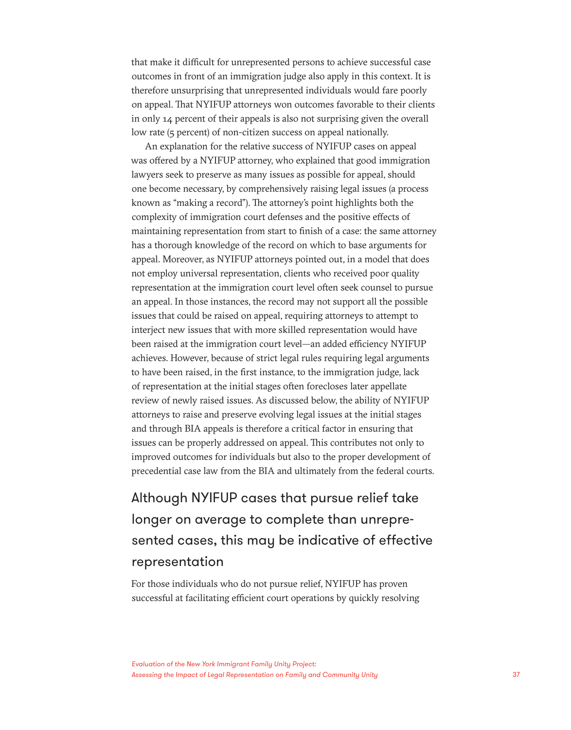that make it difficult for unrepresented persons to achieve successful case outcomes in front of an immigration judge also apply in this context. It is therefore unsurprising that unrepresented individuals would fare poorly on appeal. That NYIFUP attorneys won outcomes favorable to their clients in only 14 percent of their appeals is also not surprising given the overall low rate (5 percent) of non-citizen success on appeal nationally.

An explanation for the relative success of NYIFUP cases on appeal was offered by a NYIFUP attorney, who explained that good immigration lawyers seek to preserve as many issues as possible for appeal, should one become necessary, by comprehensively raising legal issues (a process known as "making a record"). The attorney's point highlights both the complexity of immigration court defenses and the positive effects of maintaining representation from start to finish of a case: the same attorney has a thorough knowledge of the record on which to base arguments for appeal. Moreover, as NYIFUP attorneys pointed out, in a model that does not employ universal representation, clients who received poor quality representation at the immigration court level often seek counsel to pursue an appeal. In those instances, the record may not support all the possible issues that could be raised on appeal, requiring attorneys to attempt to interject new issues that with more skilled representation would have been raised at the immigration court level—an added efficiency NYIFUP achieves. However, because of strict legal rules requiring legal arguments to have been raised, in the first instance, to the immigration judge, lack of representation at the initial stages often forecloses later appellate review of newly raised issues. As discussed below, the ability of NYIFUP attorneys to raise and preserve evolving legal issues at the initial stages and through BIA appeals is therefore a critical factor in ensuring that issues can be properly addressed on appeal. This contributes not only to improved outcomes for individuals but also to the proper development of precedential case law from the BIA and ultimately from the federal courts.

## Although NYIFUP cases that pursue relief take longer on average to complete than unrepresented cases, this may be indicative of effective representation

For those individuals who do not pursue relief, NYIFUP has proven successful at facilitating efficient court operations by quickly resolving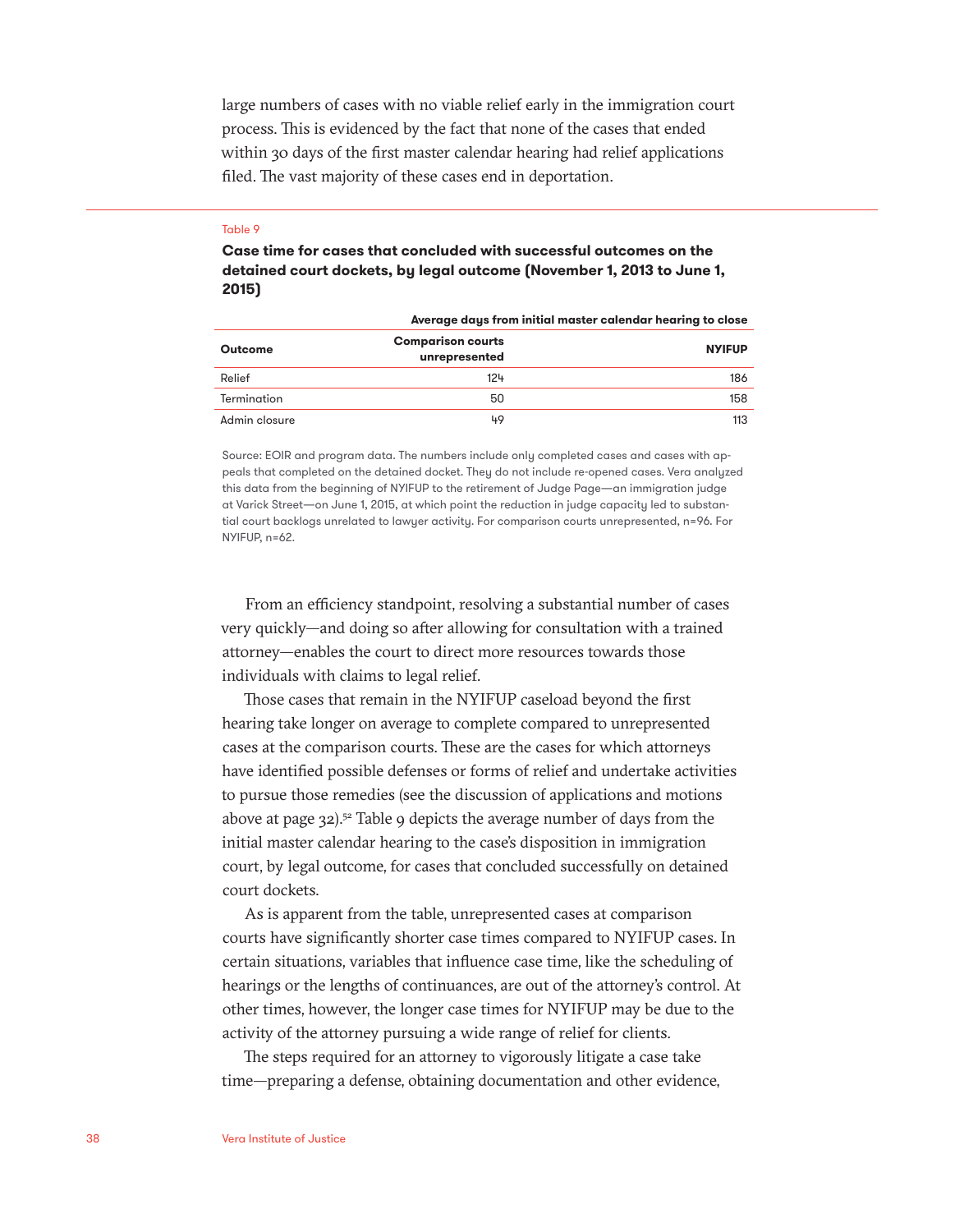large numbers of cases with no viable relief early in the immigration court process. This is evidenced by the fact that none of the cases that ended within 30 days of the first master calendar hearing had relief applications filed. The vast majority of these cases end in deportation.

Table 9

**Case time for cases that concluded with successful outcomes on the detained court dockets, by legal outcome (November 1, 2013 to June 1, 2015)**

| | Average days from initial master calendar hearing to close | |
|---|---|---|
| **Outcome** | **Comparison courts unrepresented** | **NYIFUP** |
| Relief | 124 | 186 |
| Termination | 50 | 158 |
| Admin closure | 49 | 113 |

Source: EOIR and program data. The numbers include only completed cases and cases with appeals that completed on the detained docket. They do not include re-opened cases. Vera analyzed this data from the beginning of NYIFUP to the retirement of Judge Page—an immigration judge at Varick Street—on June 1, 2015, at which point the reduction in judge capacity led to substantial court backlogs unrelated to lawyer activity. For comparison courts unrepresented, n=96. For NYIFUP, n=62.

From an efficiency standpoint, resolving a substantial number of cases very quickly—and doing so after allowing for consultation with a trained attorney—enables the court to direct more resources towards those individuals with claims to legal relief.

Those cases that remain in the NYIFUP caseload beyond the first hearing take longer on average to complete compared to unrepresented cases at the comparison courts. These are the cases for which attorneys have identified possible defenses or forms of relief and undertake activities to pursue those remedies (see the discussion of applications and motions above at page 32).[52] Table 9 depicts the average number of days from the initial master calendar hearing to the case's disposition in immigration court, by legal outcome, for cases that concluded successfully on detained court dockets.

As is apparent from the table, unrepresented cases at comparison courts have significantly shorter case times compared to NYIFUP cases. In certain situations, variables that influence case time, like the scheduling of hearings or the lengths of continuances, are out of the attorney's control. At other times, however, the longer case times for NYIFUP may be due to the activity of the attorney pursuing a wide range of relief for clients.

The steps required for an attorney to vigorously litigate a case take time—preparing a defense, obtaining documentation and other evidence,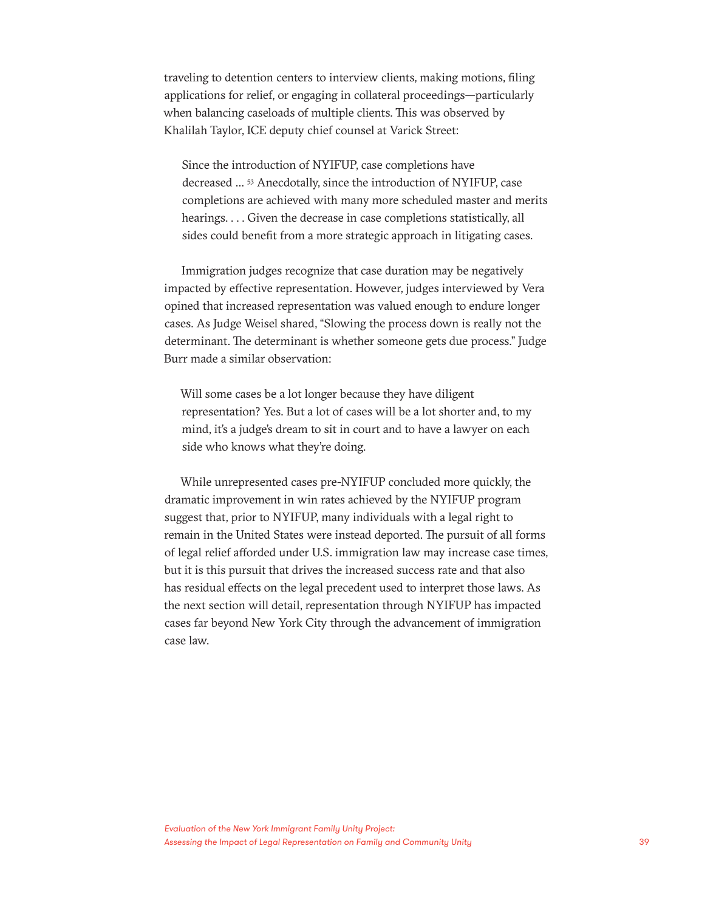traveling to detention centers to interview clients, making motions, filing applications for relief, or engaging in collateral proceedings—particularly when balancing caseloads of multiple clients. This was observed by Khalilah Taylor, ICE deputy chief counsel at Varick Street:

> Since the introduction of NYIFUP, case completions have decreased ... [53] Anecdotally, since the introduction of NYIFUP, case completions are achieved with many more scheduled master and merits hearings. . . . Given the decrease in case completions statistically, all sides could benefit from a more strategic approach in litigating cases.

Immigration judges recognize that case duration may be negatively impacted by effective representation. However, judges interviewed by Vera opined that increased representation was valued enough to endure longer cases. As Judge Weisel shared, "Slowing the process down is really not the determinant. The determinant is whether someone gets due process." Judge Burr made a similar observation:

> Will some cases be a lot longer because they have diligent representation? Yes. But a lot of cases will be a lot shorter and, to my mind, it's a judge's dream to sit in court and to have a lawyer on each side who knows what they're doing.

While unrepresented cases pre-NYIFUP concluded more quickly, the dramatic improvement in win rates achieved by the NYIFUP program suggest that, prior to NYIFUP, many individuals with a legal right to remain in the United States were instead deported. The pursuit of all forms of legal relief afforded under U.S. immigration law may increase case times, but it is this pursuit that drives the increased success rate and that also has residual effects on the legal precedent used to interpret those laws. As the next section will detail, representation through NYIFUP has impacted cases far beyond New York City through the advancement of immigration case law.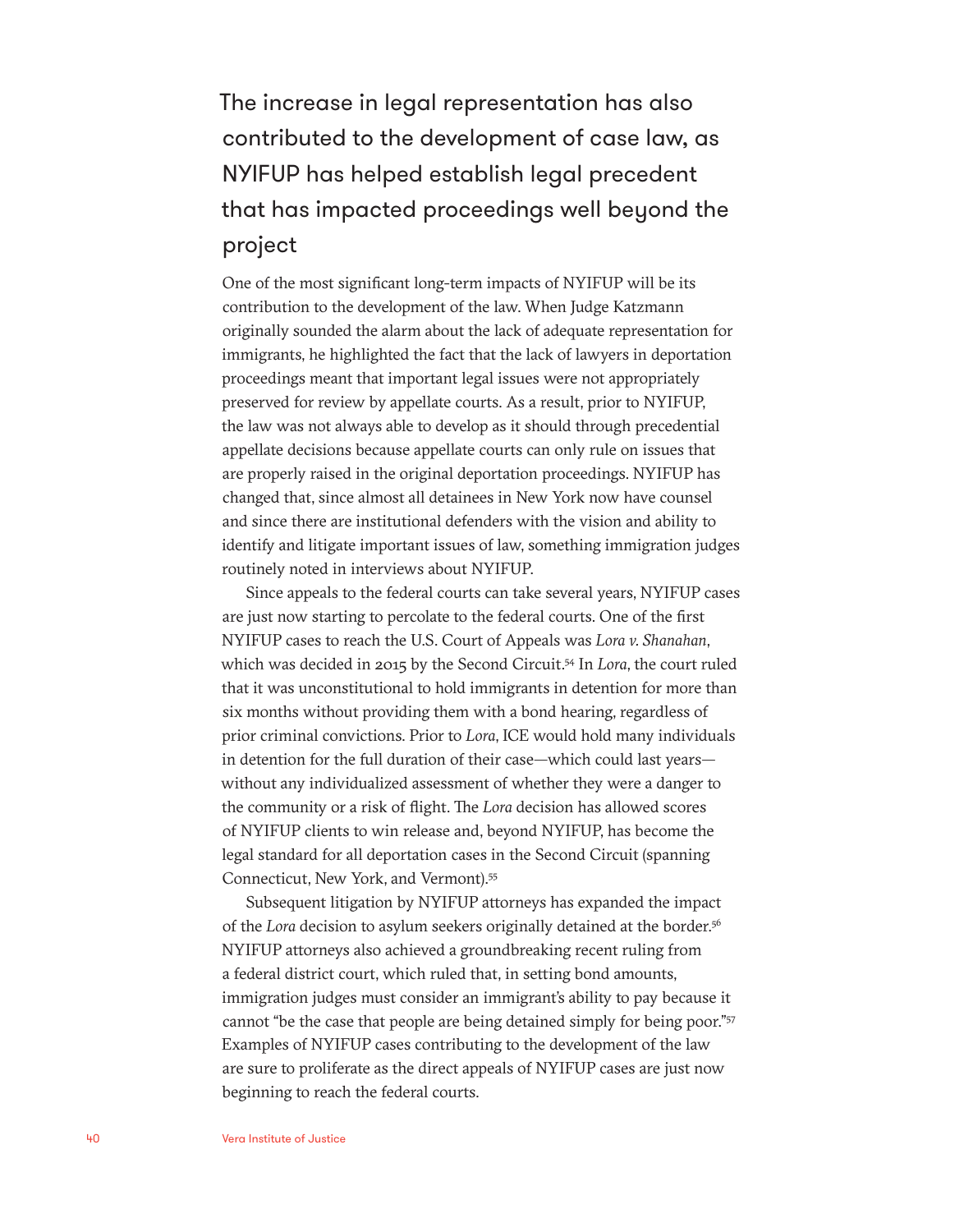## The increase in legal representation has also contributed to the development of case law, as NYIFUP has helped establish legal precedent that has impacted proceedings well beyond the project

One of the most significant long-term impacts of NYIFUP will be its contribution to the development of the law. When Judge Katzmann originally sounded the alarm about the lack of adequate representation for immigrants, he highlighted the fact that the lack of lawyers in deportation proceedings meant that important legal issues were not appropriately preserved for review by appellate courts. As a result, prior to NYIFUP, the law was not always able to develop as it should through precedential appellate decisions because appellate courts can only rule on issues that are properly raised in the original deportation proceedings. NYIFUP has changed that, since almost all detainees in New York now have counsel and since there are institutional defenders with the vision and ability to identify and litigate important issues of law, something immigration judges routinely noted in interviews about NYIFUP.

Since appeals to the federal courts can take several years, NYIFUP cases are just now starting to percolate to the federal courts. One of the first NYIFUP cases to reach the U.S. Court of Appeals was *Lora v. Shanahan*, which was decided in 2015 by the Second Circuit.[54] In *Lora*, the court ruled that it was unconstitutional to hold immigrants in detention for more than six months without providing them with a bond hearing, regardless of prior criminal convictions. Prior to *Lora*, ICE would hold many individuals in detention for the full duration of their case—which could last years—without any individualized assessment of whether they were a danger to the community or a risk of flight. The *Lora* decision has allowed scores of NYIFUP clients to win release and, beyond NYIFUP, has become the legal standard for all deportation cases in the Second Circuit (spanning Connecticut, New York, and Vermont).[55]

Subsequent litigation by NYIFUP attorneys has expanded the impact of the *Lora* decision to asylum seekers originally detained at the border.[56] NYIFUP attorneys also achieved a groundbreaking recent ruling from a federal district court, which ruled that, in setting bond amounts, immigration judges must consider an immigrant's ability to pay because it cannot "be the case that people are being detained simply for being poor."[57] Examples of NYIFUP cases contributing to the development of the law are sure to proliferate as the direct appeals of NYIFUP cases are just now beginning to reach the federal courts.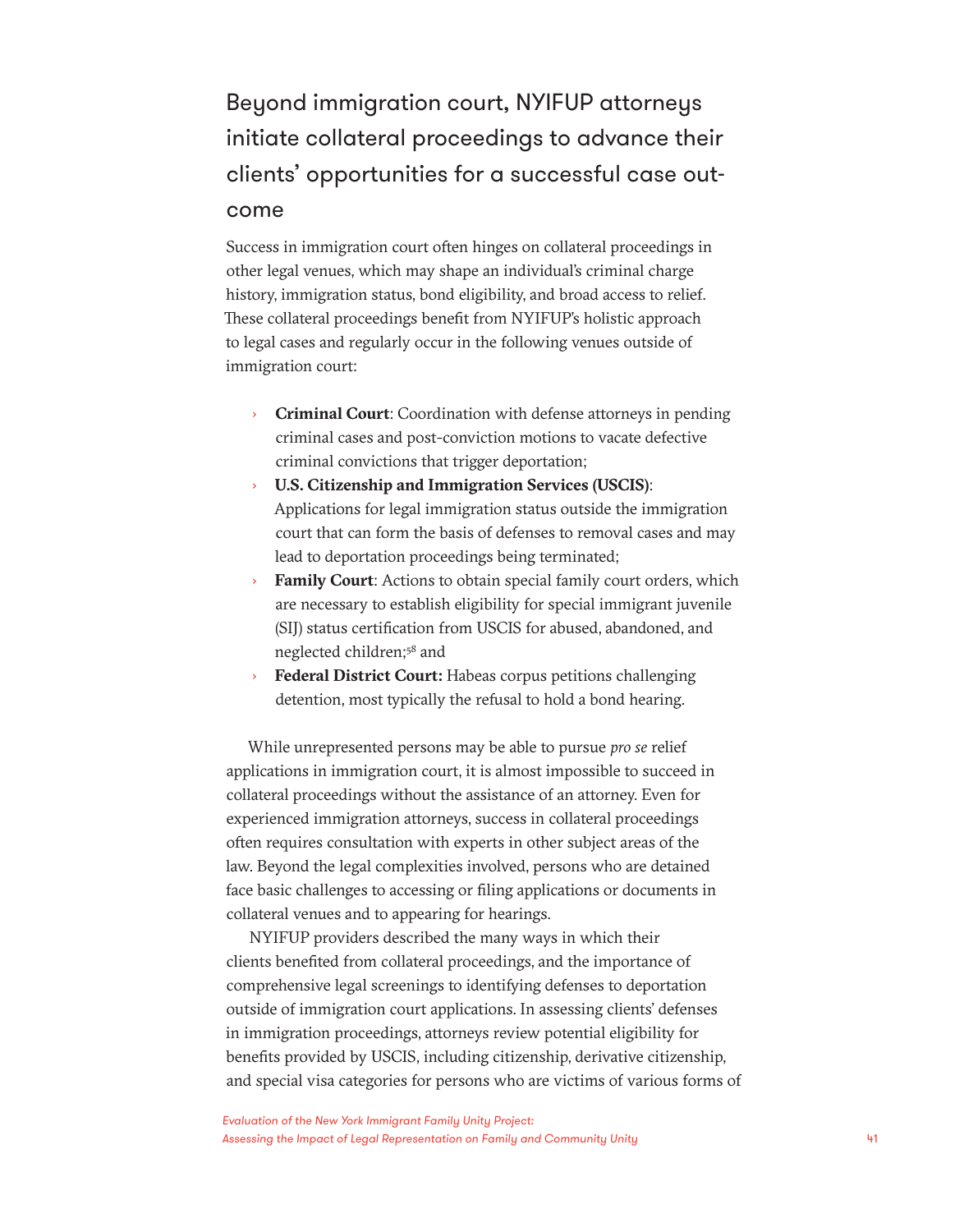## Beyond immigration court, NYIFUP attorneys initiate collateral proceedings to advance their clients' opportunities for a successful case out-come

Success in immigration court often hinges on collateral proceedings in other legal venues, which may shape an individual's criminal charge history, immigration status, bond eligibility, and broad access to relief. These collateral proceedings benefit from NYIFUP's holistic approach to legal cases and regularly occur in the following venues outside of immigration court:

- **Criminal Court**: Coordination with defense attorneys in pending criminal cases and post-conviction motions to vacate defective criminal convictions that trigger deportation;
- **U.S. Citizenship and Immigration Services (USCIS)**: Applications for legal immigration status outside the immigration court that can form the basis of defenses to removal cases and may lead to deportation proceedings being terminated;
- **Family Court**: Actions to obtain special family court orders, which are necessary to establish eligibility for special immigrant juvenile (SIJ) status certification from USCIS for abused, abandoned, and neglected children;[58] and
- **Federal District Court:** Habeas corpus petitions challenging detention, most typically the refusal to hold a bond hearing.

While unrepresented persons may be able to pursue *pro se* relief applications in immigration court, it is almost impossible to succeed in collateral proceedings without the assistance of an attorney. Even for experienced immigration attorneys, success in collateral proceedings often requires consultation with experts in other subject areas of the law. Beyond the legal complexities involved, persons who are detained face basic challenges to accessing or filing applications or documents in collateral venues and to appearing for hearings.

NYIFUP providers described the many ways in which their clients benefited from collateral proceedings, and the importance of comprehensive legal screenings to identifying defenses to deportation outside of immigration court applications. In assessing clients' defenses in immigration proceedings, attorneys review potential eligibility for benefits provided by USCIS, including citizenship, derivative citizenship, and special visa categories for persons who are victims of various forms of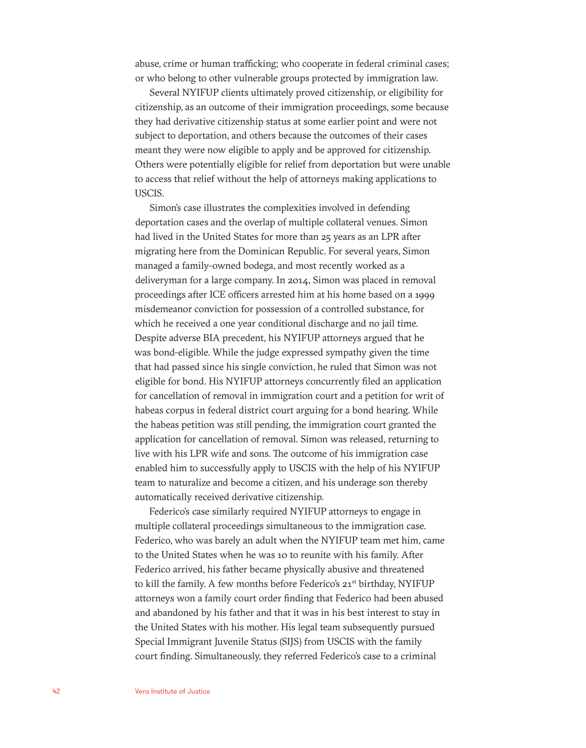abuse, crime or human trafficking; who cooperate in federal criminal cases; or who belong to other vulnerable groups protected by immigration law.

Several NYIFUP clients ultimately proved citizenship, or eligibility for citizenship, as an outcome of their immigration proceedings, some because they had derivative citizenship status at some earlier point and were not subject to deportation, and others because the outcomes of their cases meant they were now eligible to apply and be approved for citizenship. Others were potentially eligible for relief from deportation but were unable to access that relief without the help of attorneys making applications to USCIS.

Simon's case illustrates the complexities involved in defending deportation cases and the overlap of multiple collateral venues. Simon had lived in the United States for more than 25 years as an LPR after migrating here from the Dominican Republic. For several years, Simon managed a family-owned bodega, and most recently worked as a deliveryman for a large company. In 2014, Simon was placed in removal proceedings after ICE officers arrested him at his home based on a 1999 misdemeanor conviction for possession of a controlled substance, for which he received a one year conditional discharge and no jail time. Despite adverse BIA precedent, his NYIFUP attorneys argued that he was bond-eligible. While the judge expressed sympathy given the time that had passed since his single conviction, he ruled that Simon was not eligible for bond. His NYIFUP attorneys concurrently filed an application for cancellation of removal in immigration court and a petition for writ of habeas corpus in federal district court arguing for a bond hearing. While the habeas petition was still pending, the immigration court granted the application for cancellation of removal. Simon was released, returning to live with his LPR wife and sons. The outcome of his immigration case enabled him to successfully apply to USCIS with the help of his NYIFUP team to naturalize and become a citizen, and his underage son thereby automatically received derivative citizenship.

Federico's case similarly required NYIFUP attorneys to engage in multiple collateral proceedings simultaneous to the immigration case. Federico, who was barely an adult when the NYIFUP team met him, came to the United States when he was 10 to reunite with his family. After Federico arrived, his father became physically abusive and threatened to kill the family. A few months before Federico's 21st birthday, NYIFUP attorneys won a family court order finding that Federico had been abused and abandoned by his father and that it was in his best interest to stay in the United States with his mother. His legal team subsequently pursued Special Immigrant Juvenile Status (SIJS) from USCIS with the family court finding. Simultaneously, they referred Federico's case to a criminal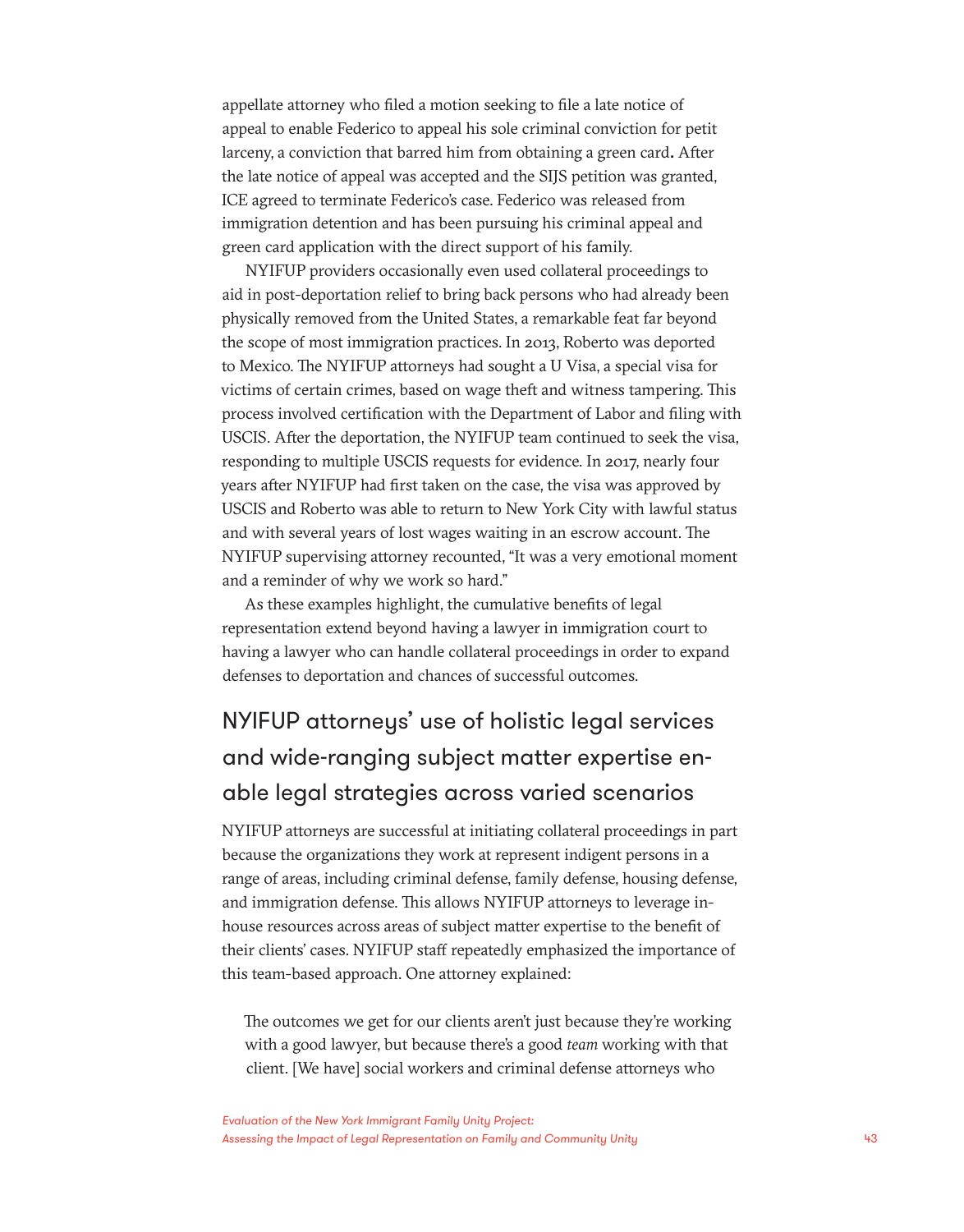appellate attorney who filed a motion seeking to file a late notice of appeal to enable Federico to appeal his sole criminal conviction for petit larceny, a conviction that barred him from obtaining a green card. After the late notice of appeal was accepted and the SIJS petition was granted, ICE agreed to terminate Federico's case. Federico was released from immigration detention and has been pursuing his criminal appeal and green card application with the direct support of his family.

NYIFUP providers occasionally even used collateral proceedings to aid in post-deportation relief to bring back persons who had already been physically removed from the United States, a remarkable feat far beyond the scope of most immigration practices. In 2013, Roberto was deported to Mexico. The NYIFUP attorneys had sought a U Visa, a special visa for victims of certain crimes, based on wage theft and witness tampering. This process involved certification with the Department of Labor and filing with USCIS. After the deportation, the NYIFUP team continued to seek the visa, responding to multiple USCIS requests for evidence. In 2017, nearly four years after NYIFUP had first taken on the case, the visa was approved by USCIS and Roberto was able to return to New York City with lawful status and with several years of lost wages waiting in an escrow account. The NYIFUP supervising attorney recounted, "It was a very emotional moment and a reminder of why we work so hard."

As these examples highlight, the cumulative benefits of legal representation extend beyond having a lawyer in immigration court to having a lawyer who can handle collateral proceedings in order to expand defenses to deportation and chances of successful outcomes.

## NYIFUP attorneys' use of holistic legal services and wide-ranging subject matter expertise enable legal strategies across varied scenarios

NYIFUP attorneys are successful at initiating collateral proceedings in part because the organizations they work at represent indigent persons in a range of areas, including criminal defense, family defense, housing defense, and immigration defense. This allows NYIFUP attorneys to leverage in-house resources across areas of subject matter expertise to the benefit of their clients' cases. NYIFUP staff repeatedly emphasized the importance of this team-based approach. One attorney explained:

> The outcomes we get for our clients aren't just because they're working with a good lawyer, but because there's a good *team* working with that client. [We have] social workers and criminal defense attorneys who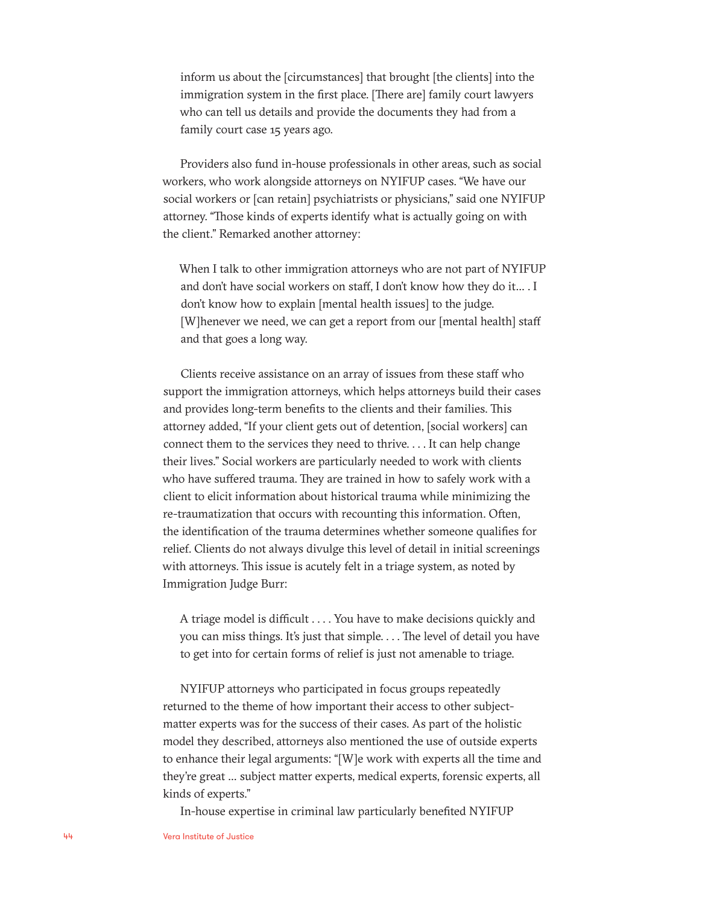> inform us about the [circumstances] that brought [the clients] into the immigration system in the first place. [There are] family court lawyers who can tell us details and provide the documents they had from a family court case 15 years ago.

Providers also fund in-house professionals in other areas, such as social workers, who work alongside attorneys on NYIFUP cases. "We have our social workers or [can retain] psychiatrists or physicians," said one NYIFUP attorney. "Those kinds of experts identify what is actually going on with the client." Remarked another attorney:

> When I talk to other immigration attorneys who are not part of NYIFUP and don't have social workers on staff, I don't know how they do it... . I don't know how to explain [mental health issues] to the judge. [W]henever we need, we can get a report from our [mental health] staff and that goes a long way.

Clients receive assistance on an array of issues from these staff who support the immigration attorneys, which helps attorneys build their cases and provides long-term benefits to the clients and their families. This attorney added, "If your client gets out of detention, [social workers] can connect them to the services they need to thrive. . . . It can help change their lives." Social workers are particularly needed to work with clients who have suffered trauma. They are trained in how to safely work with a client to elicit information about historical trauma while minimizing the re-traumatization that occurs with recounting this information. Often, the identification of the trauma determines whether someone qualifies for relief. Clients do not always divulge this level of detail in initial screenings with attorneys. This issue is acutely felt in a triage system, as noted by Immigration Judge Burr:

> A triage model is difficult . . . . You have to make decisions quickly and you can miss things. It's just that simple. . . . The level of detail you have to get into for certain forms of relief is just not amenable to triage.

NYIFUP attorneys who participated in focus groups repeatedly returned to the theme of how important their access to other subject-matter experts was for the success of their cases. As part of the holistic model they described, attorneys also mentioned the use of outside experts to enhance their legal arguments: "[W]e work with experts all the time and they're great ... subject matter experts, medical experts, forensic experts, all kinds of experts."

In-house expertise in criminal law particularly benefited NYIFUP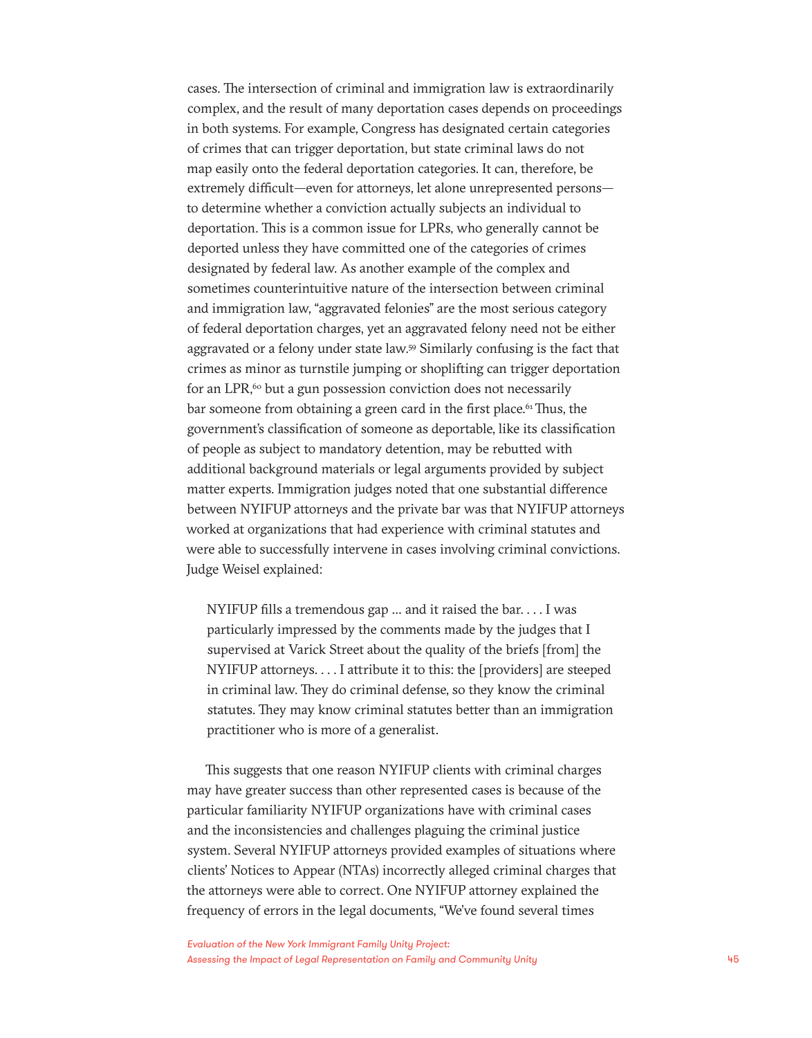cases. The intersection of criminal and immigration law is extraordinarily complex, and the result of many deportation cases depends on proceedings in both systems. For example, Congress has designated certain categories of crimes that can trigger deportation, but state criminal laws do not map easily onto the federal deportation categories. It can, therefore, be extremely difficult—even for attorneys, let alone unrepresented persons—to determine whether a conviction actually subjects an individual to deportation. This is a common issue for LPRs, who generally cannot be deported unless they have committed one of the categories of crimes designated by federal law. As another example of the complex and sometimes counterintuitive nature of the intersection between criminal and immigration law, "aggravated felonies" are the most serious category of federal deportation charges, yet an aggravated felony need not be either aggravated or a felony under state law.[59] Similarly confusing is the fact that crimes as minor as turnstile jumping or shoplifting can trigger deportation for an LPR,[60] but a gun possession conviction does not necessarily bar someone from obtaining a green card in the first place.[61] Thus, the government's classification of someone as deportable, like its classification of people as subject to mandatory detention, may be rebutted with additional background materials or legal arguments provided by subject matter experts. Immigration judges noted that one substantial difference between NYIFUP attorneys and the private bar was that NYIFUP attorneys worked at organizations that had experience with criminal statutes and were able to successfully intervene in cases involving criminal convictions. Judge Weisel explained:

> NYIFUP fills a tremendous gap ... and it raised the bar. . . . I was particularly impressed by the comments made by the judges that I supervised at Varick Street about the quality of the briefs [from] the NYIFUP attorneys. . . . I attribute it to this: the [providers] are steeped in criminal law. They do criminal defense, so they know the criminal statutes. They may know criminal statutes better than an immigration practitioner who is more of a generalist.

This suggests that one reason NYIFUP clients with criminal charges may have greater success than other represented cases is because of the particular familiarity NYIFUP organizations have with criminal cases and the inconsistencies and challenges plaguing the criminal justice system. Several NYIFUP attorneys provided examples of situations where clients' Notices to Appear (NTAs) incorrectly alleged criminal charges that the attorneys were able to correct. One NYIFUP attorney explained the frequency of errors in the legal documents, "We've found several times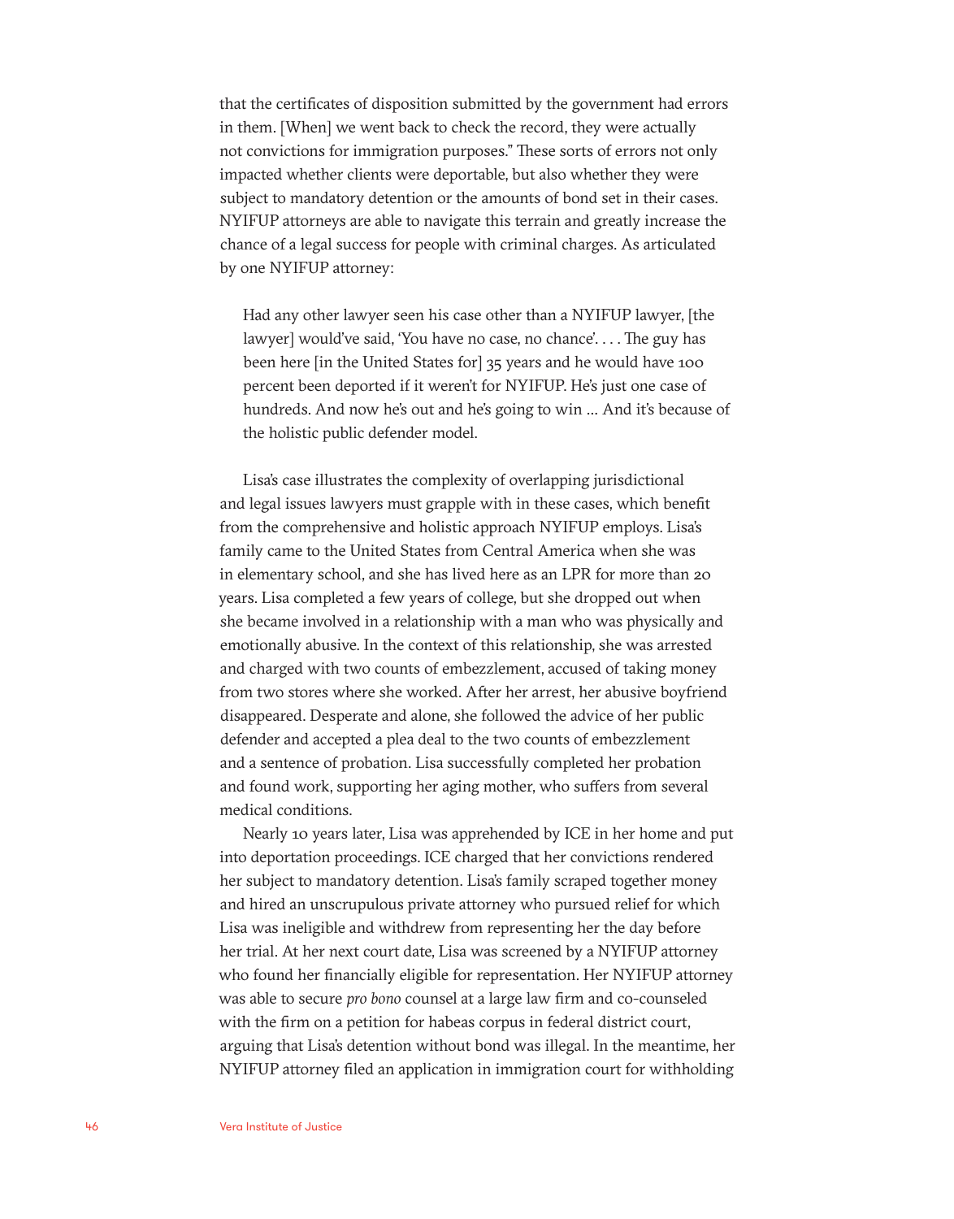that the certificates of disposition submitted by the government had errors in them. [When] we went back to check the record, they were actually not convictions for immigration purposes." These sorts of errors not only impacted whether clients were deportable, but also whether they were subject to mandatory detention or the amounts of bond set in their cases. NYIFUP attorneys are able to navigate this terrain and greatly increase the chance of a legal success for people with criminal charges. As articulated by one NYIFUP attorney:

> Had any other lawyer seen his case other than a NYIFUP lawyer, [the lawyer] would've said, 'You have no case, no chance'. . . . The guy has been here [in the United States for] 35 years and he would have 100 percent been deported if it weren't for NYIFUP. He's just one case of hundreds. And now he's out and he's going to win ... And it's because of the holistic public defender model.

Lisa's case illustrates the complexity of overlapping jurisdictional and legal issues lawyers must grapple with in these cases, which benefit from the comprehensive and holistic approach NYIFUP employs. Lisa's family came to the United States from Central America when she was in elementary school, and she has lived here as an LPR for more than 20 years. Lisa completed a few years of college, but she dropped out when she became involved in a relationship with a man who was physically and emotionally abusive. In the context of this relationship, she was arrested and charged with two counts of embezzlement, accused of taking money from two stores where she worked. After her arrest, her abusive boyfriend disappeared. Desperate and alone, she followed the advice of her public defender and accepted a plea deal to the two counts of embezzlement and a sentence of probation. Lisa successfully completed her probation and found work, supporting her aging mother, who suffers from several medical conditions.

Nearly 10 years later, Lisa was apprehended by ICE in her home and put into deportation proceedings. ICE charged that her convictions rendered her subject to mandatory detention. Lisa's family scraped together money and hired an unscrupulous private attorney who pursued relief for which Lisa was ineligible and withdrew from representing her the day before her trial. At her next court date, Lisa was screened by a NYIFUP attorney who found her financially eligible for representation. Her NYIFUP attorney was able to secure *pro bono* counsel at a large law firm and co-counseled with the firm on a petition for habeas corpus in federal district court, arguing that Lisa's detention without bond was illegal. In the meantime, her NYIFUP attorney filed an application in immigration court for withholding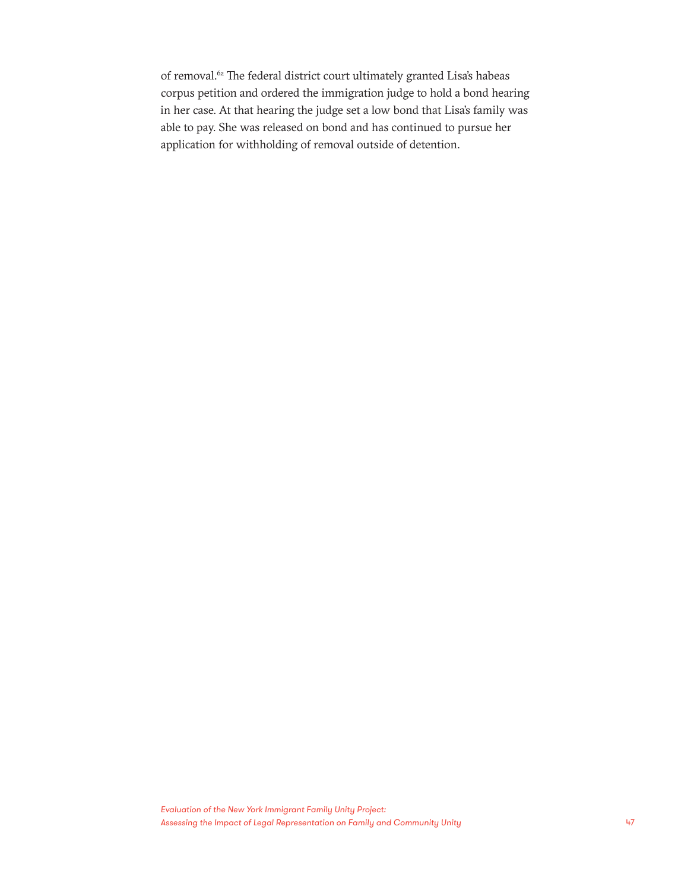of removal.[62] The federal district court ultimately granted Lisa's habeas corpus petition and ordered the immigration judge to hold a bond hearing in her case. At that hearing the judge set a low bond that Lisa's family was able to pay. She was released on bond and has continued to pursue her application for withholding of removal outside of detention.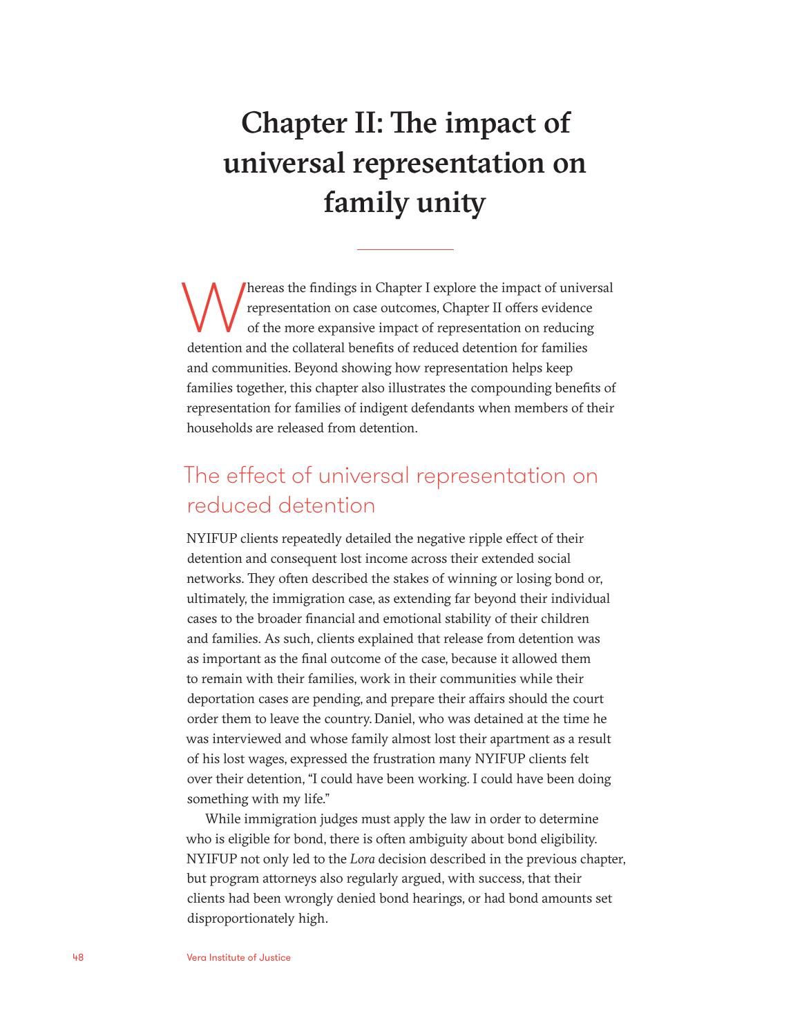# Chapter II: The impact of universal representation on family unity

Whereas the findings in Chapter I explore the impact of universal representation on case outcomes, Chapter II offers evidence of the more expansive impact of representation on reducing detention and the collateral benefits of reduced detention for families and communities. Beyond showing how representation helps keep families together, this chapter also illustrates the compounding benefits of representation for families of indigent defendants when members of their households are released from detention.

## The effect of universal representation on reduced detention

NYIFUP clients repeatedly detailed the negative ripple effect of their detention and consequent lost income across their extended social networks. They often described the stakes of winning or losing bond or, ultimately, the immigration case, as extending far beyond their individual cases to the broader financial and emotional stability of their children and families. As such, clients explained that release from detention was as important as the final outcome of the case, because it allowed them to remain with their families, work in their communities while their deportation cases are pending, and prepare their affairs should the court order them to leave the country. Daniel, who was detained at the time he was interviewed and whose family almost lost their apartment as a result of his lost wages, expressed the frustration many NYIFUP clients felt over their detention, "I could have been working. I could have been doing something with my life."

While immigration judges must apply the law in order to determine who is eligible for bond, there is often ambiguity about bond eligibility. NYIFUP not only led to the *Lora* decision described in the previous chapter, but program attorneys also regularly argued, with success, that their clients had been wrongly denied bond hearings, or had bond amounts set disproportionately high.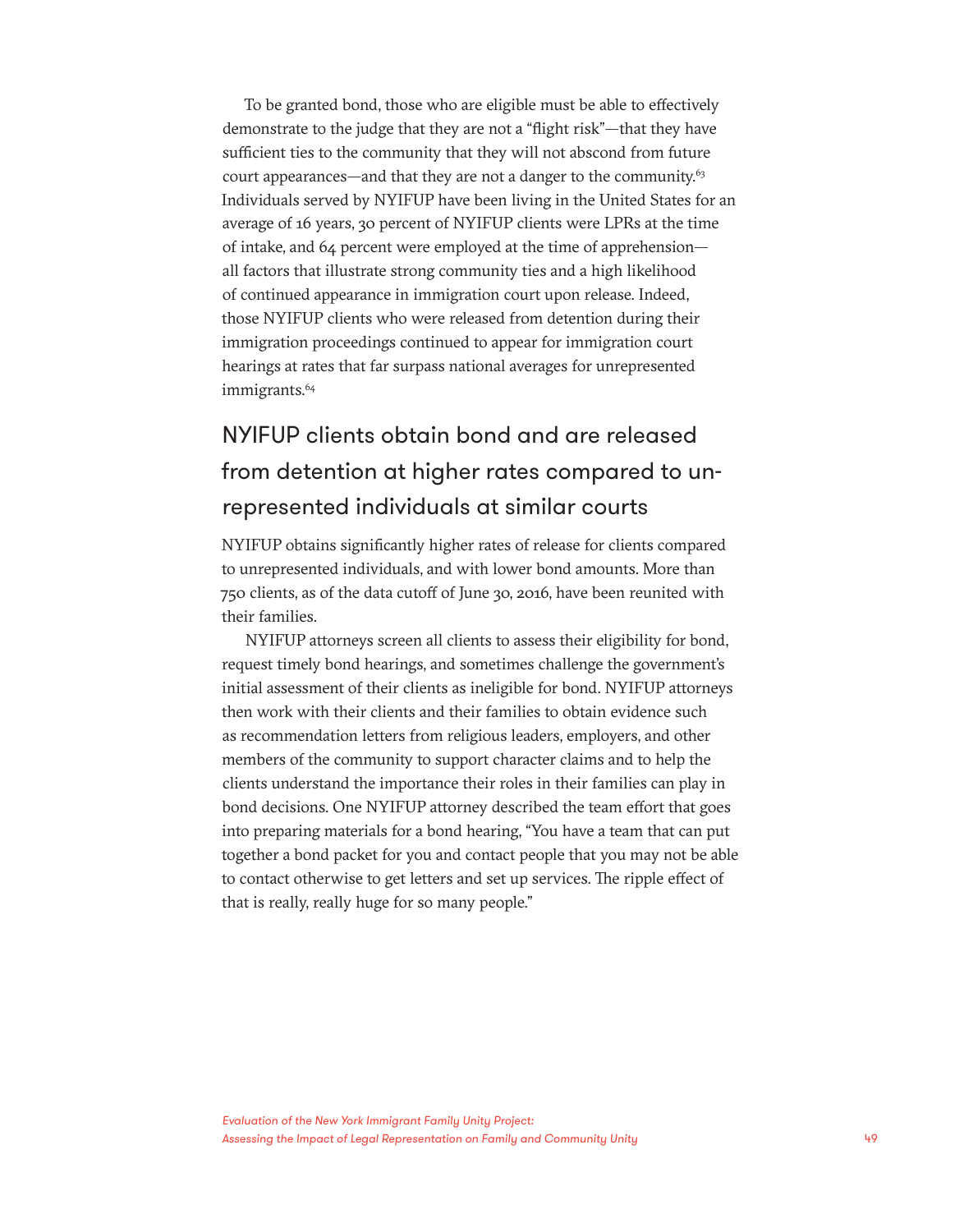To be granted bond, those who are eligible must be able to effectively demonstrate to the judge that they are not a "flight risk"—that they have sufficient ties to the community that they will not abscond from future court appearances—and that they are not a danger to the community.[63] Individuals served by NYIFUP have been living in the United States for an average of 16 years, 30 percent of NYIFUP clients were LPRs at the time of intake, and 64 percent were employed at the time of apprehension—all factors that illustrate strong community ties and a high likelihood of continued appearance in immigration court upon release. Indeed, those NYIFUP clients who were released from detention during their immigration proceedings continued to appear for immigration court hearings at rates that far surpass national averages for unrepresented immigrants.[64]

## NYIFUP clients obtain bond and are released from detention at higher rates compared to unrepresented individuals at similar courts

NYIFUP obtains significantly higher rates of release for clients compared to unrepresented individuals, and with lower bond amounts. More than 750 clients, as of the data cutoff of June 30, 2016, have been reunited with their families.

NYIFUP attorneys screen all clients to assess their eligibility for bond, request timely bond hearings, and sometimes challenge the government's initial assessment of their clients as ineligible for bond. NYIFUP attorneys then work with their clients and their families to obtain evidence such as recommendation letters from religious leaders, employers, and other members of the community to support character claims and to help the clients understand the importance their roles in their families can play in bond decisions. One NYIFUP attorney described the team effort that goes into preparing materials for a bond hearing, "You have a team that can put together a bond packet for you and contact people that you may not be able to contact otherwise to get letters and set up services. The ripple effect of that is really, really huge for so many people."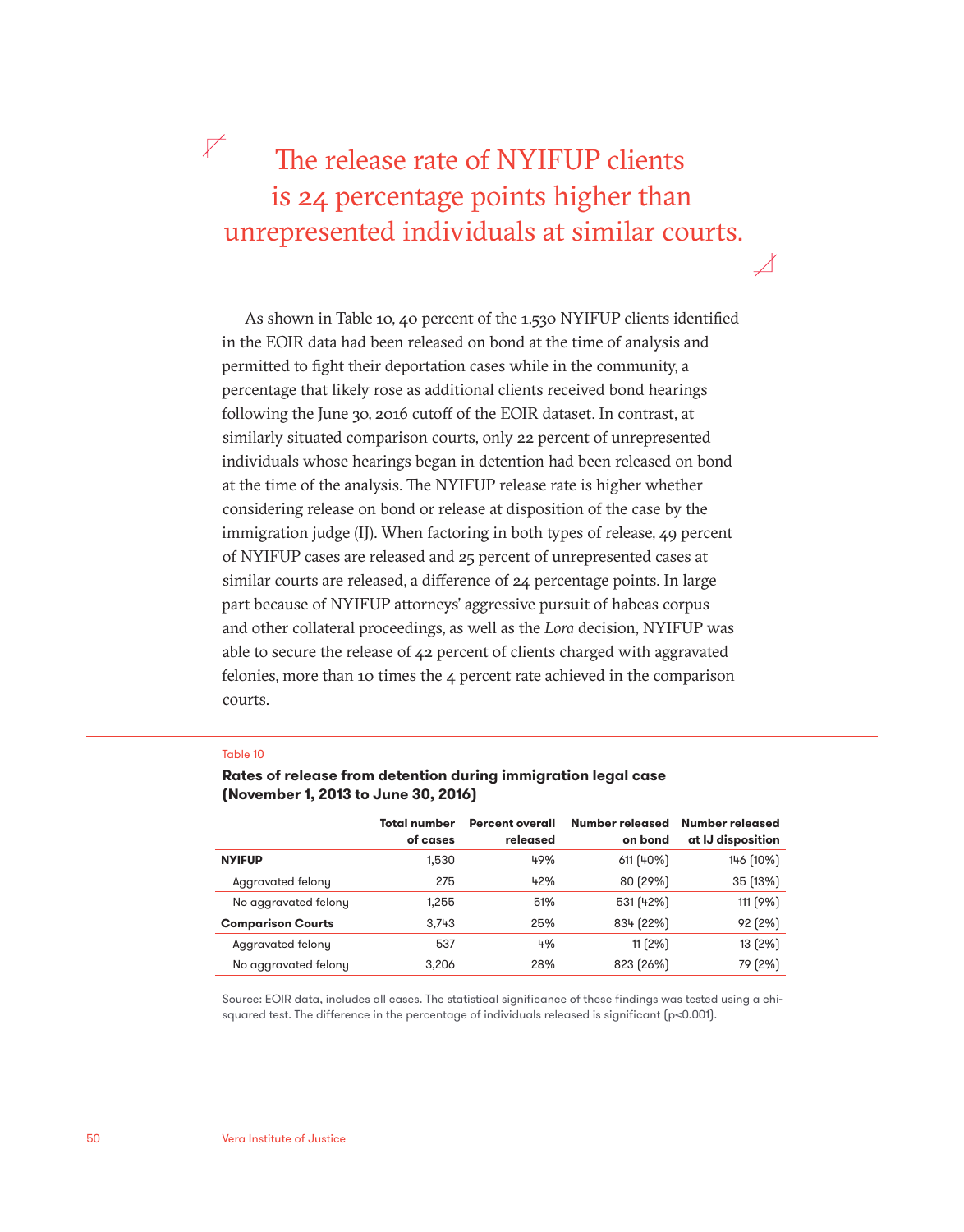> The release rate of NYIFUP clients is 24 percentage points higher than unrepresented individuals at similar courts.

As shown in Table 10, 40 percent of the 1,530 NYIFUP clients identified in the EOIR data had been released on bond at the time of analysis and permitted to fight their deportation cases while in the community, a percentage that likely rose as additional clients received bond hearings following the June 30, 2016 cutoff of the EOIR dataset. In contrast, at similarly situated comparison courts, only 22 percent of unrepresented individuals whose hearings began in detention had been released on bond at the time of the analysis. The NYIFUP release rate is higher whether considering release on bond or release at disposition of the case by the immigration judge (IJ). When factoring in both types of release, 49 percent of NYIFUP cases are released and 25 percent of unrepresented cases at similar courts are released, a difference of 24 percentage points. In large part because of NYIFUP attorneys' aggressive pursuit of habeas corpus and other collateral proceedings, as well as the *Lora* decision, NYIFUP was able to secure the release of 42 percent of clients charged with aggravated felonies, more than 10 times the 4 percent rate achieved in the comparison courts.

Table 10

**Rates of release from detention during immigration legal case (November 1, 2013 to June 30, 2016)**

| | Total number of cases | Percent overall released | Number released on bond | Number released at IJ disposition |
|---|---|---|---|---|
| **NYIFUP** | 1,530 | 49% | 611 (40%) | 146 (10%) |
| Aggravated felony | 275 | 42% | 80 (29%) | 35 (13%) |
| No aggravated felony | 1,255 | 51% | 531 (42%) | 111 (9%) |
| **Comparison Courts** | 3,743 | 25% | 834 (22%) | 92 (2%) |
| Aggravated felony | 537 | 4% | 11 (2%) | 13 (2%) |
| No aggravated felony | 3,206 | 28% | 823 (26%) | 79 (2%) |

Source: EOIR data, includes all cases. The statistical significance of these findings was tested using a chi-squared test. The difference in the percentage of individuals released is significant ($p<0.001$).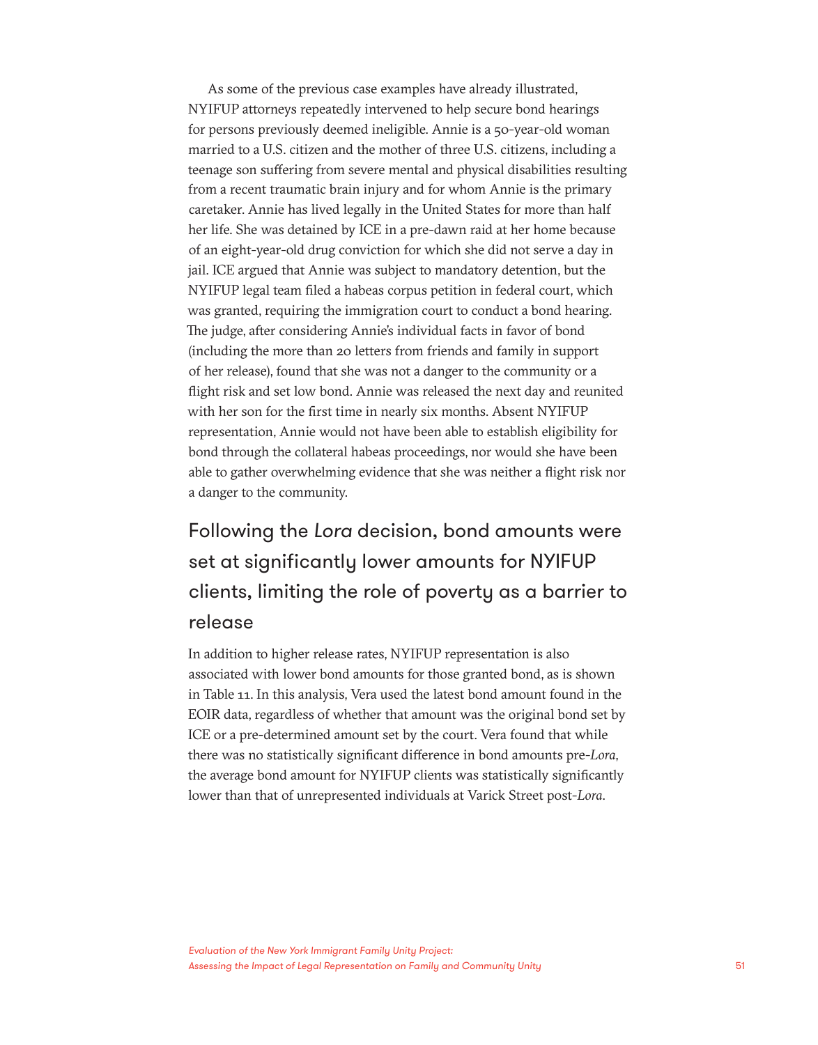As some of the previous case examples have already illustrated, NYIFUP attorneys repeatedly intervened to help secure bond hearings for persons previously deemed ineligible. Annie is a 50-year-old woman married to a U.S. citizen and the mother of three U.S. citizens, including a teenage son suffering from severe mental and physical disabilities resulting from a recent traumatic brain injury and for whom Annie is the primary caretaker. Annie has lived legally in the United States for more than half her life. She was detained by ICE in a pre-dawn raid at her home because of an eight-year-old drug conviction for which she did not serve a day in jail. ICE argued that Annie was subject to mandatory detention, but the NYIFUP legal team filed a habeas corpus petition in federal court, which was granted, requiring the immigration court to conduct a bond hearing. The judge, after considering Annie's individual facts in favor of bond (including the more than 20 letters from friends and family in support of her release), found that she was not a danger to the community or a flight risk and set low bond. Annie was released the next day and reunited with her son for the first time in nearly six months. Absent NYIFUP representation, Annie would not have been able to establish eligibility for bond through the collateral habeas proceedings, nor would she have been able to gather overwhelming evidence that she was neither a flight risk nor a danger to the community.

## Following the *Lora* decision, bond amounts were set at significantly lower amounts for NYIFUP clients, limiting the role of poverty as a barrier to release

In addition to higher release rates, NYIFUP representation is also associated with lower bond amounts for those granted bond, as is shown in Table 11. In this analysis, Vera used the latest bond amount found in the EOIR data, regardless of whether that amount was the original bond set by ICE or a pre-determined amount set by the court. Vera found that while there was no statistically significant difference in bond amounts pre-*Lora*, the average bond amount for NYIFUP clients was statistically significantly lower than that of unrepresented individuals at Varick Street post-*Lora*.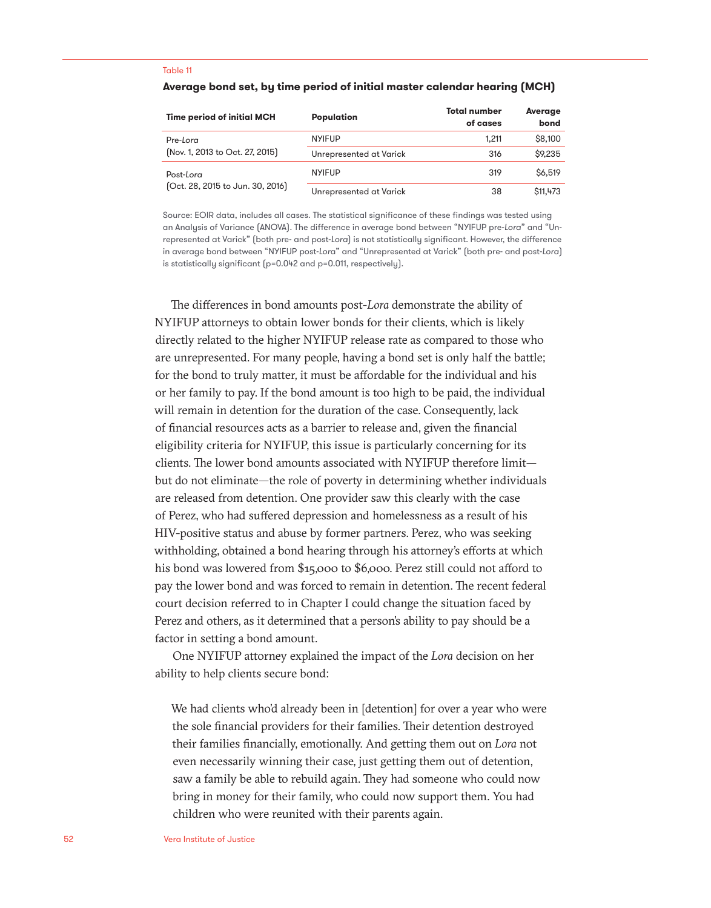Table 11

**Average bond set, by time period of initial master calendar hearing (MCH)**

| Time period of initial MCH | Population | Total number of cases | Average bond |
|---|---|---|---|
| Pre-*Lora* (Nov. 1, 2013 to Oct. 27, 2015) | NYIFUP | 1,211 | $8,100 |
| | Unrepresented at Varick | 316 | $9,235 |
| Post-*Lora* (Oct. 28, 2015 to Jun. 30, 2016) | NYIFUP | 319 | $6,519 |
| | Unrepresented at Varick | 38 | $11,473 |

Source: EOIR data, includes all cases. The statistical significance of these findings was tested using an Analysis of Variance (ANOVA). The difference in average bond between "NYIFUP pre-*Lora*" and "Unrepresented at Varick" (both pre- and post-*Lora*) is not statistically significant. However, the difference in average bond between "NYIFUP post-*Lora*" and "Unrepresented at Varick" (both pre- and post-*Lora*) is statistically significant ($p=0.042$ and $p=0.011$, respectively).

The differences in bond amounts post-*Lora* demonstrate the ability of NYIFUP attorneys to obtain lower bonds for their clients, which is likely directly related to the higher NYIFUP release rate as compared to those who are unrepresented. For many people, having a bond set is only half the battle; for the bond to truly matter, it must be affordable for the individual and his or her family to pay. If the bond amount is too high to be paid, the individual will remain in detention for the duration of the case. Consequently, lack of financial resources acts as a barrier to release and, given the financial eligibility criteria for NYIFUP, this issue is particularly concerning for its clients. The lower bond amounts associated with NYIFUP therefore limit—but do not eliminate—the role of poverty in determining whether individuals are released from detention. One provider saw this clearly with the case of Perez, who had suffered depression and homelessness as a result of his HIV-positive status and abuse by former partners. Perez, who was seeking withholding, obtained a bond hearing through his attorney's efforts at which his bond was lowered from $15,000 to $6,000. Perez still could not afford to pay the lower bond and was forced to remain in detention. The recent federal court decision referred to in Chapter I could change the situation faced by Perez and others, as it determined that a person's ability to pay should be a factor in setting a bond amount.

One NYIFUP attorney explained the impact of the *Lora* decision on her ability to help clients secure bond:

> We had clients who'd already been in [detention] for over a year who were the sole financial providers for their families. Their detention destroyed their families financially, emotionally. And getting them out on *Lora* not even necessarily winning their case, just getting them out of detention, saw a family be able to rebuild again. They had someone who could now bring in money for their family, who could now support them. You had children who were reunited with their parents again.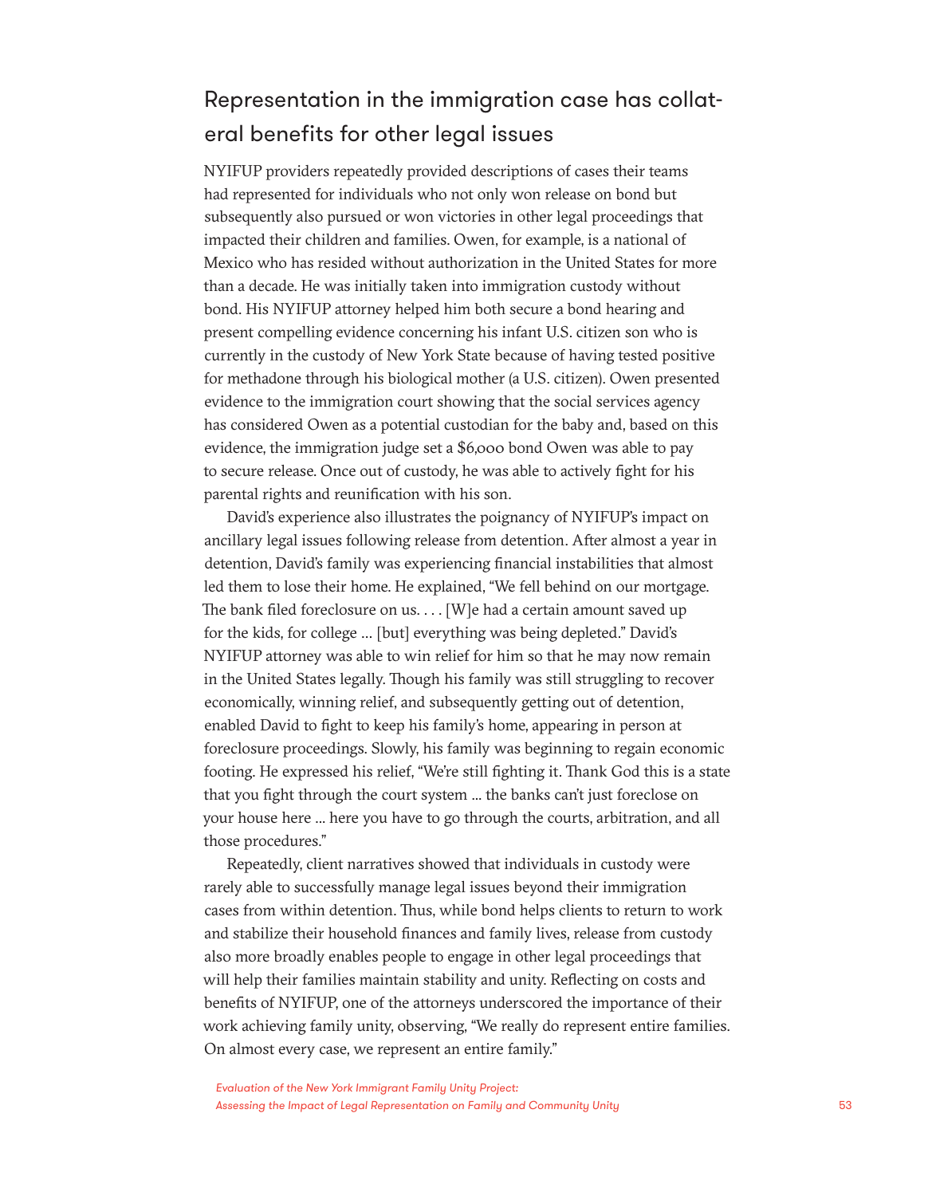## Representation in the immigration case has collateral benefits for other legal issues

NYIFUP providers repeatedly provided descriptions of cases their teams had represented for individuals who not only won release on bond but subsequently also pursued or won victories in other legal proceedings that impacted their children and families. Owen, for example, is a national of Mexico who has resided without authorization in the United States for more than a decade. He was initially taken into immigration custody without bond. His NYIFUP attorney helped him both secure a bond hearing and present compelling evidence concerning his infant U.S. citizen son who is currently in the custody of New York State because of having tested positive for methadone through his biological mother (a U.S. citizen). Owen presented evidence to the immigration court showing that the social services agency has considered Owen as a potential custodian for the baby and, based on this evidence, the immigration judge set a $6,000 bond Owen was able to pay to secure release. Once out of custody, he was able to actively fight for his parental rights and reunification with his son.

David's experience also illustrates the poignancy of NYIFUP's impact on ancillary legal issues following release from detention. After almost a year in detention, David's family was experiencing financial instabilities that almost led them to lose their home. He explained, "We fell behind on our mortgage. The bank filed foreclosure on us. . . . [W]e had a certain amount saved up for the kids, for college … [but] everything was being depleted." David's NYIFUP attorney was able to win relief for him so that he may now remain in the United States legally. Though his family was still struggling to recover economically, winning relief, and subsequently getting out of detention, enabled David to fight to keep his family's home, appearing in person at foreclosure proceedings. Slowly, his family was beginning to regain economic footing. He expressed his relief, "We're still fighting it. Thank God this is a state that you fight through the court system … the banks can't just foreclose on your house here … here you have to go through the courts, arbitration, and all those procedures."

Repeatedly, client narratives showed that individuals in custody were rarely able to successfully manage legal issues beyond their immigration cases from within detention. Thus, while bond helps clients to return to work and stabilize their household finances and family lives, release from custody also more broadly enables people to engage in other legal proceedings that will help their families maintain stability and unity. Reflecting on costs and benefits of NYIFUP, one of the attorneys underscored the importance of their work achieving family unity, observing, "We really do represent entire families. On almost every case, we represent an entire family."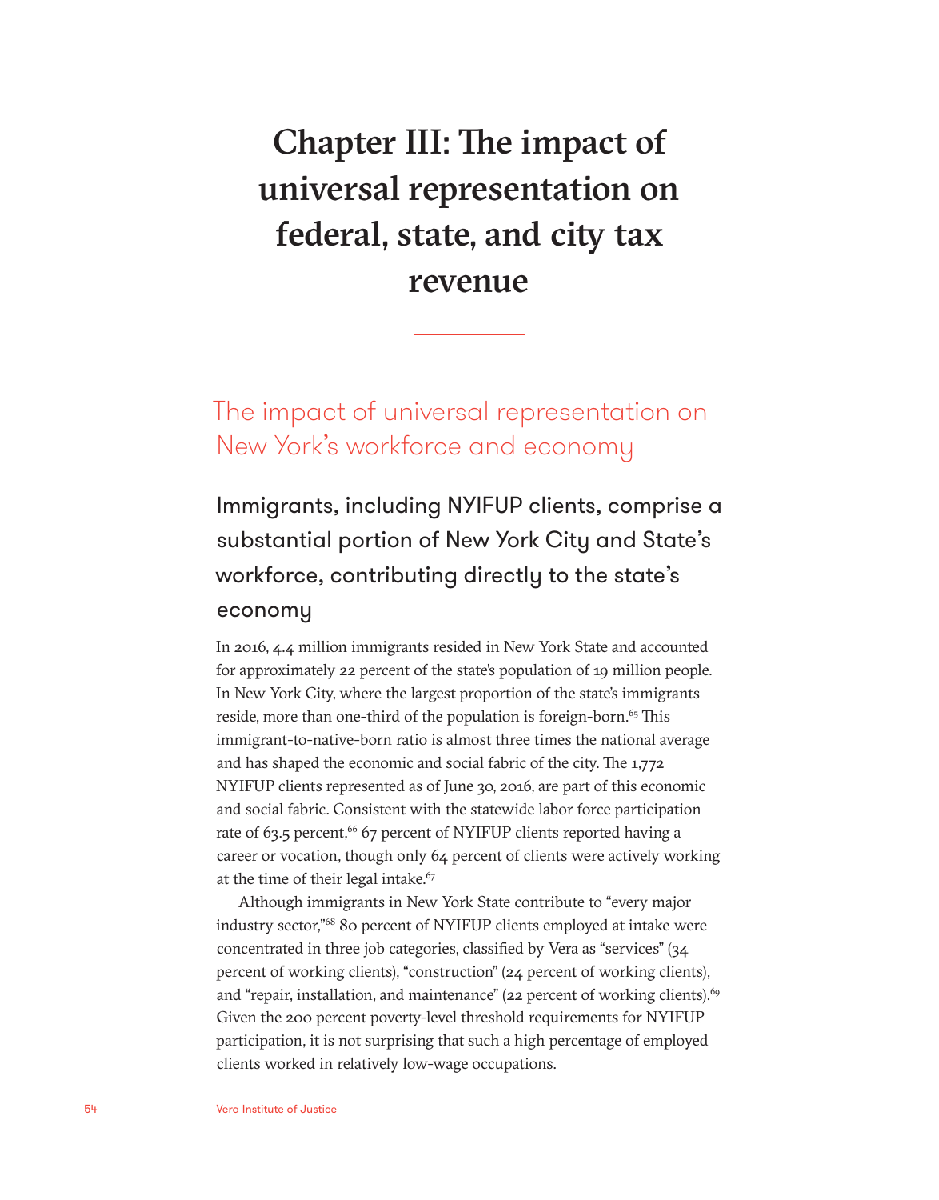# Chapter III: The impact of universal representation on federal, state, and city tax revenue

## The impact of universal representation on New York's workforce and economy

### Immigrants, including NYIFUP clients, comprise a substantial portion of New York City and State's workforce, contributing directly to the state's economy

In 2016, 4.4 million immigrants resided in New York State and accounted for approximately 22 percent of the state's population of 19 million people. In New York City, where the largest proportion of the state's immigrants reside, more than one-third of the population is foreign-born.[65] This immigrant-to-native-born ratio is almost three times the national average and has shaped the economic and social fabric of the city. The 1,772 NYIFUP clients represented as of June 30, 2016, are part of this economic and social fabric. Consistent with the statewide labor force participation rate of 63.5 percent,[66] 67 percent of NYIFUP clients reported having a career or vocation, though only 64 percent of clients were actively working at the time of their legal intake.[67]

Although immigrants in New York State contribute to "every major industry sector,"[68] 80 percent of NYIFUP clients employed at intake were concentrated in three job categories, classified by Vera as "services" (34 percent of working clients), "construction" (24 percent of working clients), and "repair, installation, and maintenance" (22 percent of working clients).[69] Given the 200 percent poverty-level threshold requirements for NYIFUP participation, it is not surprising that such a high percentage of employed clients worked in relatively low-wage occupations.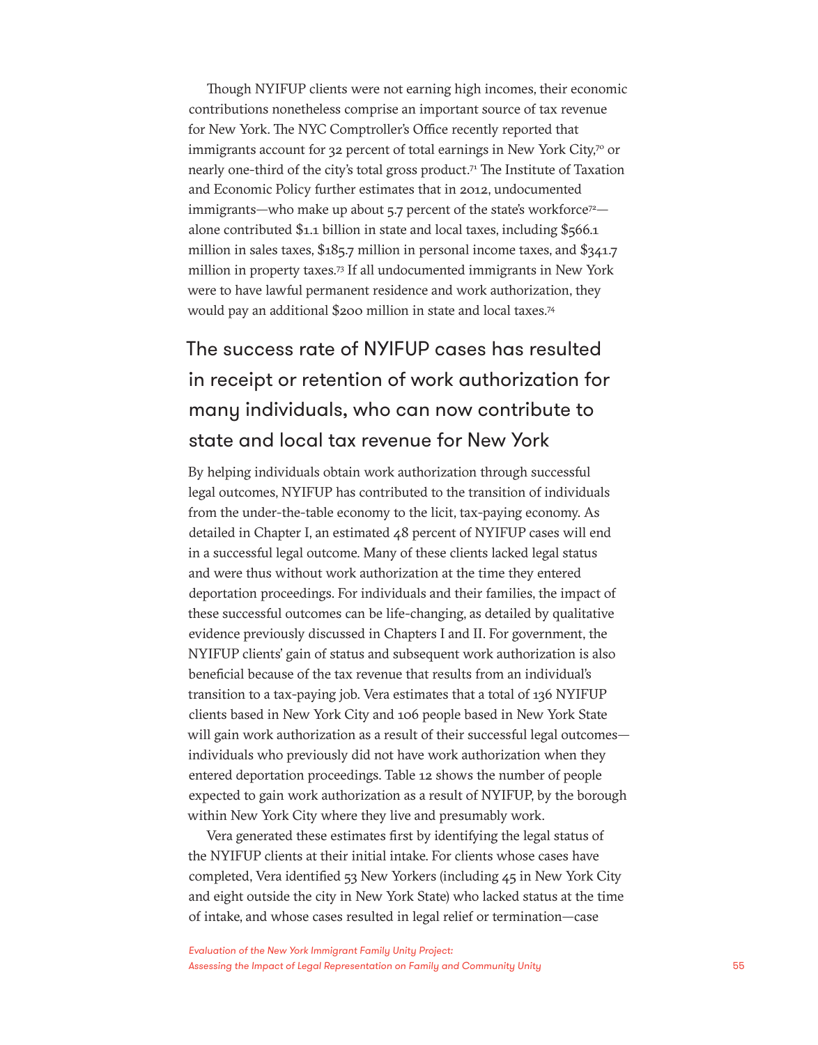Though NYIFUP clients were not earning high incomes, their economic contributions nonetheless comprise an important source of tax revenue for New York. The NYC Comptroller's Office recently reported that immigrants account for 32 percent of total earnings in New York City,[70] or nearly one-third of the city's total gross product.[71] The Institute of Taxation and Economic Policy further estimates that in 2012, undocumented immigrants—who make up about 5.7 percent of the state's workforce[72]—alone contributed $1.1 billion in state and local taxes, including $566.1 million in sales taxes, $185.7 million in personal income taxes, and $341.7 million in property taxes.[73] If all undocumented immigrants in New York were to have lawful permanent residence and work authorization, they would pay an additional $200 million in state and local taxes.[74]

## The success rate of NYIFUP cases has resulted in receipt or retention of work authorization for many individuals, who can now contribute to state and local tax revenue for New York

By helping individuals obtain work authorization through successful legal outcomes, NYIFUP has contributed to the transition of individuals from the under-the-table economy to the licit, tax-paying economy. As detailed in Chapter I, an estimated 48 percent of NYIFUP cases will end in a successful legal outcome. Many of these clients lacked legal status and were thus without work authorization at the time they entered deportation proceedings. For individuals and their families, the impact of these successful outcomes can be life-changing, as detailed by qualitative evidence previously discussed in Chapters I and II. For government, the NYIFUP clients' gain of status and subsequent work authorization is also beneficial because of the tax revenue that results from an individual's transition to a tax-paying job. Vera estimates that a total of 136 NYIFUP clients based in New York City and 106 people based in New York State will gain work authorization as a result of their successful legal outcomes—individuals who previously did not have work authorization when they entered deportation proceedings. Table 12 shows the number of people expected to gain work authorization as a result of NYIFUP, by the borough within New York City where they live and presumably work.

Vera generated these estimates first by identifying the legal status of the NYIFUP clients at their initial intake. For clients whose cases have completed, Vera identified 53 New Yorkers (including 45 in New York City and eight outside the city in New York State) who lacked status at the time of intake, and whose cases resulted in legal relief or termination—case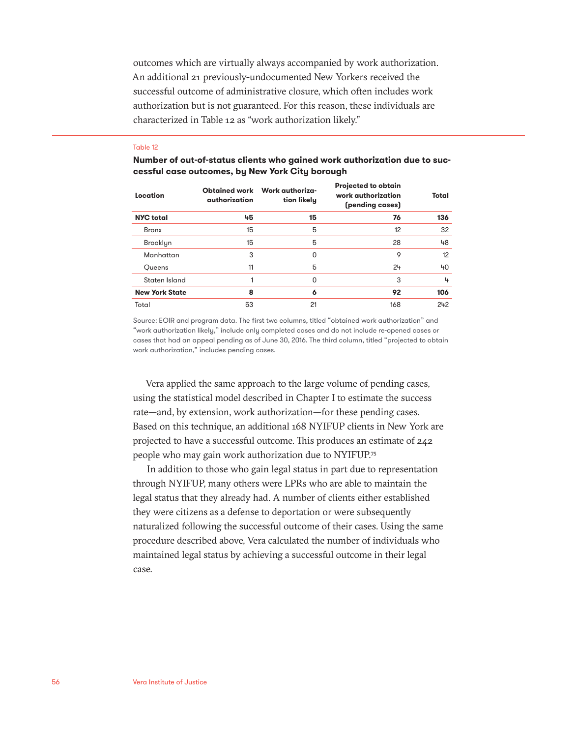outcomes which are virtually always accompanied by work authorization. An additional 21 previously-undocumented New Yorkers received the successful outcome of administrative closure, which often includes work authorization but is not guaranteed. For this reason, these individuals are characterized in Table 12 as "work authorization likely."

Table 12

**Number of out-of-status clients who gained work authorization due to successful case outcomes, by New York City borough**

| Location | Obtained work authorization | Work authorization likely | Projected to obtain work authorization (pending cases) | Total |
|---|---|---|---|---|
| **NYC total** | **45** | **15** | **76** | **136** |
| Bronx | 15 | 5 | 12 | 32 |
| Brooklyn | 15 | 5 | 28 | 48 |
| Manhattan | 3 | 0 | 9 | 12 |
| Queens | 11 | 5 | 24 | 40 |
| Staten Island | 1 | 0 | 3 | 4 |
| **New York State** | **8** | **6** | **92** | **106** |
| Total | 53 | 21 | 168 | 242 |

Source: EOIR and program data. The first two columns, titled "obtained work authorization" and "work authorization likely," include only completed cases and do not include re-opened cases or cases that had an appeal pending as of June 30, 2016. The third column, titled "projected to obtain work authorization," includes pending cases.

Vera applied the same approach to the large volume of pending cases, using the statistical model described in Chapter I to estimate the success rate—and, by extension, work authorization—for these pending cases. Based on this technique, an additional 168 NYIFUP clients in New York are projected to have a successful outcome. This produces an estimate of 242 people who may gain work authorization due to NYIFUP.[75]

In addition to those who gain legal status in part due to representation through NYIFUP, many others were LPRs who are able to maintain the legal status that they already had. A number of clients either established they were citizens as a defense to deportation or were subsequently naturalized following the successful outcome of their cases. Using the same procedure described above, Vera calculated the number of individuals who maintained legal status by achieving a successful outcome in their legal case.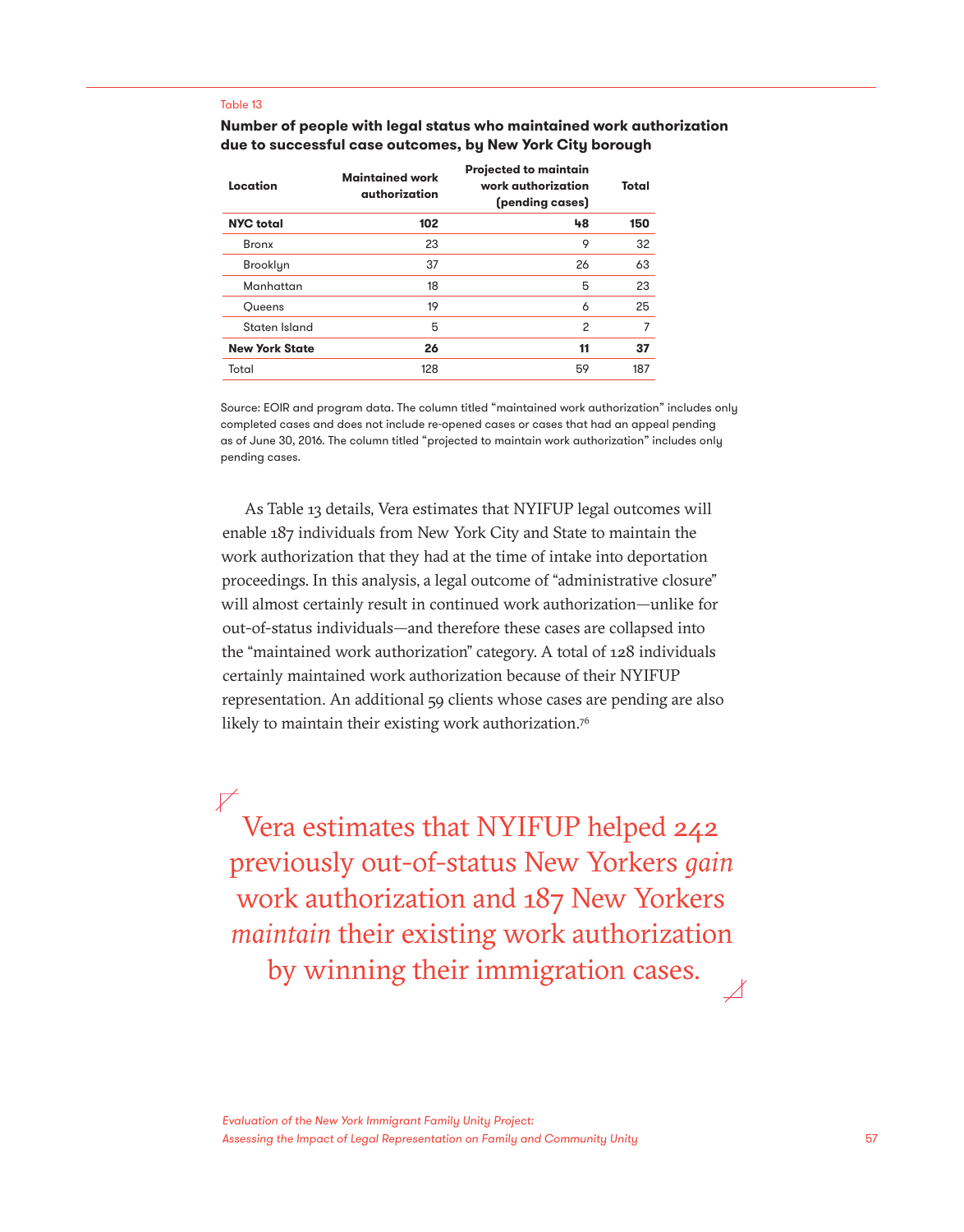Table 13

**Number of people with legal status who maintained work authorization due to successful case outcomes, by New York City borough**

| Location | Maintained work authorization | Projected to maintain work authorization (pending cases) | Total |
|---|---|---|---|
| **NYC total** | **102** | **48** | **150** |
| Bronx | 23 | 9 | 32 |
| Brooklyn | 37 | 26 | 63 |
| Manhattan | 18 | 5 | 23 |
| Queens | 19 | 6 | 25 |
| Staten Island | 5 | 2 | 7 |
| **New York State** | **26** | **11** | **37** |
| Total | 128 | 59 | 187 |

Source: EOIR and program data. The column titled "maintained work authorization" includes only completed cases and does not include re-opened cases or cases that had an appeal pending as of June 30, 2016. The column titled "projected to maintain work authorization" includes only pending cases.

As Table 13 details, Vera estimates that NYIFUP legal outcomes will enable 187 individuals from New York City and State to maintain the work authorization that they had at the time of intake into deportation proceedings. In this analysis, a legal outcome of "administrative closure" will almost certainly result in continued work authorization—unlike for out-of-status individuals—and therefore these cases are collapsed into the "maintained work authorization" category. A total of 128 individuals certainly maintained work authorization because of their NYIFUP representation. An additional 59 clients whose cases are pending are also likely to maintain their existing work authorization.[76]

> Vera estimates that NYIFUP helped 242 previously out-of-status New Yorkers *gain* work authorization and 187 New Yorkers *maintain* their existing work authorization by winning their immigration cases.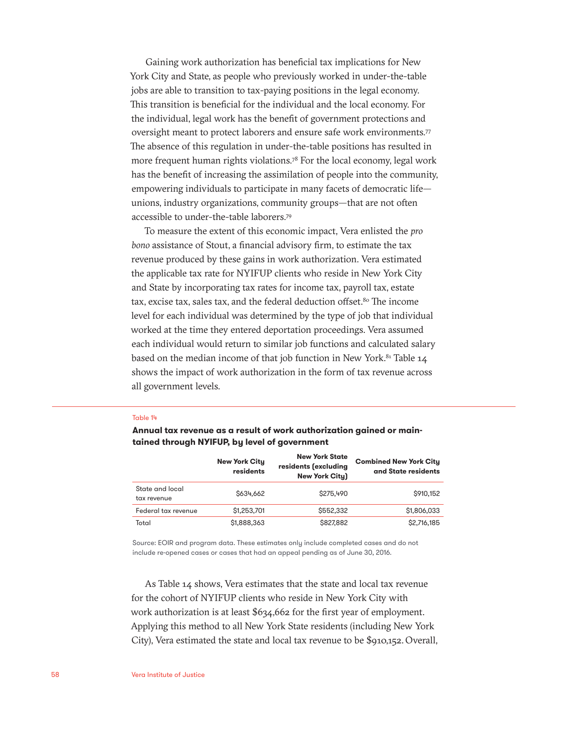Gaining work authorization has beneficial tax implications for New York City and State, as people who previously worked in under-the-table jobs are able to transition to tax-paying positions in the legal economy. This transition is beneficial for the individual and the local economy. For the individual, legal work has the benefit of government protections and oversight meant to protect laborers and ensure safe work environments.[77] The absence of this regulation in under-the-table positions has resulted in more frequent human rights violations.[78] For the local economy, legal work has the benefit of increasing the assimilation of people into the community, empowering individuals to participate in many facets of democratic life—unions, industry organizations, community groups—that are not often accessible to under-the-table laborers.[79]

To measure the extent of this economic impact, Vera enlisted the *pro bono* assistance of Stout, a financial advisory firm, to estimate the tax revenue produced by these gains in work authorization. Vera estimated the applicable tax rate for NYIFUP clients who reside in New York City and State by incorporating tax rates for income tax, payroll tax, estate tax, excise tax, sales tax, and the federal deduction offset.[80] The income level for each individual was determined by the type of job that individual worked at the time they entered deportation proceedings. Vera assumed each individual would return to similar job functions and calculated salary based on the median income of that job function in New York.[81] Table 14 shows the impact of work authorization in the form of tax revenue across all government levels.

Table 14

**Annual tax revenue as a result of work authorization gained or maintained through NYIFUP, by level of government**

| | New York City residents | New York State residents (excluding New York City) | Combined New York City and State residents |
|---|---|---|---|
| State and local tax revenue | $634,662 | $275,490 | $910,152 |
| Federal tax revenue | $1,253,701 | $552,332 | $1,806,033 |
| Total | $1,888,363 | $827,882 | $2,716,185 |

Source: EOIR and program data. These estimates only include completed cases and do not include re-opened cases or cases that had an appeal pending as of June 30, 2016.

As Table 14 shows, Vera estimates that the state and local tax revenue for the cohort of NYIFUP clients who reside in New York City with work authorization is at least $634,662 for the first year of employment. Applying this method to all New York State residents (including New York City), Vera estimated the state and local tax revenue to be $910,152. Overall,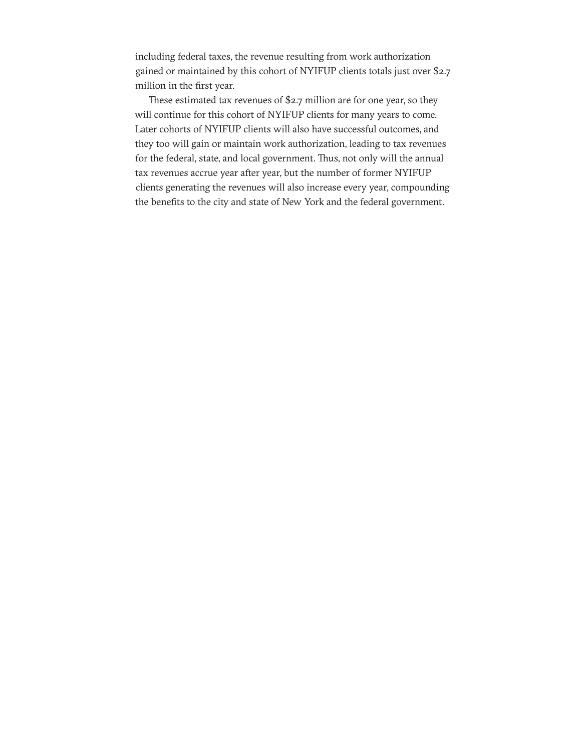including federal taxes, the revenue resulting from work authorization gained or maintained by this cohort of NYIFUP clients totals just over $2.7 million in the first year.

These estimated tax revenues of $2.7 million are for one year, so they will continue for this cohort of NYIFUP clients for many years to come. Later cohorts of NYIFUP clients will also have successful outcomes, and they too will gain or maintain work authorization, leading to tax revenues for the federal, state, and local government. Thus, not only will the annual tax revenues accrue year after year, but the number of former NYIFUP clients generating the revenues will also increase every year, compounding the benefits to the city and state of New York and the federal government.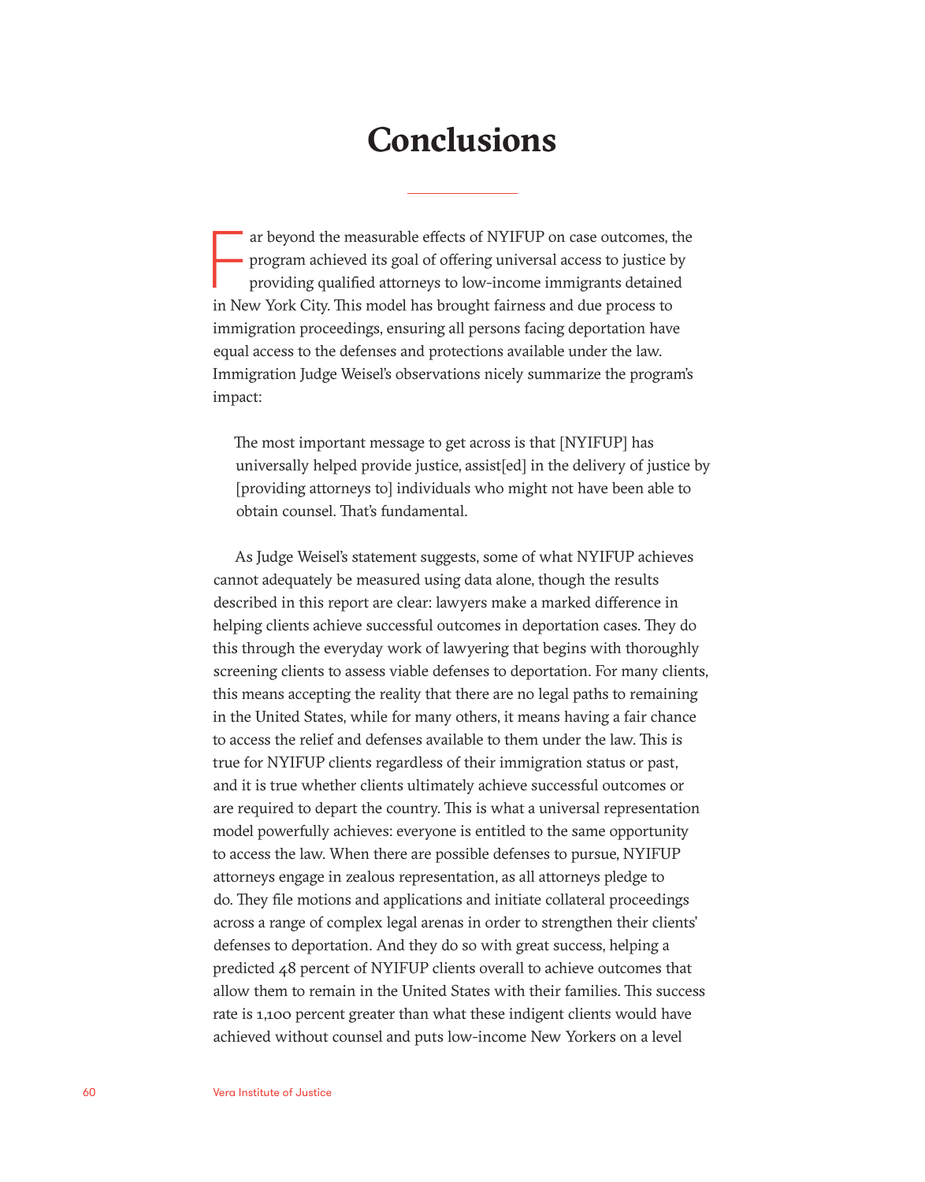# Conclusions

Far beyond the measurable effects of NYIFUP on case outcomes, the program achieved its goal of offering universal access to justice by providing qualified attorneys to low-income immigrants detained in New York City. This model has brought fairness and due process to immigration proceedings, ensuring all persons facing deportation have equal access to the defenses and protections available under the law. Immigration Judge Weisel's observations nicely summarize the program's impact:

> The most important message to get across is that [NYIFUP] has universally helped provide justice, assist[ed] in the delivery of justice by [providing attorneys to] individuals who might not have been able to obtain counsel. That's fundamental.

As Judge Weisel's statement suggests, some of what NYIFUP achieves cannot adequately be measured using data alone, though the results described in this report are clear: lawyers make a marked difference in helping clients achieve successful outcomes in deportation cases. They do this through the everyday work of lawyering that begins with thoroughly screening clients to assess viable defenses to deportation. For many clients, this means accepting the reality that there are no legal paths to remaining in the United States, while for many others, it means having a fair chance to access the relief and defenses available to them under the law. This is true for NYIFUP clients regardless of their immigration status or past, and it is true whether clients ultimately achieve successful outcomes or are required to depart the country. This is what a universal representation model powerfully achieves: everyone is entitled to the same opportunity to access the law. When there are possible defenses to pursue, NYIFUP attorneys engage in zealous representation, as all attorneys pledge to do. They file motions and applications and initiate collateral proceedings across a range of complex legal arenas in order to strengthen their clients' defenses to deportation. And they do so with great success, helping a predicted 48 percent of NYIFUP clients overall to achieve outcomes that allow them to remain in the United States with their families. This success rate is 1,100 percent greater than what these indigent clients would have achieved without counsel and puts low-income New Yorkers on a level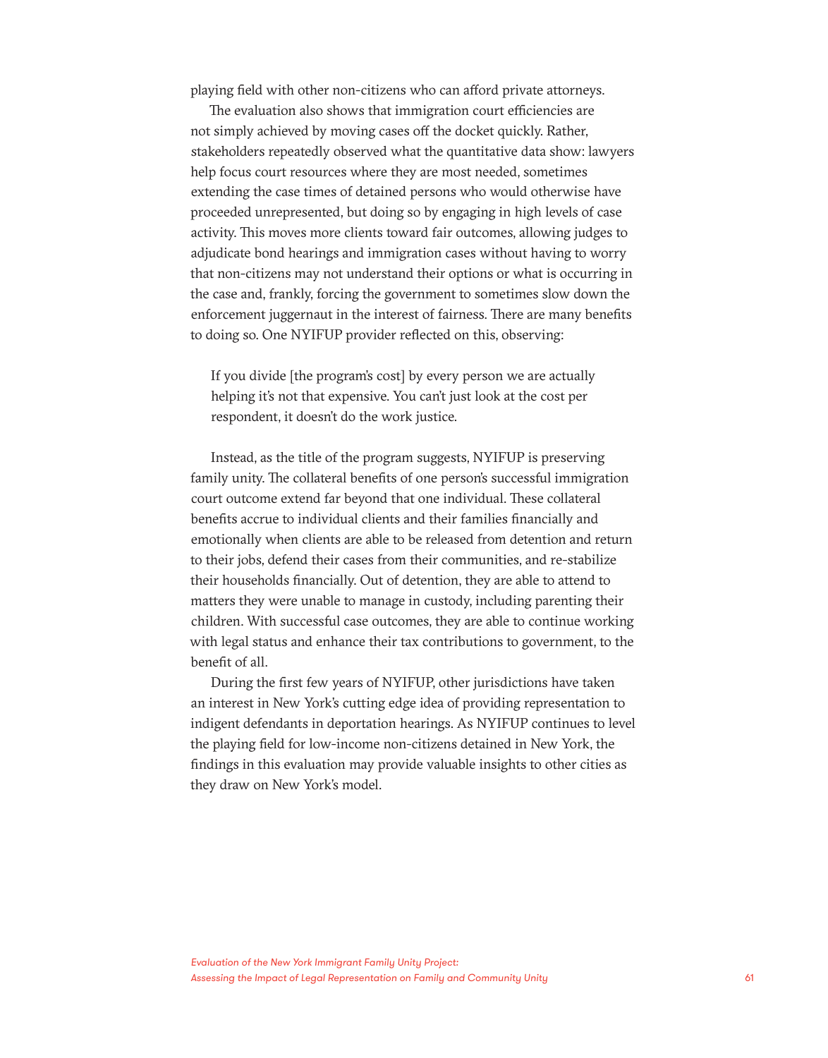playing field with other non-citizens who can afford private attorneys.

The evaluation also shows that immigration court efficiencies are not simply achieved by moving cases off the docket quickly. Rather, stakeholders repeatedly observed what the quantitative data show: lawyers help focus court resources where they are most needed, sometimes extending the case times of detained persons who would otherwise have proceeded unrepresented, but doing so by engaging in high levels of case activity. This moves more clients toward fair outcomes, allowing judges to adjudicate bond hearings and immigration cases without having to worry that non-citizens may not understand their options or what is occurring in the case and, frankly, forcing the government to sometimes slow down the enforcement juggernaut in the interest of fairness. There are many benefits to doing so. One NYIFUP provider reflected on this, observing:

> If you divide [the program's cost] by every person we are actually helping it's not that expensive. You can't just look at the cost per respondent, it doesn't do the work justice.

Instead, as the title of the program suggests, NYIFUP is preserving family unity. The collateral benefits of one person's successful immigration court outcome extend far beyond that one individual. These collateral benefits accrue to individual clients and their families financially and emotionally when clients are able to be released from detention and return to their jobs, defend their cases from their communities, and re-stabilize their households financially. Out of detention, they are able to attend to matters they were unable to manage in custody, including parenting their children. With successful case outcomes, they are able to continue working with legal status and enhance their tax contributions to government, to the benefit of all.

During the first few years of NYIFUP, other jurisdictions have taken an interest in New York's cutting edge idea of providing representation to indigent defendants in deportation hearings. As NYIFUP continues to level the playing field for low-income non-citizens detained in New York, the findings in this evaluation may provide valuable insights to other cities as they draw on New York's model.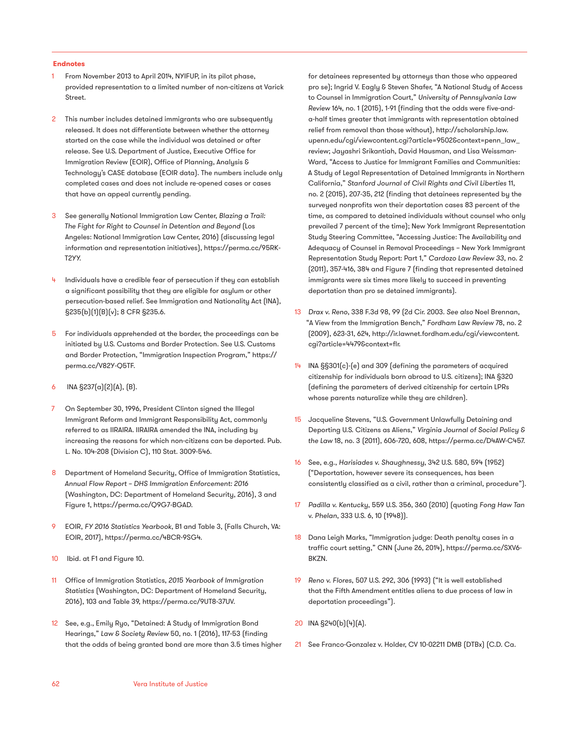### Endnotes

1. From November 2013 to April 2014, NYIFUP, in its pilot phase, provided representation to a limited number of non-citizens at Varick Street.

2. This number includes detained immigrants who are subsequently released. It does not differentiate between whether the attorney started on the case while the individual was detained or after release. See U.S. Department of Justice, Executive Office for Immigration Review (EOIR), Office of Planning, Analysis & Technology's CASE database (EOIR data). The numbers include only completed cases and does not include re-opened cases or cases that have an appeal currently pending.

3. See generally National Immigration Law Center, *Blazing a Trail: The Fight for Right to Counsel in Detention and Beyond* (Los Angeles: National Immigration Law Center, 2016) (discussing legal information and representation initiatives), https://perma.cc/95RK-T2YY.

4. Individuals have a credible fear of persecution if they can establish a significant possibility that they are eligible for asylum or other persecution-based relief. See Immigration and Nationality Act (INA), §235(b)(1)(B)(v); 8 CFR §235.6.

5. For individuals apprehended at the border, the proceedings can be initiated by U.S. Customs and Border Protection. See U.S. Customs and Border Protection, "Immigration Inspection Program," https://perma.cc/V82Y-Q5TF.

6. INA §237(a)(2)(A), (B).

7. On September 30, 1996, President Clinton signed the Illegal Immigrant Reform and Immigrant Responsibility Act, commonly referred to as IIRAIRA. IIRAIRA amended the INA, including by increasing the reasons for which non-citizens can be deported. Pub. L. No. 104-208 (Division C), 110 Stat. 3009-546.

8. Department of Homeland Security, Office of Immigration Statistics, *Annual Flow Report – DHS Immigration Enforcement: 2016* (Washington, DC: Department of Homeland Security, 2016), 3 and Figure 1, https://perma.cc/Q9G7-BGAD.

9. EOIR, *FY 2016 Statistics Yearbook*, B1 and Table 3, (Falls Church, VA: EOIR, 2017), https://perma.cc/4BCR-9SG4.

10. Ibid. at F1 and Figure 10.

11. Office of Immigration Statistics, *2015 Yearbook of Immigration Statistics* (Washington, DC: Department of Homeland Security, 2016), 103 and Table 39, https://perma.cc/9UT8-37UV.

12. See, e.g., Emily Ryo, "Detained: A Study of Immigration Bond Hearings," *Law & Society Review* 50, no. 1 (2016), 117-53 (finding that the odds of being granted bond are more than 3.5 times higher for detainees represented by attorneys than those who appeared pro se); Ingrid V. Eagly & Steven Shafer, "A National Study of Access to Counsel in Immigration Court," *University of Pennsylvania Law Review* 164, no. 1 (2015), 1-91 (finding that the odds were five-and-a-half times greater that immigrants with representation obtained relief from removal than those without), http://scholarship.law.upenn.edu/cgi/viewcontent.cgi?article=9502&context=penn_law_review; Jayashri Srikantiah, David Hausman, and Lisa Weissman-Ward, "Access to Justice for Immigrant Families and Communities: A Study of Legal Representation of Detained Immigrants in Northern California," *Stanford Journal of Civil Rights and Civil Liberties* 11, no. 2 (2015), 207-35, 212 (finding that detainees represented by the surveyed nonprofits won their deportation cases 83 percent of the time, as compared to detained individuals without counsel who only prevailed 7 percent of the time); New York Immigrant Representation Study Steering Committee, "Accessing Justice: The Availability and Adequacy of Counsel in Removal Proceedings – New York Immigrant Representation Study Report: Part 1," *Cardozo Law Review* 33, no. 2 (2011), 357-416, 384 and Figure 7 (finding that represented detained immigrants were six times more likely to succeed in preventing deportation than pro se detained immigrants).

13. *Drax v. Reno*, 338 F.3d 98, 99 (2d Cir. 2003. *See also* Noel Brennan, "A View from the Immigration Bench," *Fordham Law Review* 78, no. 2 (2009), 623-31, 624, http://ir.lawnet.fordham.edu/cgi/viewcontent.cgi?article=4479&context=flr.

14. INA §§301(c)-(e) and 309 (defining the parameters of acquired citizenship for individuals born abroad to U.S. citizens); INA §320 (defining the parameters of derived citizenship for certain LPRs whose parents naturalize while they are children).

15. Jacqueline Stevens, "U.S. Government Unlawfully Detaining and Deporting U.S. Citizens as Aliens," *Virginia Journal of Social Policy & the Law* 18, no. 3 (2011), 606-720, 608, https://perma.cc/D4AW-C457.

16. See, e.g., *Harisiades v. Shaughnessy*, 342 U.S. 580, 594 (1952) ("Deportation, however severe its consequences, has been consistently classified as a civil, rather than a criminal, procedure").

17. *Padilla v. Kentucky*, 559 U.S. 356, 360 (2010) (quoting *Fong Haw Tan v. Phelan*, 333 U.S. 6, 10 (1948)).

18. Dana Leigh Marks, "Immigration judge: Death penalty cases in a traffic court setting," CNN (June 26, 2014), https://perma.cc/SXV6-BKZN.

19. *Reno v. Flores*, 507 U.S. 292, 306 (1993) ("It is well established that the Fifth Amendment entitles aliens to due process of law in deportation proceedings").

20. INA §240(b)(4)(A).

21. See Franco-Gonzalez v. Holder, CV 10-02211 DMB (DTBx) (C.D. Ca.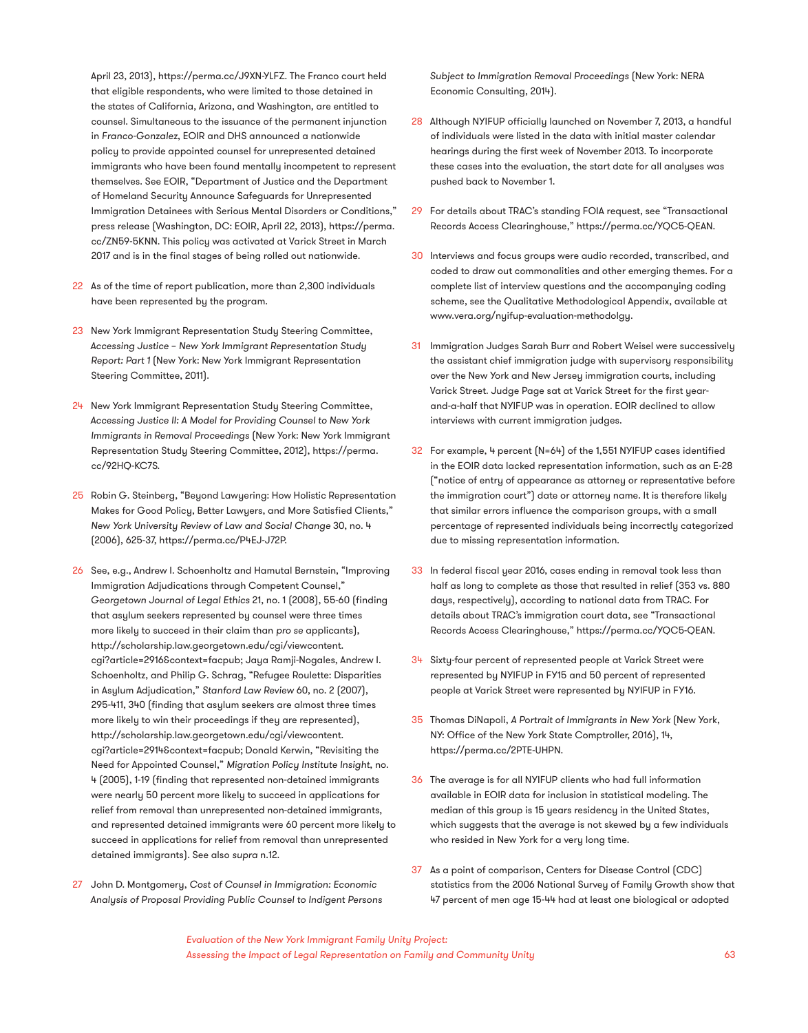April 23, 2013), https://perma.cc/J9XN-YLFZ. The Franco court held that eligible respondents, who were limited to those detained in the states of California, Arizona, and Washington, are entitled to counsel. Simultaneous to the issuance of the permanent injunction in *Franco-Gonzalez*, EOIR and DHS announced a nationwide policy to provide appointed counsel for unrepresented detained immigrants who have been found mentally incompetent to represent themselves. See EOIR, "Department of Justice and the Department of Homeland Security Announce Safeguards for Unrepresented Immigration Detainees with Serious Mental Disorders or Conditions," press release (Washington, DC: EOIR, April 22, 2013), https://perma.cc/ZN59-5KNN. This policy was activated at Varick Street in March 2017 and is in the final stages of being rolled out nationwide.

22 As of the time of report publication, more than 2,300 individuals have been represented by the program.

23 New York Immigrant Representation Study Steering Committee, *Accessing Justice – New York Immigrant Representation Study Report: Part 1* (New York: New York Immigrant Representation Steering Committee, 2011).

24 New York Immigrant Representation Study Steering Committee, *Accessing Justice II: A Model for Providing Counsel to New York Immigrants in Removal Proceedings* (New York: New York Immigrant Representation Study Steering Committee, 2012), https://perma.cc/92HQ-KC7S.

25 Robin G. Steinberg, "Beyond Lawyering: How Holistic Representation Makes for Good Policy, Better Lawyers, and More Satisfied Clients," *New York University Review of Law and Social Change* 30, no. 4 (2006), 625-37, https://perma.cc/P4EJ-J72P.

26 See, e.g., Andrew I. Schoenholtz and Hamutal Bernstein, "Improving Immigration Adjudications through Competent Counsel," *Georgetown Journal of Legal Ethics* 21, no. 1 (2008), 55-60 (finding that asylum seekers represented by counsel were three times more likely to succeed in their claim than *pro se* applicants), http://scholarship.law.georgetown.edu/cgi/viewcontent.cgi?article=2916&context=facpub; Jaya Ramji-Nogales, Andrew I. Schoenholtz, and Philip G. Schrag, "Refugee Roulette: Disparities in Asylum Adjudication," *Stanford Law Review* 60, no. 2 (2007), 295-411, 340 (finding that asylum seekers are almost three times more likely to win their proceedings if they are represented), http://scholarship.law.georgetown.edu/cgi/viewcontent.cgi?article=2914&context=facpub; Donald Kerwin, "Revisiting the Need for Appointed Counsel," *Migration Policy Institute Insight*, no. 4 (2005), 1-19 (finding that represented non-detained immigrants were nearly 50 percent more likely to succeed in applications for relief from removal than unrepresented non-detained immigrants, and represented detained immigrants were 60 percent more likely to succeed in applications for relief from removal than unrepresented detained immigrants). See also *supra* n.12.

27 John D. Montgomery, *Cost of Counsel in Immigration: Economic Analysis of Proposal Providing Public Counsel to Indigent Persons Subject to Immigration Removal Proceedings* (New York: NERA Economic Consulting, 2014).

28 Although NYIFUP officially launched on November 7, 2013, a handful of individuals were listed in the data with initial master calendar hearings during the first week of November 2013. To incorporate these cases into the evaluation, the start date for all analyses was pushed back to November 1.

29 For details about TRAC's standing FOIA request, see "Transactional Records Access Clearinghouse," https://perma.cc/YQC5-QEAN.

30 Interviews and focus groups were audio recorded, transcribed, and coded to draw out commonalities and other emerging themes. For a complete list of interview questions and the accompanying coding scheme, see the Qualitative Methodological Appendix, available at www.vera.org/nyifup-evaluation-methodolgy.

31 Immigration Judges Sarah Burr and Robert Weisel were successively the assistant chief immigration judge with supervisory responsibility over the New York and New Jersey immigration courts, including Varick Street. Judge Page sat at Varick Street for the first year-and-a-half that NYIFUP was in operation. EOIR declined to allow interviews with current immigration judges.

32 For example, 4 percent (N=64) of the 1,551 NYIFUP cases identified in the EOIR data lacked representation information, such as an E-28 ("notice of entry of appearance as attorney or representative before the immigration court") date or attorney name. It is therefore likely that similar errors influence the comparison groups, with a small percentage of represented individuals being incorrectly categorized due to missing representation information.

33 In federal fiscal year 2016, cases ending in removal took less than half as long to complete as those that resulted in relief (353 vs. 880 days, respectively), according to national data from TRAC. For details about TRAC's immigration court data, see "Transactional Records Access Clearinghouse," https://perma.cc/YQC5-QEAN.

34 Sixty-four percent of represented people at Varick Street were represented by NYIFUP in FY15 and 50 percent of represented people at Varick Street were represented by NYIFUP in FY16.

35 Thomas DiNapoli, *A Portrait of Immigrants in New York* (New York, NY: Office of the New York State Comptroller, 2016), 14, https://perma.cc/2PTE-UHPN.

36 The average is for all NYIFUP clients who had full information available in EOIR data for inclusion in statistical modeling. The median of this group is 15 years residency in the United States, which suggests that the average is not skewed by a few individuals who resided in New York for a very long time.

37 As a point of comparison, Centers for Disease Control (CDC) statistics from the 2006 National Survey of Family Growth show that 47 percent of men age 15-44 had at least one biological or adopted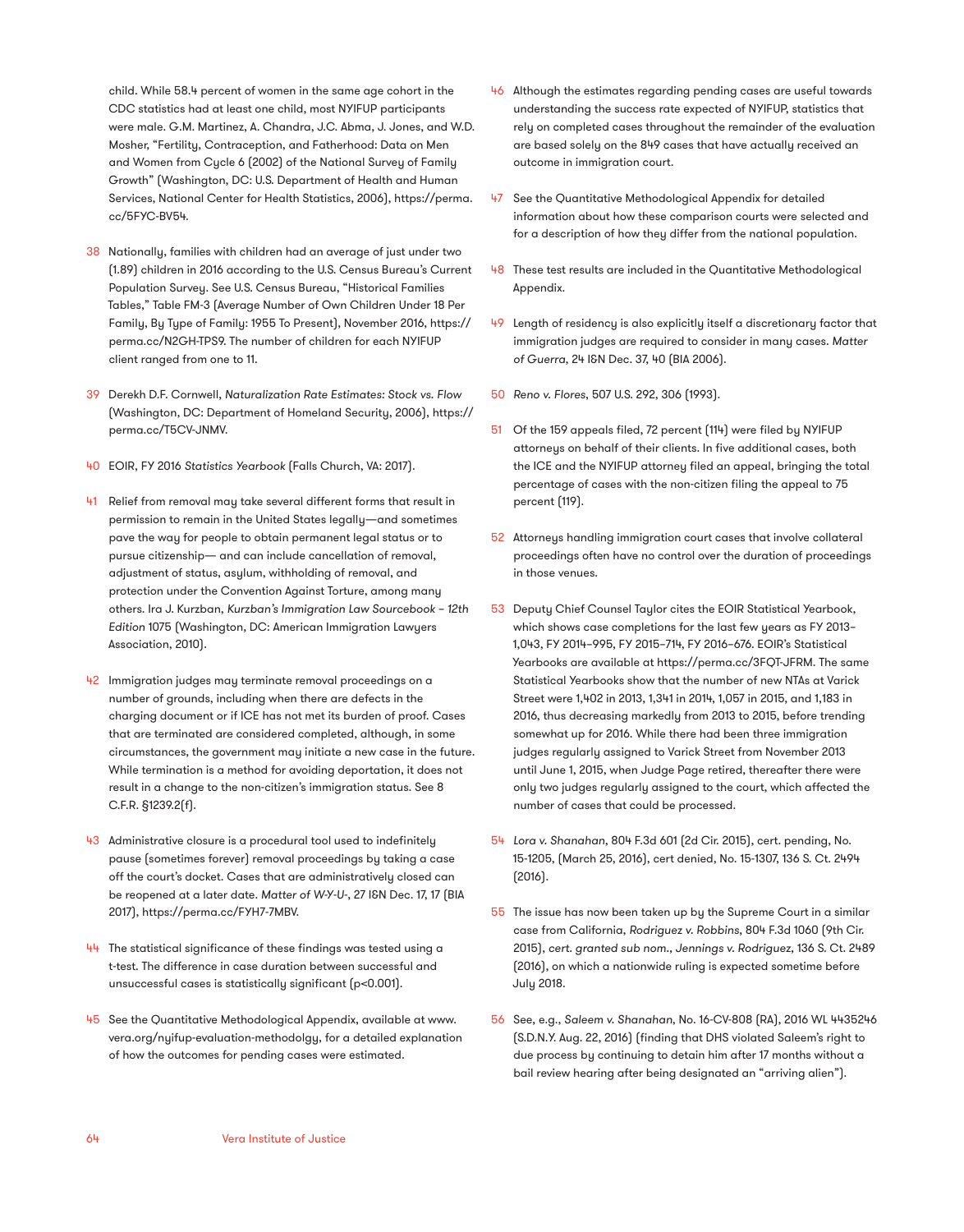child. While 58.4 percent of women in the same age cohort in the CDC statistics had at least one child, most NYIFUP participants were male. G.M. Martinez, A. Chandra, J.C. Abma, J. Jones, and W.D. Mosher, "Fertility, Contraception, and Fatherhood: Data on Men and Women from Cycle 6 (2002) of the National Survey of Family Growth" (Washington, DC: U.S. Department of Health and Human Services, National Center for Health Statistics, 2006), https://perma.cc/5FYC-BV54.

38 Nationally, families with children had an average of just under two (1.89) children in 2016 according to the U.S. Census Bureau's Current Population Survey. See U.S. Census Bureau, "Historical Families Tables," Table FM-3 (Average Number of Own Children Under 18 Per Family, By Type of Family: 1955 To Present), November 2016, https://perma.cc/N2GH-TPS9. The number of children for each NYIFUP client ranged from one to 11.

39 Derekh D.F. Cornwell, *Naturalization Rate Estimates: Stock vs. Flow* (Washington, DC: Department of Homeland Security, 2006), https://perma.cc/T5CV-JNMV.

40 EOIR, FY 2016 *Statistics Yearbook* (Falls Church, VA: 2017).

41 Relief from removal may take several different forms that result in permission to remain in the United States legally—and sometimes pave the way for people to obtain permanent legal status or to pursue citizenship— and can include cancellation of removal, adjustment of status, asylum, withholding of removal, and protection under the Convention Against Torture, among many others. Ira J. Kurzban, *Kurzban's Immigration Law Sourcebook – 12th Edition* 1075 (Washington, DC: American Immigration Lawyers Association, 2010).

42 Immigration judges may terminate removal proceedings on a number of grounds, including when there are defects in the charging document or if ICE has not met its burden of proof. Cases that are terminated are considered completed, although, in some circumstances, the government may initiate a new case in the future. While termination is a method for avoiding deportation, it does not result in a change to the non-citizen's immigration status. See 8 C.F.R. §1239.2(f).

43 Administrative closure is a procedural tool used to indefinitely pause (sometimes forever) removal proceedings by taking a case off the court's docket. Cases that are administratively closed can be reopened at a later date. *Matter of W-Y-U-*, 27 I&N Dec. 17, 17 (BIA 2017), https://perma.cc/FYH7-7MBV.

44 The statistical significance of these findings was tested using a t-test. The difference in case duration between successful and unsuccessful cases is statistically significant ($p<0.001$).

45 See the Quantitative Methodological Appendix, available at www.vera.org/nyifup-evaluation-methodolgy, for a detailed explanation of how the outcomes for pending cases were estimated.

46 Although the estimates regarding pending cases are useful towards understanding the success rate expected of NYIFUP, statistics that rely on completed cases throughout the remainder of the evaluation are based solely on the 849 cases that have actually received an outcome in immigration court.

47 See the Quantitative Methodological Appendix for detailed information about how these comparison courts were selected and for a description of how they differ from the national population.

48 These test results are included in the Quantitative Methodological Appendix.

49 Length of residency is also explicitly itself a discretionary factor that immigration judges are required to consider in many cases. *Matter of Guerra*, 24 I&N Dec. 37, 40 (BIA 2006).

50 *Reno v. Flores*, 507 U.S. 292, 306 (1993).

51 Of the 159 appeals filed, 72 percent (114) were filed by NYIFUP attorneys on behalf of their clients. In five additional cases, both the ICE and the NYIFUP attorney filed an appeal, bringing the total percentage of cases with the non-citizen filing the appeal to 75 percent (119).

52 Attorneys handling immigration court cases that involve collateral proceedings often have no control over the duration of proceedings in those venues.

53 Deputy Chief Counsel Taylor cites the EOIR Statistical Yearbook, which shows case completions for the last few years as FY 2013–1,043, FY 2014–995, FY 2015–714, FY 2016–676. EOIR's Statistical Yearbooks are available at https://perma.cc/3FQT-JFRM. The same Statistical Yearbooks show that the number of new NTAs at Varick Street were 1,402 in 2013, 1,341 in 2014, 1,057 in 2015, and 1,183 in 2016, thus decreasing markedly from 2013 to 2015, before trending somewhat up for 2016. While there had been three immigration judges regularly assigned to Varick Street from November 2013 until June 1, 2015, when Judge Page retired, thereafter there were only two judges regularly assigned to the court, which affected the number of cases that could be processed.

54 *Lora v. Shanahan*, 804 F.3d 601 (2d Cir. 2015), cert. pending, No. 15-1205, (March 25, 2016), cert denied, No. 15-1307, 136 S. Ct. 2494 (2016).

55 The issue has now been taken up by the Supreme Court in a similar case from California, *Rodriguez v. Robbins*, 804 F.3d 1060 (9th Cir. 2015), *cert. granted sub nom.*, *Jennings v. Rodriguez*, 136 S. Ct. 2489 (2016), on which a nationwide ruling is expected sometime before July 2018.

56 See, e.g., *Saleem v. Shanahan*, No. 16-CV-808 (RA), 2016 WL 4435246 (S.D.N.Y. Aug. 22, 2016) (finding that DHS violated Saleem's right to due process by continuing to detain him after 17 months without a bail review hearing after being designated an "arriving alien").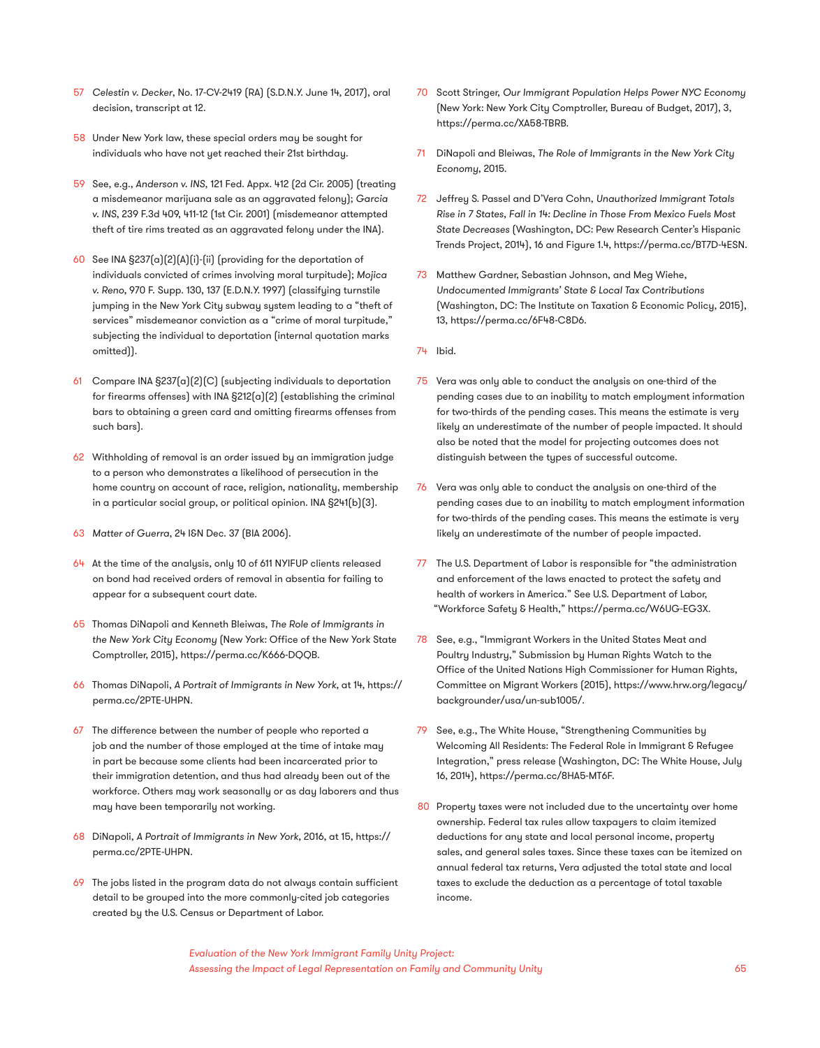57 *Celestin v. Decker*, No. 17-CV-2419 (RA) (S.D.N.Y. June 14, 2017), oral decision, transcript at 12.

58 Under New York law, these special orders may be sought for individuals who have not yet reached their 21st birthday.

59 See, e.g., *Anderson v. INS*, 121 Fed. Appx. 412 (2d Cir. 2005) (treating a misdemeanor marijuana sale as an aggravated felony); *Garcia v. INS*, 239 F.3d 409, 411-12 (1st Cir. 2001) (misdemeanor attempted theft of tire rims treated as an aggravated felony under the INA).

60 See INA §237(a)(2)(A)(i)-(ii) (providing for the deportation of individuals convicted of crimes involving moral turpitude); *Mojica v. Reno*, 970 F. Supp. 130, 137 (E.D.N.Y. 1997) (classifying turnstile jumping in the New York City subway system leading to a "theft of services" misdemeanor conviction as a "crime of moral turpitude," subjecting the individual to deportation (internal quotation marks omitted)).

61 Compare INA §237(a)(2)(C) (subjecting individuals to deportation for firearms offenses) with INA §212(a)(2) (establishing the criminal bars to obtaining a green card and omitting firearms offenses from such bars).

62 Withholding of removal is an order issued by an immigration judge to a person who demonstrates a likelihood of persecution in the home country on account of race, religion, nationality, membership in a particular social group, or political opinion. INA §241(b)(3).

63 *Matter of Guerra*, 24 I&N Dec. 37 (BIA 2006).

64 At the time of the analysis, only 10 of 611 NYIFUP clients released on bond had received orders of removal in absentia for failing to appear for a subsequent court date.

65 Thomas DiNapoli and Kenneth Bleiwas, *The Role of Immigrants in the New York City Economy* (New York: Office of the New York State Comptroller, 2015), https://perma.cc/K666-DQQB.

66 Thomas DiNapoli, *A Portrait of Immigrants in New York*, at 14, https://perma.cc/2PTE-UHPN.

67 The difference between the number of people who reported a job and the number of those employed at the time of intake may in part be because some clients had been incarcerated prior to their immigration detention, and thus had already been out of the workforce. Others may work seasonally or as day laborers and thus may have been temporarily not working.

68 DiNapoli, *A Portrait of Immigrants in New York*, 2016, at 15, https://perma.cc/2PTE-UHPN.

69 The jobs listed in the program data do not always contain sufficient detail to be grouped into the more commonly-cited job categories created by the U.S. Census or Department of Labor.

70 Scott Stringer, *Our Immigrant Population Helps Power NYC Economy* (New York: New York City Comptroller, Bureau of Budget, 2017), 3, https://perma.cc/XA58-TBRB.

71 DiNapoli and Bleiwas, *The Role of Immigrants in the New York City Economy*, 2015.

72 Jeffrey S. Passel and D'Vera Cohn, *Unauthorized Immigrant Totals Rise in 7 States, Fall in 14: Decline in Those From Mexico Fuels Most State Decreases* (Washington, DC: Pew Research Center's Hispanic Trends Project, 2014), 16 and Figure 1.4, https://perma.cc/BT7D-4ESN.

73 Matthew Gardner, Sebastian Johnson, and Meg Wiehe, *Undocumented Immigrants' State & Local Tax Contributions* (Washington, DC: The Institute on Taxation & Economic Policy, 2015), 13, https://perma.cc/6F48-C8D6.

74 Ibid.

75 Vera was only able to conduct the analysis on one-third of the pending cases due to an inability to match employment information for two-thirds of the pending cases. This means the estimate is very likely an underestimate of the number of people impacted. It should also be noted that the model for projecting outcomes does not distinguish between the types of successful outcome.

76 Vera was only able to conduct the analysis on one-third of the pending cases due to an inability to match employment information for two-thirds of the pending cases. This means the estimate is very likely an underestimate of the number of people impacted.

77 The U.S. Department of Labor is responsible for "the administration and enforcement of the laws enacted to protect the safety and health of workers in America." See U.S. Department of Labor, "Workforce Safety & Health," https://perma.cc/W6UG-EG3X.

78 See, e.g., "Immigrant Workers in the United States Meat and Poultry Industry," Submission by Human Rights Watch to the Office of the United Nations High Commissioner for Human Rights, Committee on Migrant Workers (2015), https://www.hrw.org/legacy/backgrounder/usa/un-sub1005/.

79 See, e.g., The White House, "Strengthening Communities by Welcoming All Residents: The Federal Role in Immigrant & Refugee Integration," press release (Washington, DC: The White House, July 16, 2014), https://perma.cc/8HA5-MT6F.

80 Property taxes were not included due to the uncertainty over home ownership. Federal tax rules allow taxpayers to claim itemized deductions for any state and local personal income, property sales, and general sales taxes. Since these taxes can be itemized on annual federal tax returns, Vera adjusted the total state and local taxes to exclude the deduction as a percentage of total taxable income.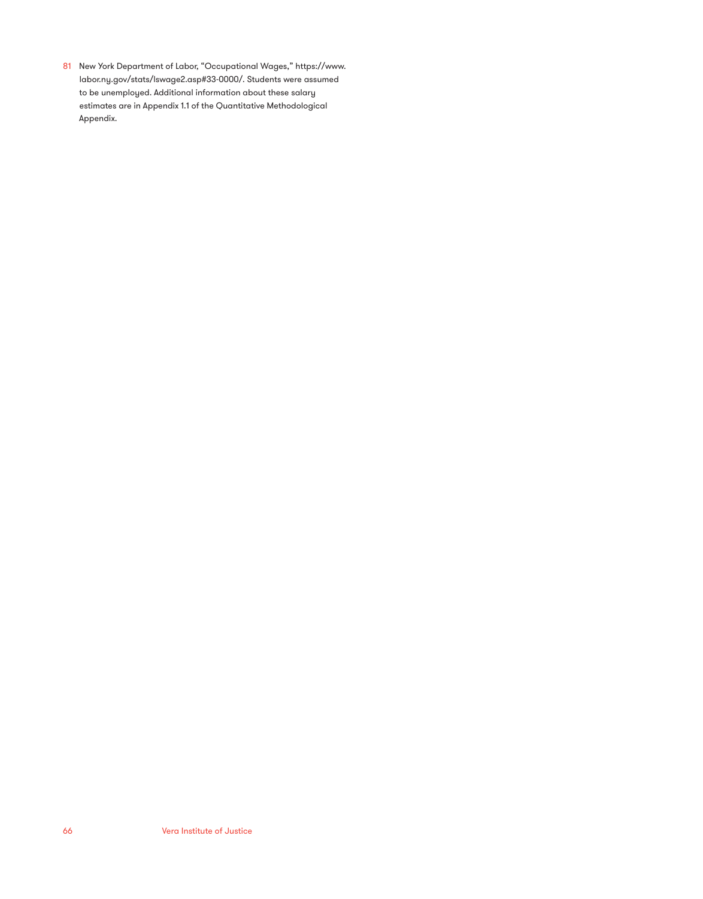81 New York Department of Labor, "Occupational Wages," https://www.labor.ny.gov/stats/lswage2.asp#33-0000/. Students were assumed to be unemployed. Additional information about these salary estimates are in Appendix 1.1 of the Quantitative Methodological Appendix.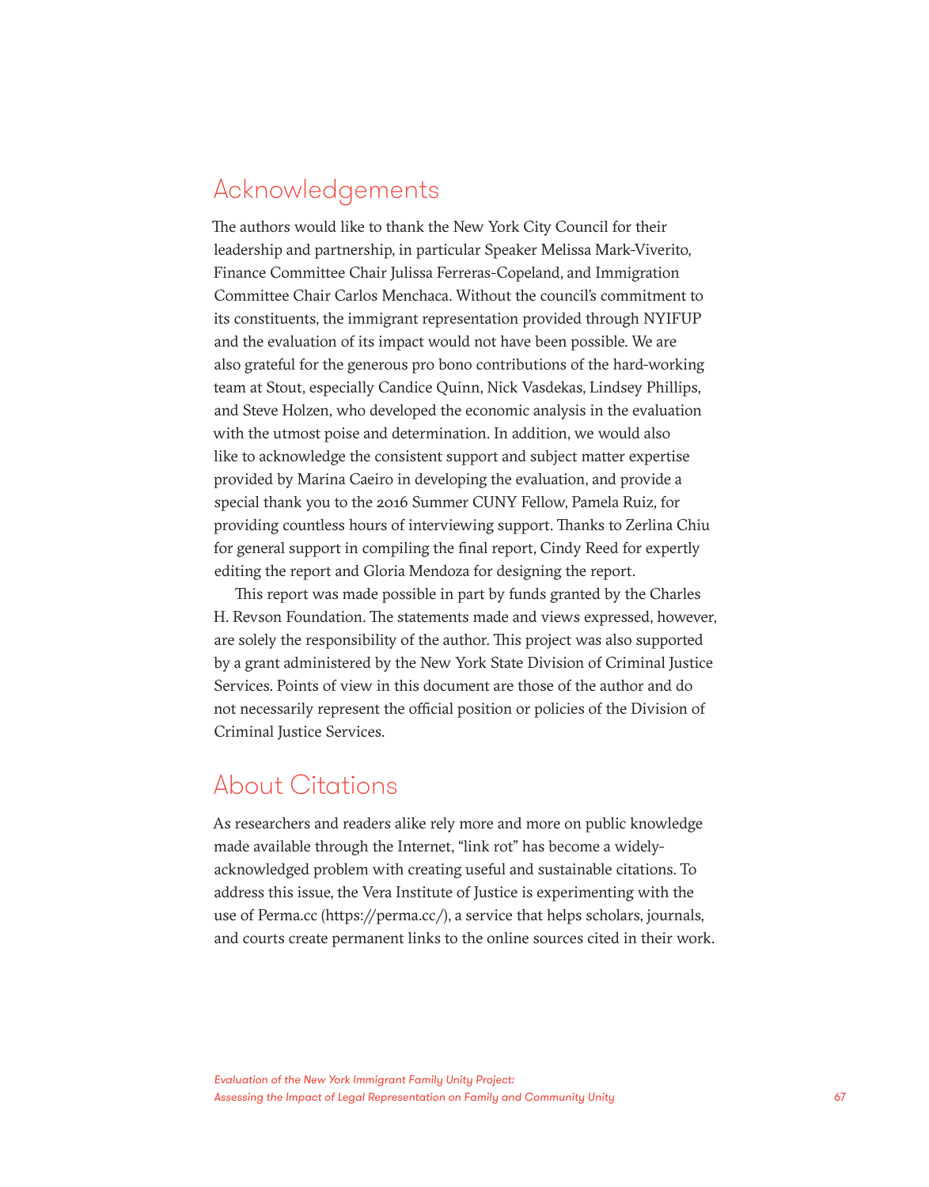## Acknowledgements

The authors would like to thank the New York City Council for their leadership and partnership, in particular Speaker Melissa Mark-Viverito, Finance Committee Chair Julissa Ferreras-Copeland, and Immigration Committee Chair Carlos Menchaca. Without the council's commitment to its constituents, the immigrant representation provided through NYIFUP and the evaluation of its impact would not have been possible. We are also grateful for the generous pro bono contributions of the hard-working team at Stout, especially Candice Quinn, Nick Vasdekas, Lindsey Phillips, and Steve Holzen, who developed the economic analysis in the evaluation with the utmost poise and determination. In addition, we would also like to acknowledge the consistent support and subject matter expertise provided by Marina Caeiro in developing the evaluation, and provide a special thank you to the 2016 Summer CUNY Fellow, Pamela Ruiz, for providing countless hours of interviewing support. Thanks to Zerlina Chiu for general support in compiling the final report, Cindy Reed for expertly editing the report and Gloria Mendoza for designing the report.

This report was made possible in part by funds granted by the Charles H. Revson Foundation. The statements made and views expressed, however, are solely the responsibility of the author. This project was also supported by a grant administered by the New York State Division of Criminal Justice Services. Points of view in this document are those of the author and do not necessarily represent the official position or policies of the Division of Criminal Justice Services.

## About Citations

As researchers and readers alike rely more and more on public knowledge made available through the Internet, "link rot" has become a widely-acknowledged problem with creating useful and sustainable citations. To address this issue, the Vera Institute of Justice is experimenting with the use of Perma.cc (https://perma.cc/), a service that helps scholars, journals, and courts create permanent links to the online sources cited in their work.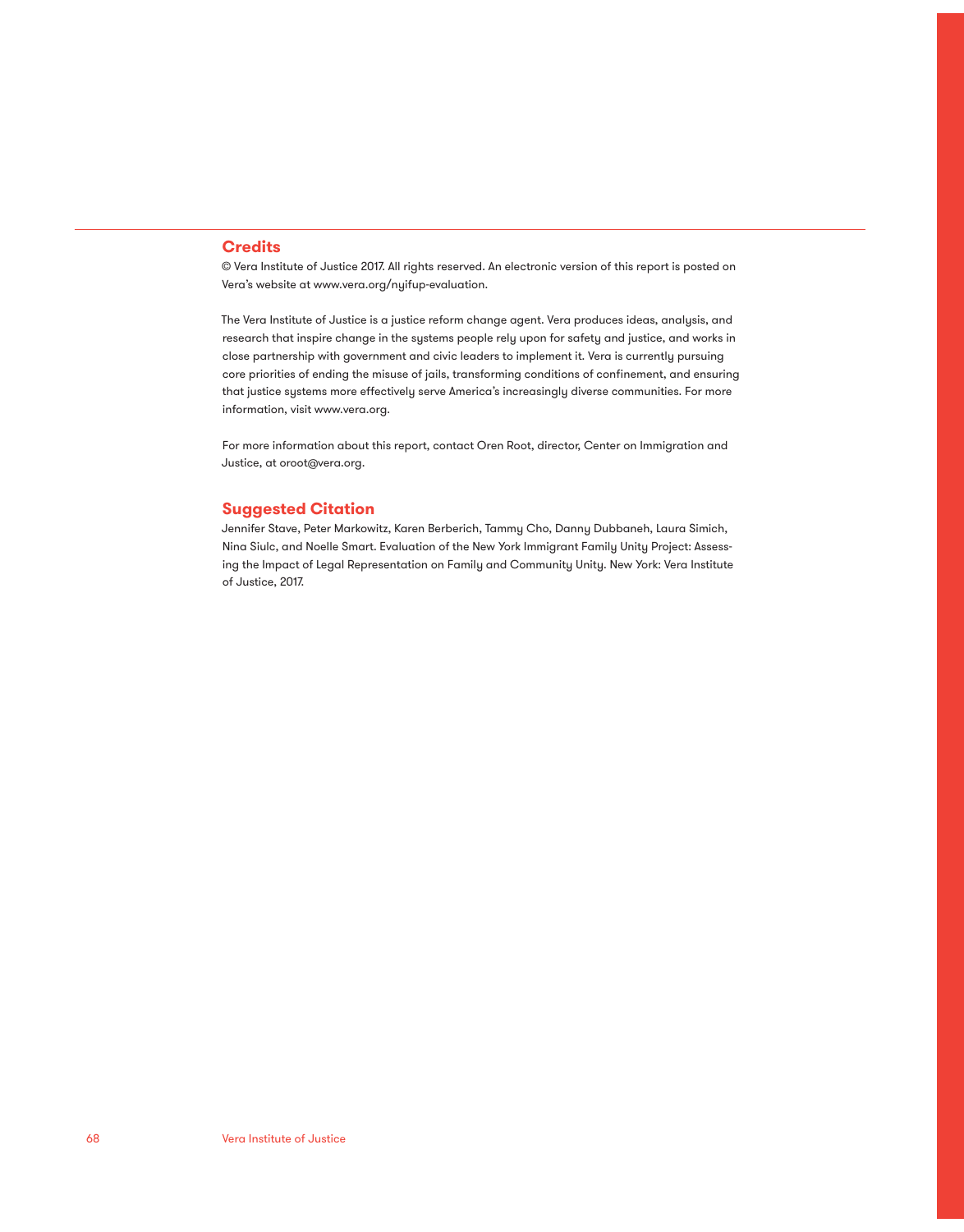## Credits

© Vera Institute of Justice 2017. All rights reserved. An electronic version of this report is posted on Vera's website at www.vera.org/nyifup-evaluation.

The Vera Institute of Justice is a justice reform change agent. Vera produces ideas, analysis, and research that inspire change in the systems people rely upon for safety and justice, and works in close partnership with government and civic leaders to implement it. Vera is currently pursuing core priorities of ending the misuse of jails, transforming conditions of confinement, and ensuring that justice systems more effectively serve America's increasingly diverse communities. For more information, visit www.vera.org.

For more information about this report, contact Oren Root, director, Center on Immigration and Justice, at oroot@vera.org.

## Suggested Citation

Jennifer Stave, Peter Markowitz, Karen Berberich, Tammy Cho, Danny Dubbaneh, Laura Simich, Nina Siulc, and Noelle Smart. Evaluation of the New York Immigrant Family Unity Project: Assessing the Impact of Legal Representation on Family and Community Unity. New York: Vera Institute of Justice, 2017.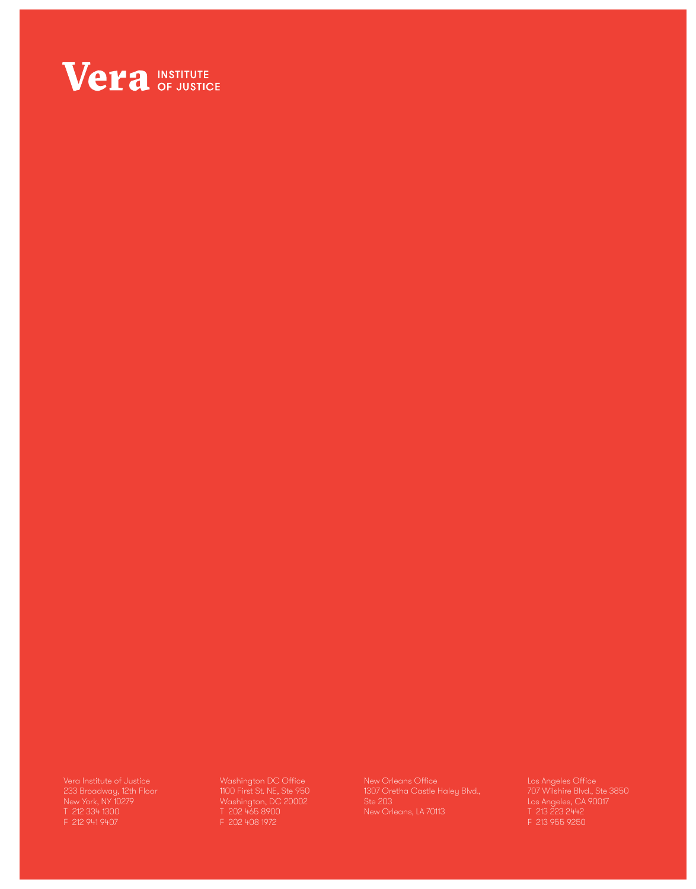Vera INSTITUTE OF JUSTICE

Vera Institute of Justice
233 Broadway, 12th Floor
New York, NY 10279
T 212 334 1300
F 212 941 9407

Washington DC Office
1100 First St. NE, Ste 950
Washington, DC 20002
T 202 465 8900
F 202 408 1972

New Orleans Office
1307 Oretha Castle Haley Blvd.,
Ste 203
New Orleans, LA 70113

Los Angeles Office
707 Wilshire Blvd., Ste 3850
Los Angeles, CA 90017
T 213 223 2442
F 213 955 9250